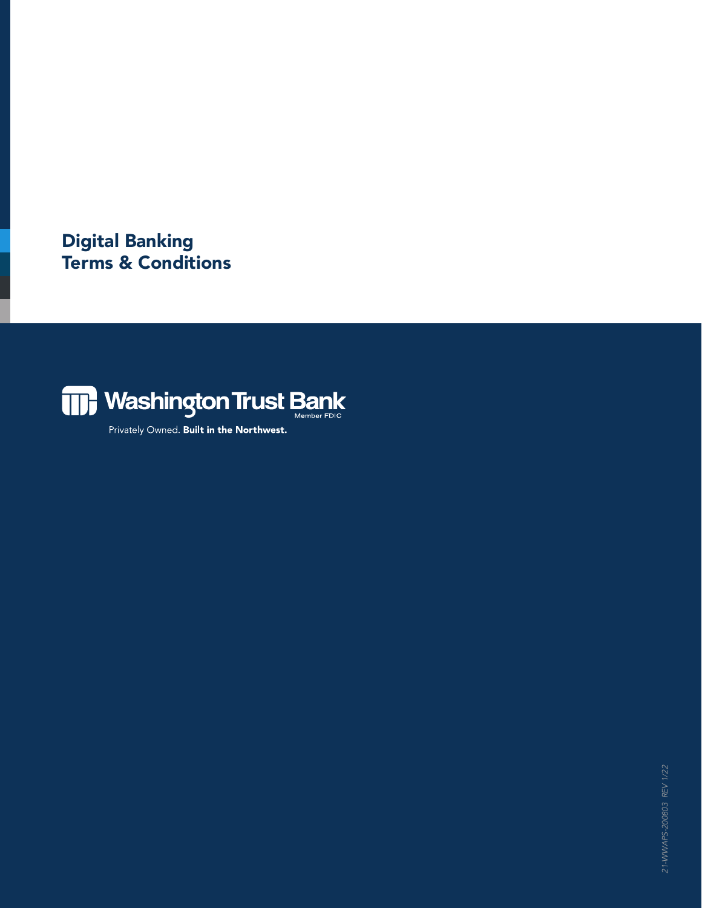# Digital Banking Terms & Conditions

Washington Trust Bank

Member FDIC

Privately Owned. **Built in the Northwest.**

21-WWAPS-200803 REV 1/22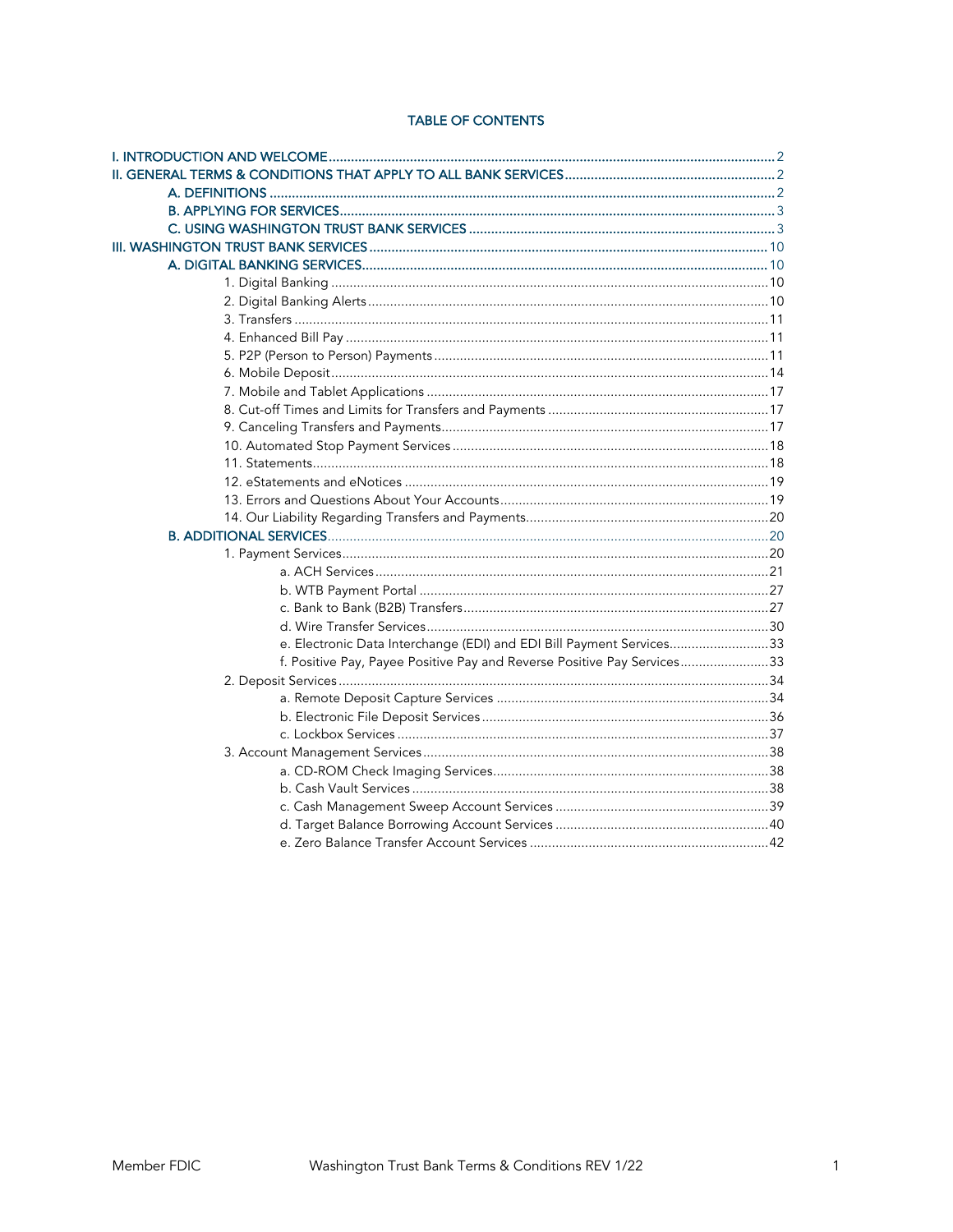## TABLE OF CONTENTS

I. INTRODUCTION AND WELCOME ........ 2
II. GENERAL TERMS & CONDITIONS THAT APPLY TO ALL BANK SERVICES ........ 2
- A. DEFINITIONS ........ 2
- B. APPLYING FOR SERVICES ........ 3
- C. USING WASHINGTON TRUST BANK SERVICES ........ 3

III. WASHINGTON TRUST BANK SERVICES ........ 10
- A. DIGITAL BANKING SERVICES ........ 10
  - 1. Digital Banking ........ 10
  - 2. Digital Banking Alerts ........ 10
  - 3. Transfers ........ 11
  - 4. Enhanced Bill Pay ........ 11
  - 5. P2P (Person to Person) Payments ........ 11
  - 6. Mobile Deposit ........ 14
  - 7. Mobile and Tablet Applications ........ 17
  - 8. Cut-off Times and Limits for Transfers and Payments ........ 17
  - 9. Canceling Transfers and Payments ........ 17
  - 10. Automated Stop Payment Services ........ 18
  - 11. Statements ........ 18
  - 12. eStatements and eNotices ........ 19
  - 13. Errors and Questions About Your Accounts ........ 19
  - 14. Our Liability Regarding Transfers and Payments ........ 20
- B. ADDITIONAL SERVICES ........ 20
  - 1. Payment Services ........ 20
    - a. ACH Services ........ 21
    - b. WTB Payment Portal ........ 27
    - c. Bank to Bank (B2B) Transfers ........ 27
    - d. Wire Transfer Services ........ 30
    - e. Electronic Data Interchange (EDI) and EDI Bill Payment Services ........ 33
    - f. Positive Pay, Payee Positive Pay and Reverse Positive Pay Services ........ 33
  - 2. Deposit Services ........ 34
    - a. Remote Deposit Capture Services ........ 34
    - b. Electronic File Deposit Services ........ 36
    - c. Lockbox Services ........ 37
  - 3. Account Management Services ........ 38
    - a. CD-ROM Check Imaging Services ........ 38
    - b. Cash Vault Services ........ 38
    - c. Cash Management Sweep Account Services ........ 39
    - d. Target Balance Borrowing Account Services ........ 40
    - e. Zero Balance Transfer Account Services ........ 42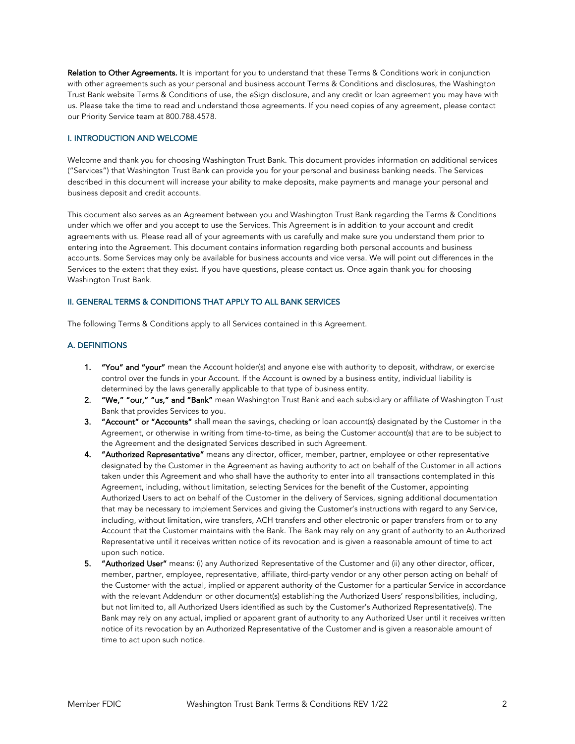**Relation to Other Agreements.** It is important for you to understand that these Terms & Conditions work in conjunction with other agreements such as your personal and business account Terms & Conditions and disclosures, the Washington Trust Bank website Terms & Conditions of use, the eSign disclosure, and any credit or loan agreement you may have with us. Please take the time to read and understand those agreements. If you need copies of any agreement, please contact our Priority Service team at 800.788.4578.

## I. INTRODUCTION AND WELCOME

Welcome and thank you for choosing Washington Trust Bank. This document provides information on additional services ("Services") that Washington Trust Bank can provide you for your personal and business banking needs. The Services described in this document will increase your ability to make deposits, make payments and manage your personal and business deposit and credit accounts.

This document also serves as an Agreement between you and Washington Trust Bank regarding the Terms & Conditions under which we offer and you accept to use the Services. This Agreement is in addition to your account and credit agreements with us. Please read all of your agreements with us carefully and make sure you understand them prior to entering into the Agreement. This document contains information regarding both personal accounts and business accounts. Some Services may only be available for business accounts and vice versa. We will point out differences in the Services to the extent that they exist. If you have questions, please contact us. Once again thank you for choosing Washington Trust Bank.

## II. GENERAL TERMS & CONDITIONS THAT APPLY TO ALL BANK SERVICES

The following Terms & Conditions apply to all Services contained in this Agreement.

### A. DEFINITIONS

1. **"You" and "your"** mean the Account holder(s) and anyone else with authority to deposit, withdraw, or exercise control over the funds in your Account. If the Account is owned by a business entity, individual liability is determined by the laws generally applicable to that type of business entity.
2. **"We," "our," "us," and "Bank"** mean Washington Trust Bank and each subsidiary or affiliate of Washington Trust Bank that provides Services to you.
3. **"Account" or "Accounts"** shall mean the savings, checking or loan account(s) designated by the Customer in the Agreement, or otherwise in writing from time-to-time, as being the Customer account(s) that are to be subject to the Agreement and the designated Services described in such Agreement.
4. **"Authorized Representative"** means any director, officer, member, partner, employee or other representative designated by the Customer in the Agreement as having authority to act on behalf of the Customer in all actions taken under this Agreement and who shall have the authority to enter into all transactions contemplated in this Agreement, including, without limitation, selecting Services for the benefit of the Customer, appointing Authorized Users to act on behalf of the Customer in the delivery of Services, signing additional documentation that may be necessary to implement Services and giving the Customer's instructions with regard to any Service, including, without limitation, wire transfers, ACH transfers and other electronic or paper transfers from or to any Account that the Customer maintains with the Bank. The Bank may rely on any grant of authority to an Authorized Representative until it receives written notice of its revocation and is given a reasonable amount of time to act upon such notice.
5. **"Authorized User"** means: (i) any Authorized Representative of the Customer and (ii) any other director, officer, member, partner, employee, representative, affiliate, third-party vendor or any other person acting on behalf of the Customer with the actual, implied or apparent authority of the Customer for a particular Service in accordance with the relevant Addendum or other document(s) establishing the Authorized Users' responsibilities, including, but not limited to, all Authorized Users identified as such by the Customer's Authorized Representative(s). The Bank may rely on any actual, implied or apparent grant of authority to any Authorized User until it receives written notice of its revocation by an Authorized Representative of the Customer and is given a reasonable amount of time to act upon such notice.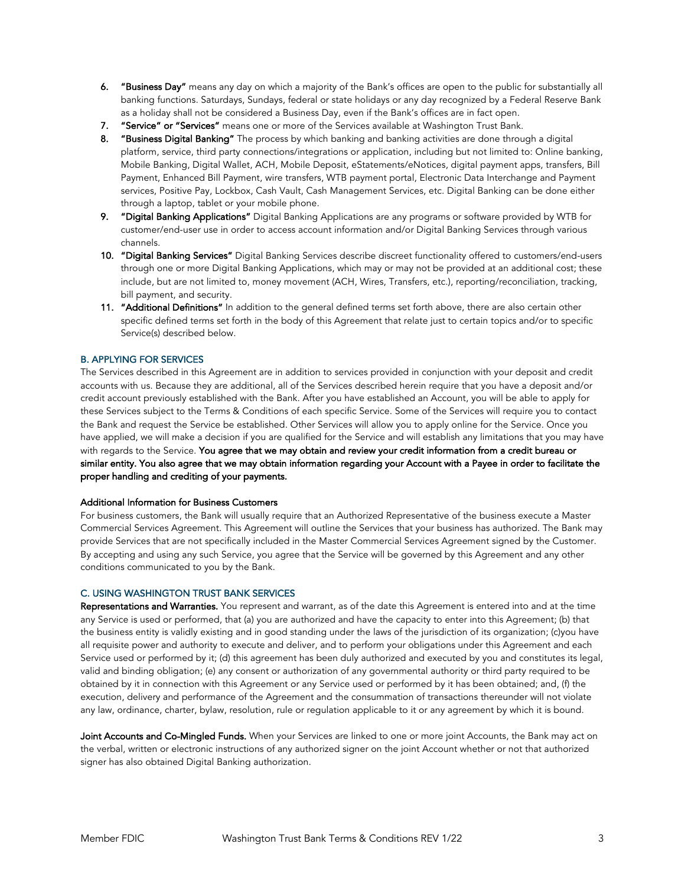6. **"Business Day"** means any day on which a majority of the Bank's offices are open to the public for substantially all banking functions. Saturdays, Sundays, federal or state holidays or any day recognized by a Federal Reserve Bank as a holiday shall not be considered a Business Day, even if the Bank's offices are in fact open.
7. **"Service" or "Services"** means one or more of the Services available at Washington Trust Bank.
8. **"Business Digital Banking"** The process by which banking and banking activities are done through a digital platform, service, third party connections/integrations or application, including but not limited to: Online banking, Mobile Banking, Digital Wallet, ACH, Mobile Deposit, eStatements/eNotices, digital payment apps, transfers, Bill Payment, Enhanced Bill Payment, wire transfers, WTB payment portal, Electronic Data Interchange and Payment services, Positive Pay, Lockbox, Cash Vault, Cash Management Services, etc. Digital Banking can be done either through a laptop, tablet or your mobile phone.
9. **"Digital Banking Applications"** Digital Banking Applications are any programs or software provided by WTB for customer/end-user use in order to access account information and/or Digital Banking Services through various channels.
10. **"Digital Banking Services"** Digital Banking Services describe discreet functionality offered to customers/end-users through one or more Digital Banking Applications, which may or may not be provided at an additional cost; these include, but are not limited to, money movement (ACH, Wires, Transfers, etc.), reporting/reconciliation, tracking, bill payment, and security.
11. **"Additional Definitions"** In addition to the general defined terms set forth above, there are also certain other specific defined terms set forth in the body of this Agreement that relate just to certain topics and/or to specific Service(s) described below.

## B. APPLYING FOR SERVICES

The Services described in this Agreement are in addition to services provided in conjunction with your deposit and credit accounts with us. Because they are additional, all of the Services described herein require that you have a deposit and/or credit account previously established with the Bank. After you have established an Account, you will be able to apply for these Services subject to the Terms & Conditions of each specific Service. Some of the Services will require you to contact the Bank and request the Service be established. Other Services will allow you to apply online for the Service. Once you have applied, we will make a decision if you are qualified for the Service and will establish any limitations that you may have with regards to the Service. **You agree that we may obtain and review your credit information from a credit bureau or similar entity. You also agree that we may obtain information regarding your Account with a Payee in order to facilitate the proper handling and crediting of your payments.**

### Additional Information for Business Customers

For business customers, the Bank will usually require that an Authorized Representative of the business execute a Master Commercial Services Agreement. This Agreement will outline the Services that your business has authorized. The Bank may provide Services that are not specifically included in the Master Commercial Services Agreement signed by the Customer. By accepting and using any such Service, you agree that the Service will be governed by this Agreement and any other conditions communicated to you by the Bank.

## C. USING WASHINGTON TRUST BANK SERVICES

**Representations and Warranties.** You represent and warrant, as of the date this Agreement is entered into and at the time any Service is used or performed, that (a) you are authorized and have the capacity to enter into this Agreement; (b) that the business entity is validly existing and in good standing under the laws of the jurisdiction of its organization; (c)you have all requisite power and authority to execute and deliver, and to perform your obligations under this Agreement and each Service used or performed by it; (d) this agreement has been duly authorized and executed by you and constitutes its legal, valid and binding obligation; (e) any consent or authorization of any governmental authority or third party required to be obtained by it in connection with this Agreement or any Service used or performed by it has been obtained; and, (f) the execution, delivery and performance of the Agreement and the consummation of transactions thereunder will not violate any law, ordinance, charter, bylaw, resolution, rule or regulation applicable to it or any agreement by which it is bound.

**Joint Accounts and Co-Mingled Funds.** When your Services are linked to one or more joint Accounts, the Bank may act on the verbal, written or electronic instructions of any authorized signer on the joint Account whether or not that authorized signer has also obtained Digital Banking authorization.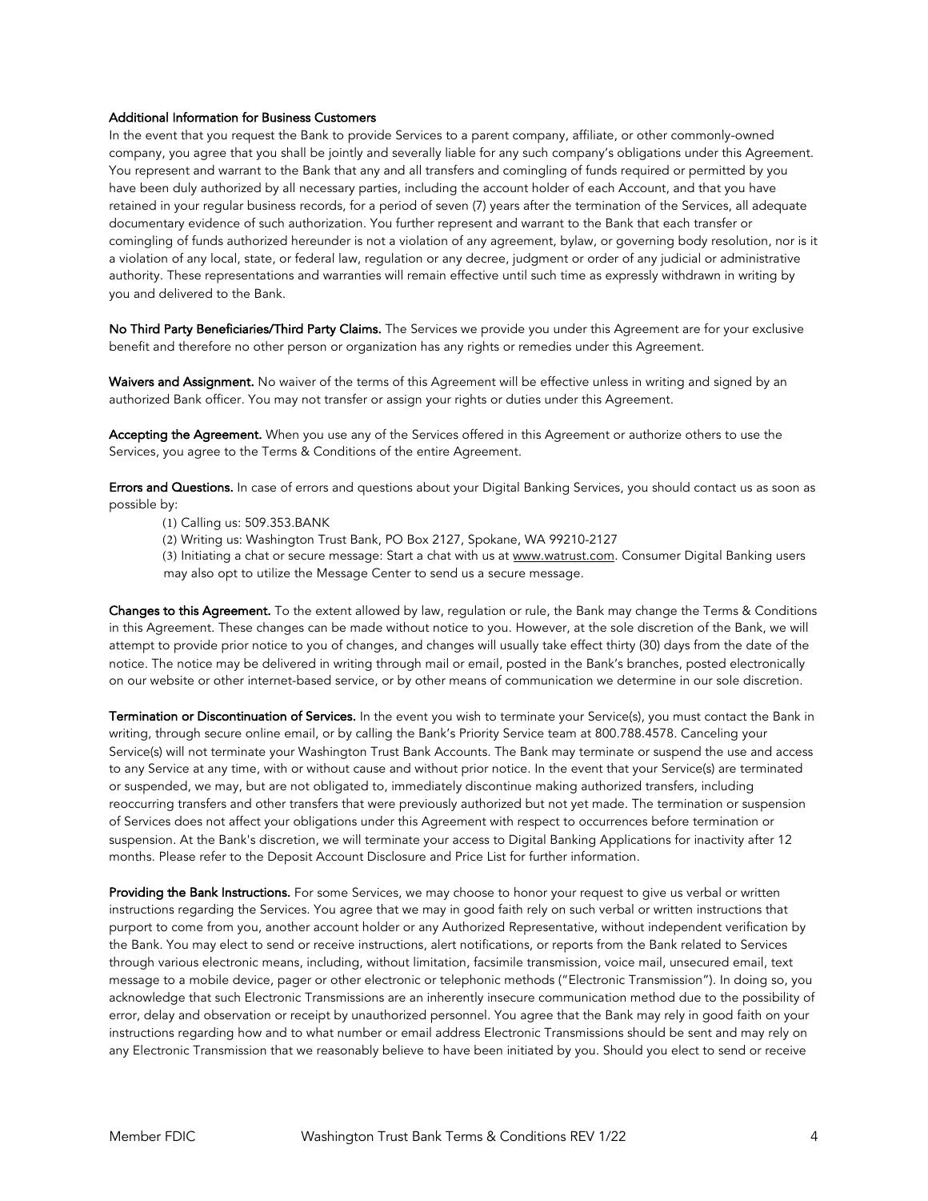**Additional Information for Business Customers**

In the event that you request the Bank to provide Services to a parent company, affiliate, or other commonly-owned company, you agree that you shall be jointly and severally liable for any such company's obligations under this Agreement. You represent and warrant to the Bank that any and all transfers and comingling of funds required or permitted by you have been duly authorized by all necessary parties, including the account holder of each Account, and that you have retained in your regular business records, for a period of seven (7) years after the termination of the Services, all adequate documentary evidence of such authorization. You further represent and warrant to the Bank that each transfer or comingling of funds authorized hereunder is not a violation of any agreement, bylaw, or governing body resolution, nor is it a violation of any local, state, or federal law, regulation or any decree, judgment or order of any judicial or administrative authority. These representations and warranties will remain effective until such time as expressly withdrawn in writing by you and delivered to the Bank.

**No Third Party Beneficiaries/Third Party Claims.** The Services we provide you under this Agreement are for your exclusive benefit and therefore no other person or organization has any rights or remedies under this Agreement.

**Waivers and Assignment.** No waiver of the terms of this Agreement will be effective unless in writing and signed by an authorized Bank officer. You may not transfer or assign your rights or duties under this Agreement.

**Accepting the Agreement.** When you use any of the Services offered in this Agreement or authorize others to use the Services, you agree to the Terms & Conditions of the entire Agreement.

**Errors and Questions.** In case of errors and questions about your Digital Banking Services, you should contact us as soon as possible by:

(1) Calling us: 509.353.BANK

(2) Writing us: Washington Trust Bank, PO Box 2127, Spokane, WA 99210-2127

(3) Initiating a chat or secure message: Start a chat with us at www.watrust.com. Consumer Digital Banking users may also opt to utilize the Message Center to send us a secure message.

**Changes to this Agreement.** To the extent allowed by law, regulation or rule, the Bank may change the Terms & Conditions in this Agreement. These changes can be made without notice to you. However, at the sole discretion of the Bank, we will attempt to provide prior notice to you of changes, and changes will usually take effect thirty (30) days from the date of the notice. The notice may be delivered in writing through mail or email, posted in the Bank's branches, posted electronically on our website or other internet-based service, or by other means of communication we determine in our sole discretion.

**Termination or Discontinuation of Services.** In the event you wish to terminate your Service(s), you must contact the Bank in writing, through secure online email, or by calling the Bank's Priority Service team at 800.788.4578. Canceling your Service(s) will not terminate your Washington Trust Bank Accounts. The Bank may terminate or suspend the use and access to any Service at any time, with or without cause and without prior notice. In the event that your Service(s) are terminated or suspended, we may, but are not obligated to, immediately discontinue making authorized transfers, including reoccurring transfers and other transfers that were previously authorized but not yet made. The termination or suspension of Services does not affect your obligations under this Agreement with respect to occurrences before termination or suspension. At the Bank's discretion, we will terminate your access to Digital Banking Applications for inactivity after 12 months. Please refer to the Deposit Account Disclosure and Price List for further information.

**Providing the Bank Instructions.** For some Services, we may choose to honor your request to give us verbal or written instructions regarding the Services. You agree that we may in good faith rely on such verbal or written instructions that purport to come from you, another account holder or any Authorized Representative, without independent verification by the Bank. You may elect to send or receive instructions, alert notifications, or reports from the Bank related to Services through various electronic means, including, without limitation, facsimile transmission, voice mail, unsecured email, text message to a mobile device, pager or other electronic or telephonic methods ("Electronic Transmission"). In doing so, you acknowledge that such Electronic Transmissions are an inherently insecure communication method due to the possibility of error, delay and observation or receipt by unauthorized personnel. You agree that the Bank may rely in good faith on your instructions regarding how and to what number or email address Electronic Transmissions should be sent and may rely on any Electronic Transmission that we reasonably believe to have been initiated by you. Should you elect to send or receive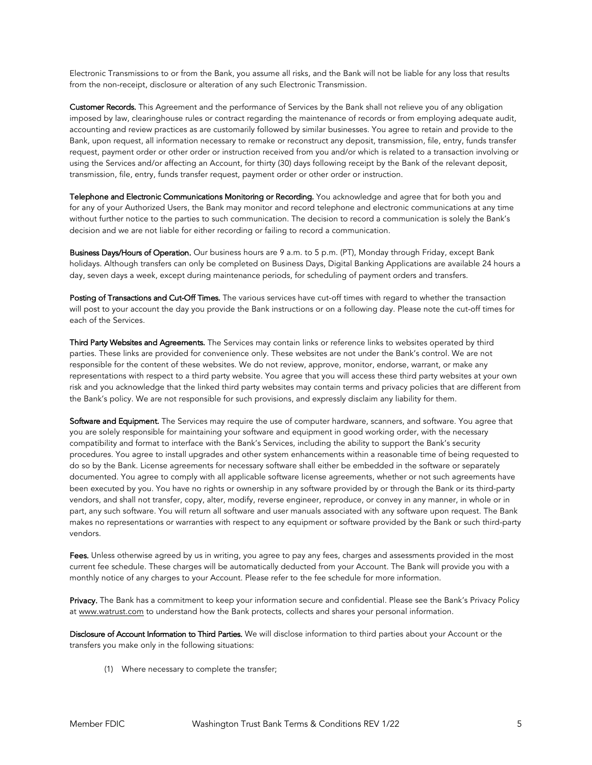Electronic Transmissions to or from the Bank, you assume all risks, and the Bank will not be liable for any loss that results from the non-receipt, disclosure or alteration of any such Electronic Transmission.

**Customer Records.** This Agreement and the performance of Services by the Bank shall not relieve you of any obligation imposed by law, clearinghouse rules or contract regarding the maintenance of records or from employing adequate audit, accounting and review practices as are customarily followed by similar businesses. You agree to retain and provide to the Bank, upon request, all information necessary to remake or reconstruct any deposit, transmission, file, entry, funds transfer request, payment order or other order or instruction received from you and/or which is related to a transaction involving or using the Services and/or affecting an Account, for thirty (30) days following receipt by the Bank of the relevant deposit, transmission, file, entry, funds transfer request, payment order or other order or instruction.

**Telephone and Electronic Communications Monitoring or Recording.** You acknowledge and agree that for both you and for any of your Authorized Users, the Bank may monitor and record telephone and electronic communications at any time without further notice to the parties to such communication. The decision to record a communication is solely the Bank's decision and we are not liable for either recording or failing to record a communication.

**Business Days/Hours of Operation.** Our business hours are 9 a.m. to 5 p.m. (PT), Monday through Friday, except Bank holidays. Although transfers can only be completed on Business Days, Digital Banking Applications are available 24 hours a day, seven days a week, except during maintenance periods, for scheduling of payment orders and transfers.

**Posting of Transactions and Cut-Off Times.** The various services have cut-off times with regard to whether the transaction will post to your account the day you provide the Bank instructions or on a following day. Please note the cut-off times for each of the Services.

**Third Party Websites and Agreements.** The Services may contain links or reference links to websites operated by third parties. These links are provided for convenience only. These websites are not under the Bank's control. We are not responsible for the content of these websites. We do not review, approve, monitor, endorse, warrant, or make any representations with respect to a third party website. You agree that you will access these third party websites at your own risk and you acknowledge that the linked third party websites may contain terms and privacy policies that are different from the Bank's policy. We are not responsible for such provisions, and expressly disclaim any liability for them.

**Software and Equipment.** The Services may require the use of computer hardware, scanners, and software. You agree that you are solely responsible for maintaining your software and equipment in good working order, with the necessary compatibility and format to interface with the Bank's Services, including the ability to support the Bank's security procedures. You agree to install upgrades and other system enhancements within a reasonable time of being requested to do so by the Bank. License agreements for necessary software shall either be embedded in the software or separately documented. You agree to comply with all applicable software license agreements, whether or not such agreements have been executed by you. You have no rights or ownership in any software provided by or through the Bank or its third-party vendors, and shall not transfer, copy, alter, modify, reverse engineer, reproduce, or convey in any manner, in whole or in part, any such software. You will return all software and user manuals associated with any software upon request. The Bank makes no representations or warranties with respect to any equipment or software provided by the Bank or such third-party vendors.

**Fees.** Unless otherwise agreed by us in writing, you agree to pay any fees, charges and assessments provided in the most current fee schedule. These charges will be automatically deducted from your Account. The Bank will provide you with a monthly notice of any charges to your Account. Please refer to the fee schedule for more information.

**Privacy.** The Bank has a commitment to keep your information secure and confidential. Please see the Bank's Privacy Policy at www.watrust.com to understand how the Bank protects, collects and shares your personal information.

**Disclosure of Account Information to Third Parties.** We will disclose information to third parties about your Account or the transfers you make only in the following situations:

(1) Where necessary to complete the transfer;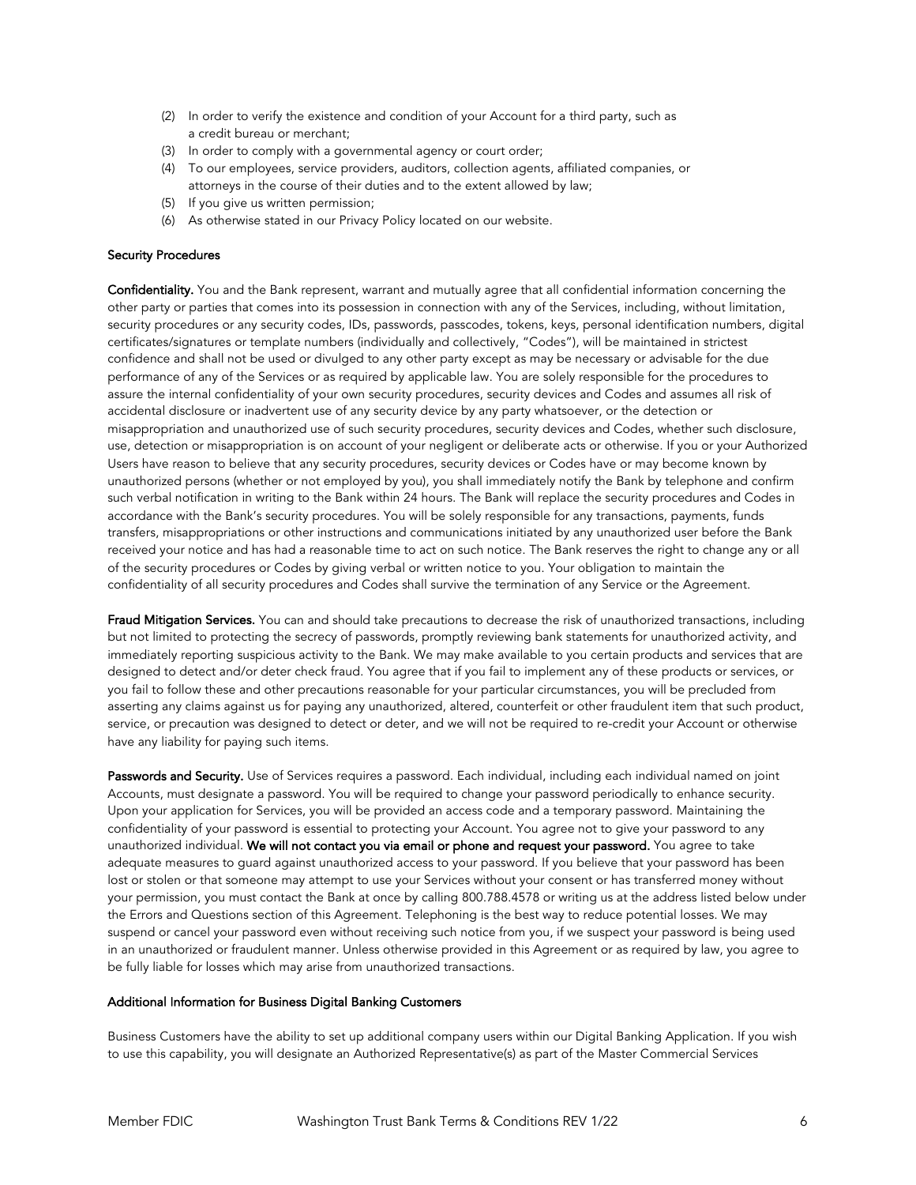(2) In order to verify the existence and condition of your Account for a third party, such as a credit bureau or merchant;
(3) In order to comply with a governmental agency or court order;
(4) To our employees, service providers, auditors, collection agents, affiliated companies, or attorneys in the course of their duties and to the extent allowed by law;
(5) If you give us written permission;
(6) As otherwise stated in our Privacy Policy located on our website.

### Security Procedures

**Confidentiality.** You and the Bank represent, warrant and mutually agree that all confidential information concerning the other party or parties that comes into its possession in connection with any of the Services, including, without limitation, security procedures or any security codes, IDs, passwords, passcodes, tokens, keys, personal identification numbers, digital certificates/signatures or template numbers (individually and collectively, "Codes"), will be maintained in strictest confidence and shall not be used or divulged to any other party except as may be necessary or advisable for the due performance of any of the Services or as required by applicable law. You are solely responsible for the procedures to assure the internal confidentiality of your own security procedures, security devices and Codes and assumes all risk of accidental disclosure or inadvertent use of any security device by any party whatsoever, or the detection or misappropriation and unauthorized use of such security procedures, security devices and Codes, whether such disclosure, use, detection or misappropriation is on account of your negligent or deliberate acts or otherwise. If you or your Authorized Users have reason to believe that any security procedures, security devices or Codes have or may become known by unauthorized persons (whether or not employed by you), you shall immediately notify the Bank by telephone and confirm such verbal notification in writing to the Bank within 24 hours. The Bank will replace the security procedures and Codes in accordance with the Bank's security procedures. You will be solely responsible for any transactions, payments, funds transfers, misappropriations or other instructions and communications initiated by any unauthorized user before the Bank received your notice and has had a reasonable time to act on such notice. The Bank reserves the right to change any or all of the security procedures or Codes by giving verbal or written notice to you. Your obligation to maintain the confidentiality of all security procedures and Codes shall survive the termination of any Service or the Agreement.

**Fraud Mitigation Services.** You can and should take precautions to decrease the risk of unauthorized transactions, including but not limited to protecting the secrecy of passwords, promptly reviewing bank statements for unauthorized activity, and immediately reporting suspicious activity to the Bank. We may make available to you certain products and services that are designed to detect and/or deter check fraud. You agree that if you fail to implement any of these products or services, or you fail to follow these and other precautions reasonable for your particular circumstances, you will be precluded from asserting any claims against us for paying any unauthorized, altered, counterfeit or other fraudulent item that such product, service, or precaution was designed to detect or deter, and we will not be required to re-credit your Account or otherwise have any liability for paying such items.

**Passwords and Security.** Use of Services requires a password. Each individual, including each individual named on joint Accounts, must designate a password. You will be required to change your password periodically to enhance security. Upon your application for Services, you will be provided an access code and a temporary password. Maintaining the confidentiality of your password is essential to protecting your Account. You agree not to give your password to any unauthorized individual. **We will not contact you via email or phone and request your password.** You agree to take adequate measures to guard against unauthorized access to your password. If you believe that your password has been lost or stolen or that someone may attempt to use your Services without your consent or has transferred money without your permission, you must contact the Bank at once by calling 800.788.4578 or writing us at the address listed below under the Errors and Questions section of this Agreement. Telephoning is the best way to reduce potential losses. We may suspend or cancel your password even without receiving such notice from you, if we suspect your password is being used in an unauthorized or fraudulent manner. Unless otherwise provided in this Agreement or as required by law, you agree to be fully liable for losses which may arise from unauthorized transactions.

### Additional Information for Business Digital Banking Customers

Business Customers have the ability to set up additional company users within our Digital Banking Application. If you wish to use this capability, you will designate an Authorized Representative(s) as part of the Master Commercial Services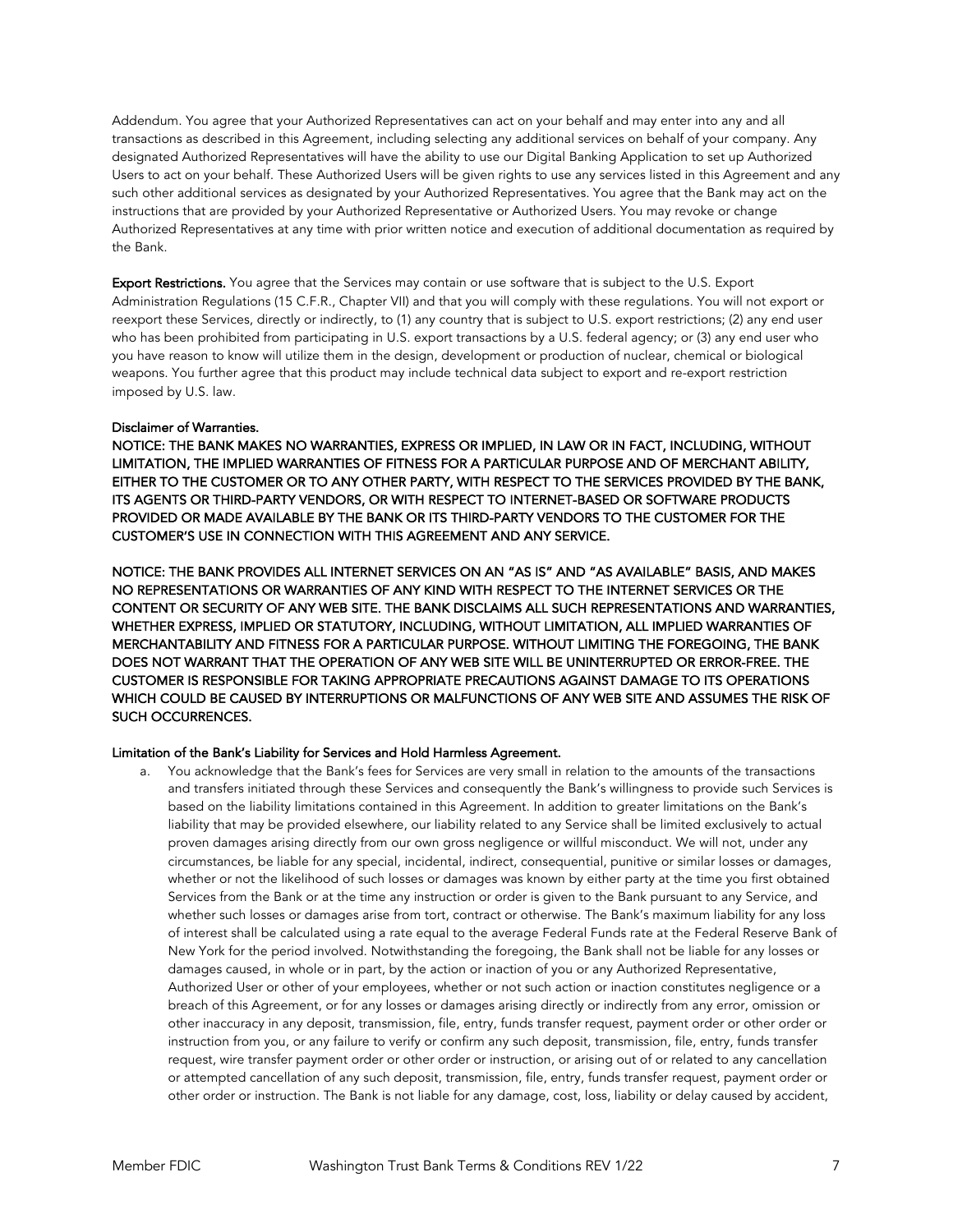Addendum. You agree that your Authorized Representatives can act on your behalf and may enter into any and all transactions as described in this Agreement, including selecting any additional services on behalf of your company. Any designated Authorized Representatives will have the ability to use our Digital Banking Application to set up Authorized Users to act on your behalf. These Authorized Users will be given rights to use any services listed in this Agreement and any such other additional services as designated by your Authorized Representatives. You agree that the Bank may act on the instructions that are provided by your Authorized Representative or Authorized Users. You may revoke or change Authorized Representatives at any time with prior written notice and execution of additional documentation as required by the Bank.

**Export Restrictions.** You agree that the Services may contain or use software that is subject to the U.S. Export Administration Regulations (15 C.F.R., Chapter VII) and that you will comply with these regulations. You will not export or reexport these Services, directly or indirectly, to (1) any country that is subject to U.S. export restrictions; (2) any end user who has been prohibited from participating in U.S. export transactions by a U.S. federal agency; or (3) any end user who you have reason to know will utilize them in the design, development or production of nuclear, chemical or biological weapons. You further agree that this product may include technical data subject to export and re-export restriction imposed by U.S. law.

**Disclaimer of Warranties.**

**NOTICE: THE BANK MAKES NO WARRANTIES, EXPRESS OR IMPLIED, IN LAW OR IN FACT, INCLUDING, WITHOUT LIMITATION, THE IMPLIED WARRANTIES OF FITNESS FOR A PARTICULAR PURPOSE AND OF MERCHANT ABILITY, EITHER TO THE CUSTOMER OR TO ANY OTHER PARTY, WITH RESPECT TO THE SERVICES PROVIDED BY THE BANK, ITS AGENTS OR THIRD-PARTY VENDORS, OR WITH RESPECT TO INTERNET-BASED OR SOFTWARE PRODUCTS PROVIDED OR MADE AVAILABLE BY THE BANK OR ITS THIRD-PARTY VENDORS TO THE CUSTOMER FOR THE CUSTOMER'S USE IN CONNECTION WITH THIS AGREEMENT AND ANY SERVICE.**

**NOTICE: THE BANK PROVIDES ALL INTERNET SERVICES ON AN "AS IS" AND "AS AVAILABLE" BASIS, AND MAKES NO REPRESENTATIONS OR WARRANTIES OF ANY KIND WITH RESPECT TO THE INTERNET SERVICES OR THE CONTENT OR SECURITY OF ANY WEB SITE. THE BANK DISCLAIMS ALL SUCH REPRESENTATIONS AND WARRANTIES, WHETHER EXPRESS, IMPLIED OR STATUTORY, INCLUDING, WITHOUT LIMITATION, ALL IMPLIED WARRANTIES OF MERCHANTABILITY AND FITNESS FOR A PARTICULAR PURPOSE. WITHOUT LIMITING THE FOREGOING, THE BANK DOES NOT WARRANT THAT THE OPERATION OF ANY WEB SITE WILL BE UNINTERRUPTED OR ERROR-FREE. THE CUSTOMER IS RESPONSIBLE FOR TAKING APPROPRIATE PRECAUTIONS AGAINST DAMAGE TO ITS OPERATIONS WHICH COULD BE CAUSED BY INTERRUPTIONS OR MALFUNCTIONS OF ANY WEB SITE AND ASSUMES THE RISK OF SUCH OCCURRENCES.**

**Limitation of the Bank's Liability for Services and Hold Harmless Agreement.**

a. You acknowledge that the Bank's fees for Services are very small in relation to the amounts of the transactions and transfers initiated through these Services and consequently the Bank's willingness to provide such Services is based on the liability limitations contained in this Agreement. In addition to greater limitations on the Bank's liability that may be provided elsewhere, our liability related to any Service shall be limited exclusively to actual proven damages arising directly from our own gross negligence or willful misconduct. We will not, under any circumstances, be liable for any special, incidental, indirect, consequential, punitive or similar losses or damages, whether or not the likelihood of such losses or damages was known by either party at the time you first obtained Services from the Bank or at the time any instruction or order is given to the Bank pursuant to any Service, and whether such losses or damages arise from tort, contract or otherwise. The Bank's maximum liability for any loss of interest shall be calculated using a rate equal to the average Federal Funds rate at the Federal Reserve Bank of New York for the period involved. Notwithstanding the foregoing, the Bank shall not be liable for any losses or damages caused, in whole or in part, by the action or inaction of you or any Authorized Representative, Authorized User or other of your employees, whether or not such action or inaction constitutes negligence or a breach of this Agreement, or for any losses or damages arising directly or indirectly from any error, omission or other inaccuracy in any deposit, transmission, file, entry, funds transfer request, payment order or other order or instruction from you, or any failure to verify or confirm any such deposit, transmission, file, entry, funds transfer request, wire transfer payment order or other order or instruction, or arising out of or related to any cancellation or attempted cancellation of any such deposit, transmission, file, entry, funds transfer request, payment order or other order or instruction. The Bank is not liable for any damage, cost, loss, liability or delay caused by accident,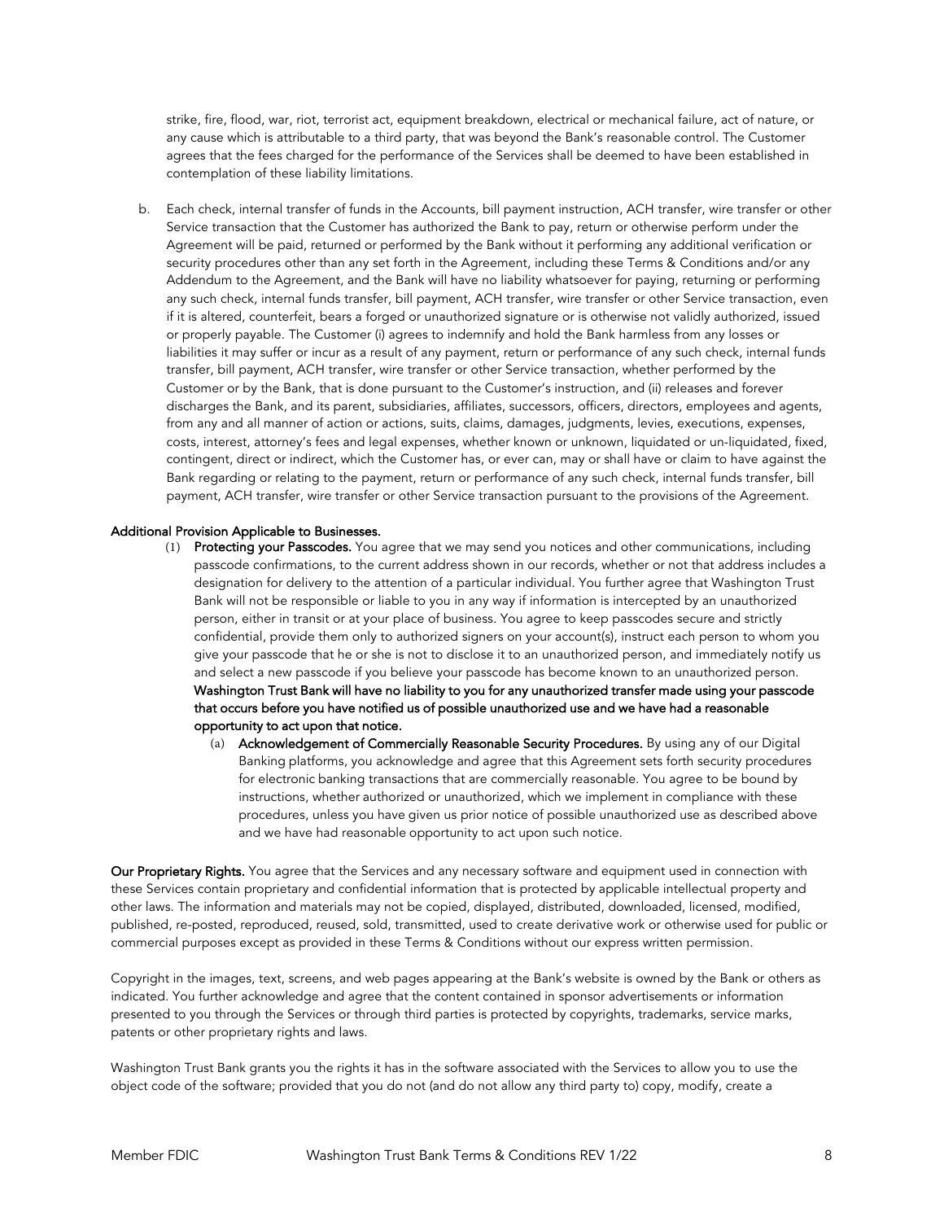strike, fire, flood, war, riot, terrorist act, equipment breakdown, electrical or mechanical failure, act of nature, or any cause which is attributable to a third party, that was beyond the Bank's reasonable control. The Customer agrees that the fees charged for the performance of the Services shall be deemed to have been established in contemplation of these liability limitations.

b. Each check, internal transfer of funds in the Accounts, bill payment instruction, ACH transfer, wire transfer or other Service transaction that the Customer has authorized the Bank to pay, return or otherwise perform under the Agreement will be paid, returned or performed by the Bank without it performing any additional verification or security procedures other than any set forth in the Agreement, including these Terms & Conditions and/or any Addendum to the Agreement, and the Bank will have no liability whatsoever for paying, returning or performing any such check, internal funds transfer, bill payment, ACH transfer, wire transfer or other Service transaction, even if it is altered, counterfeit, bears a forged or unauthorized signature or is otherwise not validly authorized, issued or properly payable. The Customer (i) agrees to indemnify and hold the Bank harmless from any losses or liabilities it may suffer or incur as a result of any payment, return or performance of any such check, internal funds transfer, bill payment, ACH transfer, wire transfer or other Service transaction, whether performed by the Customer or by the Bank, that is done pursuant to the Customer's instruction, and (ii) releases and forever discharges the Bank, and its parent, subsidiaries, affiliates, successors, officers, directors, employees and agents, from any and all manner of action or actions, suits, claims, damages, judgments, levies, executions, expenses, costs, interest, attorney's fees and legal expenses, whether known or unknown, liquidated or un-liquidated, fixed, contingent, direct or indirect, which the Customer has, or ever can, may or shall have or claim to have against the Bank regarding or relating to the payment, return or performance of any such check, internal funds transfer, bill payment, ACH transfer, wire transfer or other Service transaction pursuant to the provisions of the Agreement.

**Additional Provision Applicable to Businesses.**

(1) **Protecting your Passcodes.** You agree that we may send you notices and other communications, including passcode confirmations, to the current address shown in our records, whether or not that address includes a designation for delivery to the attention of a particular individual. You further agree that Washington Trust Bank will not be responsible or liable to you in any way if information is intercepted by an unauthorized person, either in transit or at your place of business. You agree to keep passcodes secure and strictly confidential, provide them only to authorized signers on your account(s), instruct each person to whom you give your passcode that he or she is not to disclose it to an unauthorized person, and immediately notify us and select a new passcode if you believe your passcode has become known to an unauthorized person. **Washington Trust Bank will have no liability to you for any unauthorized transfer made using your passcode that occurs before you have notified us of possible unauthorized use and we have had a reasonable opportunity to act upon that notice.**

   (a) **Acknowledgement of Commercially Reasonable Security Procedures.** By using any of our Digital Banking platforms, you acknowledge and agree that this Agreement sets forth security procedures for electronic banking transactions that are commercially reasonable. You agree to be bound by instructions, whether authorized or unauthorized, which we implement in compliance with these procedures, unless you have given us prior notice of possible unauthorized use as described above and we have had reasonable opportunity to act upon such notice.

**Our Proprietary Rights.** You agree that the Services and any necessary software and equipment used in connection with these Services contain proprietary and confidential information that is protected by applicable intellectual property and other laws. The information and materials may not be copied, displayed, distributed, downloaded, licensed, modified, published, re-posted, reproduced, reused, sold, transmitted, used to create derivative work or otherwise used for public or commercial purposes except as provided in these Terms & Conditions without our express written permission.

Copyright in the images, text, screens, and web pages appearing at the Bank's website is owned by the Bank or others as indicated. You further acknowledge and agree that the content contained in sponsor advertisements or information presented to you through the Services or through third parties is protected by copyrights, trademarks, service marks, patents or other proprietary rights and laws.

Washington Trust Bank grants you the rights it has in the software associated with the Services to allow you to use the object code of the software; provided that you do not (and do not allow any third party to) copy, modify, create a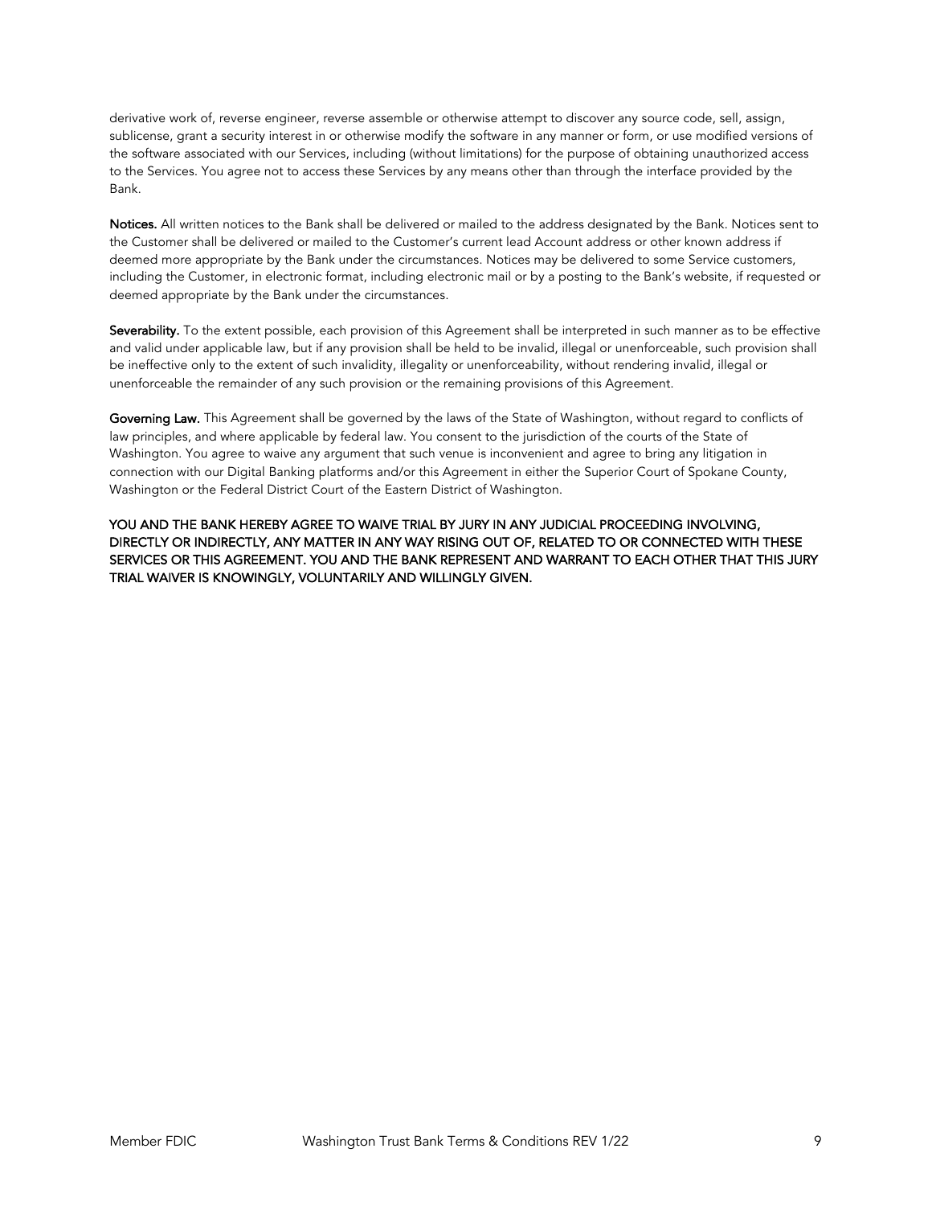derivative work of, reverse engineer, reverse assemble or otherwise attempt to discover any source code, sell, assign, sublicense, grant a security interest in or otherwise modify the software in any manner or form, or use modified versions of the software associated with our Services, including (without limitations) for the purpose of obtaining unauthorized access to the Services. You agree not to access these Services by any means other than through the interface provided by the Bank.

**Notices.** All written notices to the Bank shall be delivered or mailed to the address designated by the Bank. Notices sent to the Customer shall be delivered or mailed to the Customer's current lead Account address or other known address if deemed more appropriate by the Bank under the circumstances. Notices may be delivered to some Service customers, including the Customer, in electronic format, including electronic mail or by a posting to the Bank's website, if requested or deemed appropriate by the Bank under the circumstances.

**Severability.** To the extent possible, each provision of this Agreement shall be interpreted in such manner as to be effective and valid under applicable law, but if any provision shall be held to be invalid, illegal or unenforceable, such provision shall be ineffective only to the extent of such invalidity, illegality or unenforceability, without rendering invalid, illegal or unenforceable the remainder of any such provision or the remaining provisions of this Agreement.

**Governing Law.** This Agreement shall be governed by the laws of the State of Washington, without regard to conflicts of law principles, and where applicable by federal law. You consent to the jurisdiction of the courts of the State of Washington. You agree to waive any argument that such venue is inconvenient and agree to bring any litigation in connection with our Digital Banking platforms and/or this Agreement in either the Superior Court of Spokane County, Washington or the Federal District Court of the Eastern District of Washington.

YOU AND THE BANK HEREBY AGREE TO WAIVE TRIAL BY JURY IN ANY JUDICIAL PROCEEDING INVOLVING, DIRECTLY OR INDIRECTLY, ANY MATTER IN ANY WAY RISING OUT OF, RELATED TO OR CONNECTED WITH THESE SERVICES OR THIS AGREEMENT. YOU AND THE BANK REPRESENT AND WARRANT TO EACH OTHER THAT THIS JURY TRIAL WAIVER IS KNOWINGLY, VOLUNTARILY AND WILLINGLY GIVEN.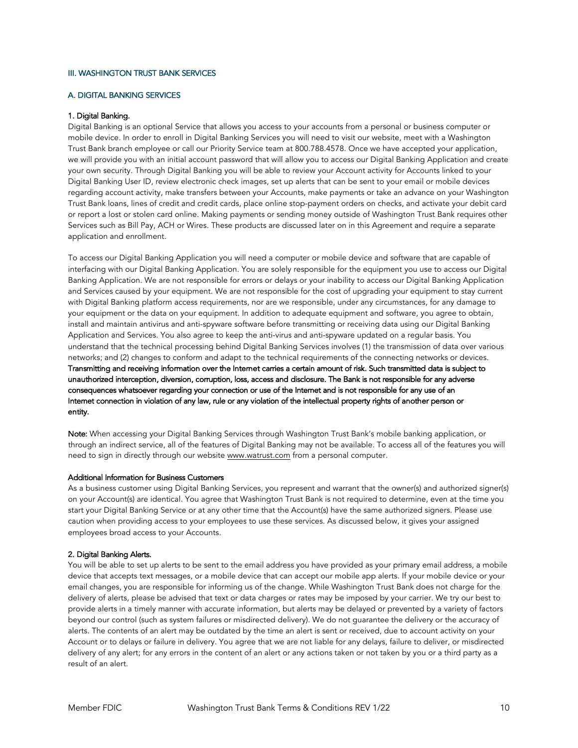## III. WASHINGTON TRUST BANK SERVICES

### A. DIGITAL BANKING SERVICES

**1. Digital Banking.**

Digital Banking is an optional Service that allows you access to your accounts from a personal or business computer or mobile device. In order to enroll in Digital Banking Services you will need to visit our website, meet with a Washington Trust Bank branch employee or call our Priority Service team at 800.788.4578. Once we have accepted your application, we will provide you with an initial account password that will allow you to access our Digital Banking Application and create your own security. Through Digital Banking you will be able to review your Account activity for Accounts linked to your Digital Banking User ID, review electronic check images, set up alerts that can be sent to your email or mobile devices regarding account activity, make transfers between your Accounts, make payments or take an advance on your Washington Trust Bank loans, lines of credit and credit cards, place online stop-payment orders on checks, and activate your debit card or report a lost or stolen card online. Making payments or sending money outside of Washington Trust Bank requires other Services such as Bill Pay, ACH or Wires. These products are discussed later on in this Agreement and require a separate application and enrollment.

To access our Digital Banking Application you will need a computer or mobile device and software that are capable of interfacing with our Digital Banking Application. You are solely responsible for the equipment you use to access our Digital Banking Application. We are not responsible for errors or delays or your inability to access our Digital Banking Application and Services caused by your equipment. We are not responsible for the cost of upgrading your equipment to stay current with Digital Banking platform access requirements, nor are we responsible, under any circumstances, for any damage to your equipment or the data on your equipment. In addition to adequate equipment and software, you agree to obtain, install and maintain antivirus and anti-spyware software before transmitting or receiving data using our Digital Banking Application and Services. You also agree to keep the anti-virus and anti-spyware updated on a regular basis. You understand that the technical processing behind Digital Banking Services involves (1) the transmission of data over various networks; and (2) changes to conform and adapt to the technical requirements of the connecting networks or devices. **Transmitting and receiving information over the Internet carries a certain amount of risk. Such transmitted data is subject to unauthorized interception, diversion, corruption, loss, access and disclosure. The Bank is not responsible for any adverse consequences whatsoever regarding your connection or use of the Internet and is not responsible for any use of an Internet connection in violation of any law, rule or any violation of the intellectual property rights of another person or entity.**

**Note:** When accessing your Digital Banking Services through Washington Trust Bank's mobile banking application, or through an indirect service, all of the features of Digital Banking may not be available. To access all of the features you will need to sign in directly through our website www.watrust.com from a personal computer.

**Additional Information for Business Customers**

As a business customer using Digital Banking Services, you represent and warrant that the owner(s) and authorized signer(s) on your Account(s) are identical. You agree that Washington Trust Bank is not required to determine, even at the time you start your Digital Banking Service or at any other time that the Account(s) have the same authorized signers. Please use caution when providing access to your employees to use these services. As discussed below, it gives your assigned employees broad access to your Accounts.

**2. Digital Banking Alerts.**

You will be able to set up alerts to be sent to the email address you have provided as your primary email address, a mobile device that accepts text messages, or a mobile device that can accept our mobile app alerts. If your mobile device or your email changes, you are responsible for informing us of the change. While Washington Trust Bank does not charge for the delivery of alerts, please be advised that text or data charges or rates may be imposed by your carrier. We try our best to provide alerts in a timely manner with accurate information, but alerts may be delayed or prevented by a variety of factors beyond our control (such as system failures or misdirected delivery). We do not guarantee the delivery or the accuracy of alerts. The contents of an alert may be outdated by the time an alert is sent or received, due to account activity on your Account or to delays or failure in delivery. You agree that we are not liable for any delays, failure to deliver, or misdirected delivery of any alert; for any errors in the content of an alert or any actions taken or not taken by you or a third party as a result of an alert.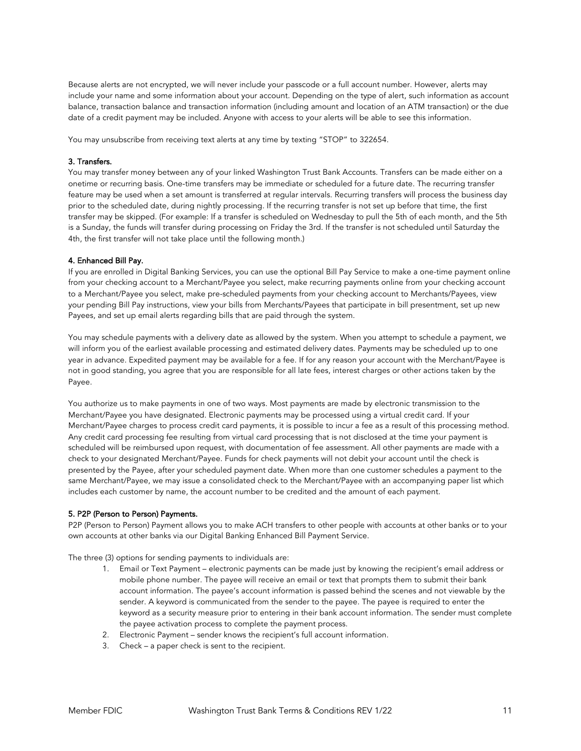Because alerts are not encrypted, we will never include your passcode or a full account number. However, alerts may include your name and some information about your account. Depending on the type of alert, such information as account balance, transaction balance and transaction information (including amount and location of an ATM transaction) or the due date of a credit payment may be included. Anyone with access to your alerts will be able to see this information.

You may unsubscribe from receiving text alerts at any time by texting "STOP" to 322654.

### 3. Transfers.

You may transfer money between any of your linked Washington Trust Bank Accounts. Transfers can be made either on a onetime or recurring basis. One-time transfers may be immediate or scheduled for a future date. The recurring transfer feature may be used when a set amount is transferred at regular intervals. Recurring transfers will process the business day prior to the scheduled date, during nightly processing. If the recurring transfer is not set up before that time, the first transfer may be skipped. (For example: If a transfer is scheduled on Wednesday to pull the 5th of each month, and the 5th is a Sunday, the funds will transfer during processing on Friday the 3rd. If the transfer is not scheduled until Saturday the 4th, the first transfer will not take place until the following month.)

### 4. Enhanced Bill Pay.

If you are enrolled in Digital Banking Services, you can use the optional Bill Pay Service to make a one-time payment online from your checking account to a Merchant/Payee you select, make recurring payments online from your checking account to a Merchant/Payee you select, make pre-scheduled payments from your checking account to Merchants/Payees, view your pending Bill Pay instructions, view your bills from Merchants/Payees that participate in bill presentment, set up new Payees, and set up email alerts regarding bills that are paid through the system.

You may schedule payments with a delivery date as allowed by the system. When you attempt to schedule a payment, we will inform you of the earliest available processing and estimated delivery dates. Payments may be scheduled up to one year in advance. Expedited payment may be available for a fee. If for any reason your account with the Merchant/Payee is not in good standing, you agree that you are responsible for all late fees, interest charges or other actions taken by the Payee.

You authorize us to make payments in one of two ways. Most payments are made by electronic transmission to the Merchant/Payee you have designated. Electronic payments may be processed using a virtual credit card. If your Merchant/Payee charges to process credit card payments, it is possible to incur a fee as a result of this processing method. Any credit card processing fee resulting from virtual card processing that is not disclosed at the time your payment is scheduled will be reimbursed upon request, with documentation of fee assessment. All other payments are made with a check to your designated Merchant/Payee. Funds for check payments will not debit your account until the check is presented by the Payee, after your scheduled payment date. When more than one customer schedules a payment to the same Merchant/Payee, we may issue a consolidated check to the Merchant/Payee with an accompanying paper list which includes each customer by name, the account number to be credited and the amount of each payment.

### 5. P2P (Person to Person) Payments.

P2P (Person to Person) Payment allows you to make ACH transfers to other people with accounts at other banks or to your own accounts at other banks via our Digital Banking Enhanced Bill Payment Service.

The three (3) options for sending payments to individuals are:

1. Email or Text Payment – electronic payments can be made just by knowing the recipient's email address or mobile phone number. The payee will receive an email or text that prompts them to submit their bank account information. The payee's account information is passed behind the scenes and not viewable by the sender. A keyword is communicated from the sender to the payee. The payee is required to enter the keyword as a security measure prior to entering in their bank account information. The sender must complete the payee activation process to complete the payment process.
2. Electronic Payment – sender knows the recipient's full account information.
3. Check – a paper check is sent to the recipient.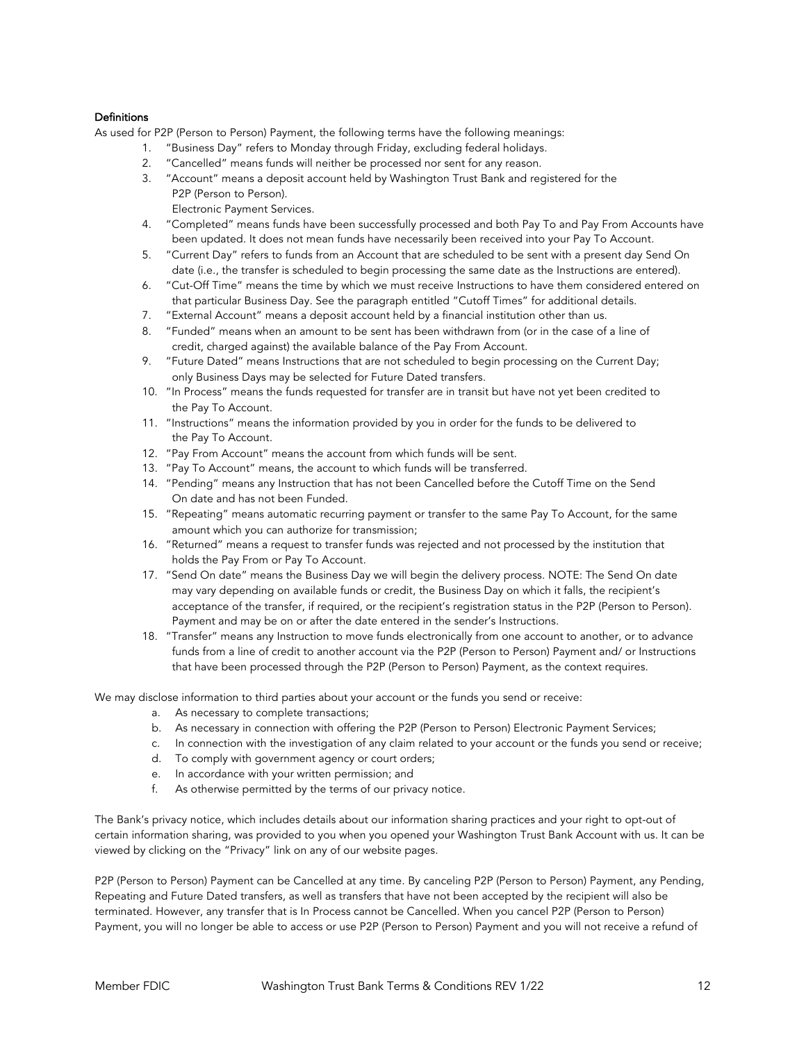**Definitions**

As used for P2P (Person to Person) Payment, the following terms have the following meanings:

1. "Business Day" refers to Monday through Friday, excluding federal holidays.
2. "Cancelled" means funds will neither be processed nor sent for any reason.
3. "Account" means a deposit account held by Washington Trust Bank and registered for the P2P (Person to Person).
   Electronic Payment Services.
4. "Completed" means funds have been successfully processed and both Pay To and Pay From Accounts have been updated. It does not mean funds have necessarily been received into your Pay To Account.
5. "Current Day" refers to funds from an Account that are scheduled to be sent with a present day Send On date (i.e., the transfer is scheduled to begin processing the same date as the Instructions are entered).
6. "Cut-Off Time" means the time by which we must receive Instructions to have them considered entered on that particular Business Day. See the paragraph entitled "Cutoff Times" for additional details.
7. "External Account" means a deposit account held by a financial institution other than us.
8. "Funded" means when an amount to be sent has been withdrawn from (or in the case of a line of credit, charged against) the available balance of the Pay From Account.
9. "Future Dated" means Instructions that are not scheduled to begin processing on the Current Day; only Business Days may be selected for Future Dated transfers.
10. "In Process" means the funds requested for transfer are in transit but have not yet been credited to the Pay To Account.
11. "Instructions" means the information provided by you in order for the funds to be delivered to the Pay To Account.
12. "Pay From Account" means the account from which funds will be sent.
13. "Pay To Account" means, the account to which funds will be transferred.
14. "Pending" means any Instruction that has not been Cancelled before the Cutoff Time on the Send On date and has not been Funded.
15. "Repeating" means automatic recurring payment or transfer to the same Pay To Account, for the same amount which you can authorize for transmission;
16. "Returned" means a request to transfer funds was rejected and not processed by the institution that holds the Pay From or Pay To Account.
17. "Send On date" means the Business Day we will begin the delivery process. NOTE: The Send On date may vary depending on available funds or credit, the Business Day on which it falls, the recipient's acceptance of the transfer, if required, or the recipient's registration status in the P2P (Person to Person). Payment and may be on or after the date entered in the sender's Instructions.
18. "Transfer" means any Instruction to move funds electronically from one account to another, or to advance funds from a line of credit to another account via the P2P (Person to Person) Payment and/ or Instructions that have been processed through the P2P (Person to Person) Payment, as the context requires.

We may disclose information to third parties about your account or the funds you send or receive:

a. As necessary to complete transactions;
b. As necessary in connection with offering the P2P (Person to Person) Electronic Payment Services;
c. In connection with the investigation of any claim related to your account or the funds you send or receive;
d. To comply with government agency or court orders;
e. In accordance with your written permission; and
f. As otherwise permitted by the terms of our privacy notice.

The Bank's privacy notice, which includes details about our information sharing practices and your right to opt-out of certain information sharing, was provided to you when you opened your Washington Trust Bank Account with us. It can be viewed by clicking on the "Privacy" link on any of our website pages.

P2P (Person to Person) Payment can be Cancelled at any time. By canceling P2P (Person to Person) Payment, any Pending, Repeating and Future Dated transfers, as well as transfers that have not been accepted by the recipient will also be terminated. However, any transfer that is In Process cannot be Cancelled. When you cancel P2P (Person to Person) Payment, you will no longer be able to access or use P2P (Person to Person) Payment and you will not receive a refund of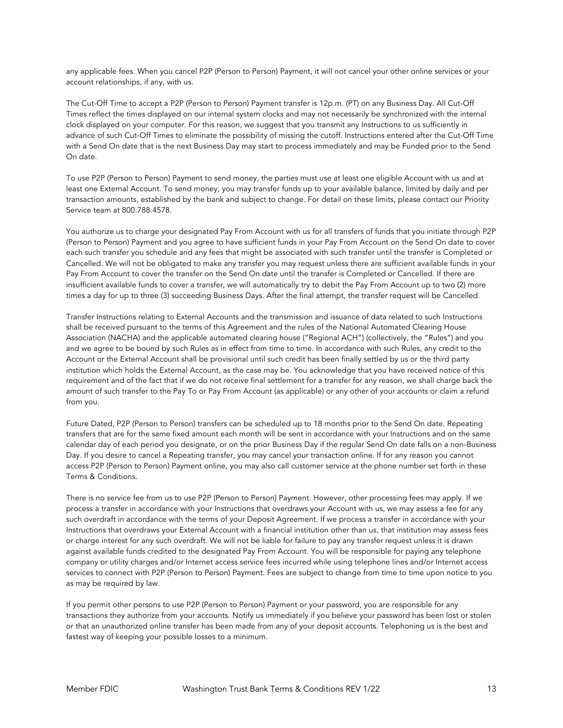any applicable fees. When you cancel P2P (Person to Person) Payment, it will not cancel your other online services or your account relationships, if any, with us.

The Cut-Off Time to accept a P2P (Person to Person) Payment transfer is 12p.m. (PT) on any Business Day. All Cut-Off Times reflect the times displayed on our internal system clocks and may not necessarily be synchronized with the internal clock displayed on your computer. For this reason, we suggest that you transmit any Instructions to us sufficiently in advance of such Cut-Off Times to eliminate the possibility of missing the cutoff. Instructions entered after the Cut-Off Time with a Send On date that is the next Business Day may start to process immediately and may be Funded prior to the Send On date.

To use P2P (Person to Person) Payment to send money, the parties must use at least one eligible Account with us and at least one External Account. To send money, you may transfer funds up to your available balance, limited by daily and per transaction amounts, established by the bank and subject to change. For detail on these limits, please contact our Priority Service team at 800.788.4578.

You authorize us to charge your designated Pay From Account with us for all transfers of funds that you initiate through P2P (Person to Person) Payment and you agree to have sufficient funds in your Pay From Account on the Send On date to cover each such transfer you schedule and any fees that might be associated with such transfer until the transfer is Completed or Cancelled. We will not be obligated to make any transfer you may request unless there are sufficient available funds in your Pay From Account to cover the transfer on the Send On date until the transfer is Completed or Cancelled. If there are insufficient available funds to cover a transfer, we will automatically try to debit the Pay From Account up to two (2) more times a day for up to three (3) succeeding Business Days. After the final attempt, the transfer request will be Cancelled.

Transfer Instructions relating to External Accounts and the transmission and issuance of data related to such Instructions shall be received pursuant to the terms of this Agreement and the rules of the National Automated Clearing House Association (NACHA) and the applicable automated clearing house ("Regional ACH") (collectively, the "Rules") and you and we agree to be bound by such Rules as in effect from time to time. In accordance with such Rules, any credit to the Account or the External Account shall be provisional until such credit has been finally settled by us or the third party institution which holds the External Account, as the case may be. You acknowledge that you have received notice of this requirement and of the fact that if we do not receive final settlement for a transfer for any reason, we shall charge back the amount of such transfer to the Pay To or Pay From Account (as applicable) or any other of your accounts or claim a refund from you.

Future Dated, P2P (Person to Person) transfers can be scheduled up to 18 months prior to the Send On date. Repeating transfers that are for the same fixed amount each month will be sent in accordance with your Instructions and on the same calendar day of each period you designate, or on the prior Business Day if the regular Send On date falls on a non-Business Day. If you desire to cancel a Repeating transfer, you may cancel your transaction online. If for any reason you cannot access P2P (Person to Person) Payment online, you may also call customer service at the phone number set forth in these Terms & Conditions.

There is no service fee from us to use P2P (Person to Person) Payment. However, other processing fees may apply. If we process a transfer in accordance with your Instructions that overdraws your Account with us, we may assess a fee for any such overdraft in accordance with the terms of your Deposit Agreement. If we process a transfer in accordance with your Instructions that overdraws your External Account with a financial institution other than us, that institution may assess fees or charge interest for any such overdraft. We will not be liable for failure to pay any transfer request unless it is drawn against available funds credited to the designated Pay From Account. You will be responsible for paying any telephone company or utility charges and/or Internet access service fees incurred while using telephone lines and/or Internet access services to connect with P2P (Person to Person) Payment. Fees are subject to change from time to time upon notice to you as may be required by law.

If you permit other persons to use P2P (Person to Person) Payment or your password, you are responsible for any transactions they authorize from your accounts. Notify us immediately if you believe your password has been lost or stolen or that an unauthorized online transfer has been made from any of your deposit accounts. Telephoning us is the best and fastest way of keeping your possible losses to a minimum.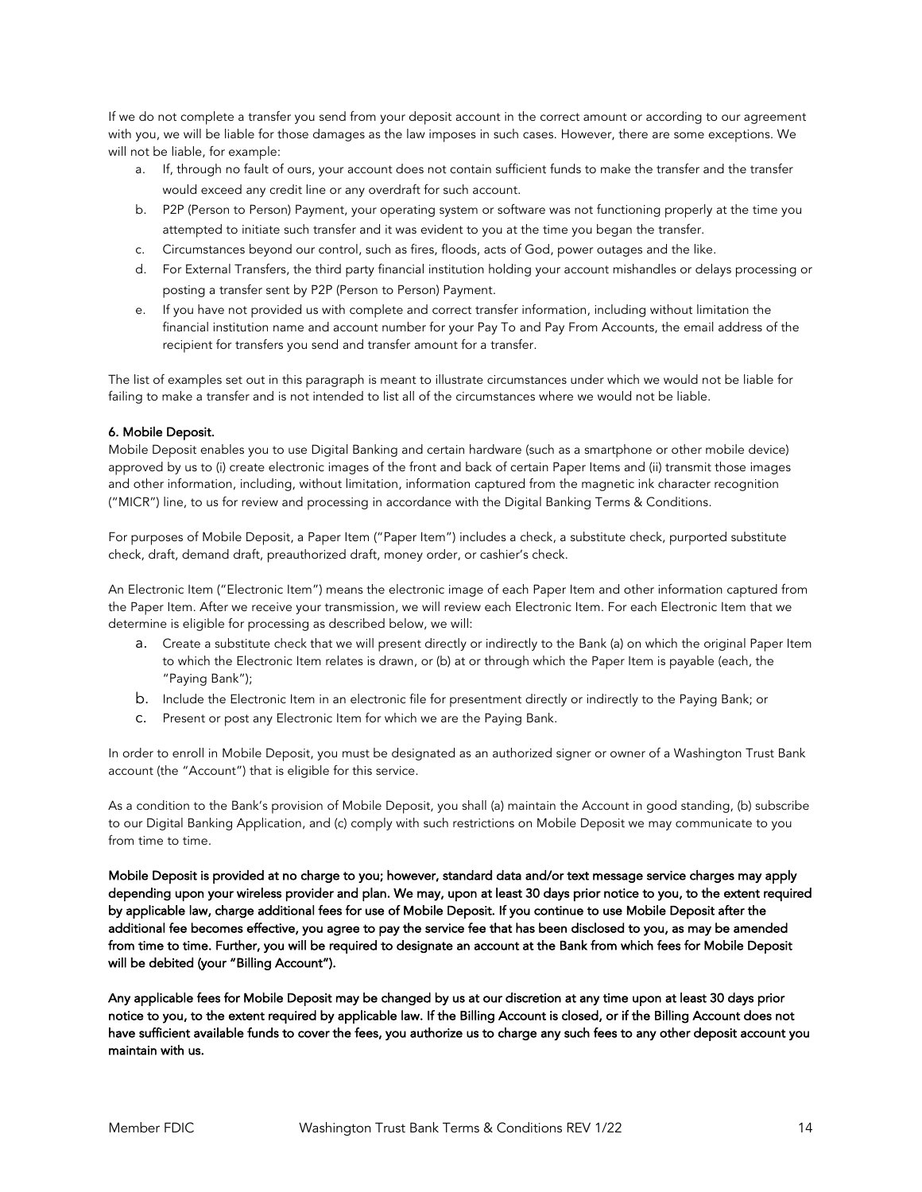If we do not complete a transfer you send from your deposit account in the correct amount or according to our agreement with you, we will be liable for those damages as the law imposes in such cases. However, there are some exceptions. We will not be liable, for example:

a. If, through no fault of ours, your account does not contain sufficient funds to make the transfer and the transfer would exceed any credit line or any overdraft for such account.
b. P2P (Person to Person) Payment, your operating system or software was not functioning properly at the time you attempted to initiate such transfer and it was evident to you at the time you began the transfer.
c. Circumstances beyond our control, such as fires, floods, acts of God, power outages and the like.
d. For External Transfers, the third party financial institution holding your account mishandles or delays processing or posting a transfer sent by P2P (Person to Person) Payment.
e. If you have not provided us with complete and correct transfer information, including without limitation the financial institution name and account number for your Pay To and Pay From Accounts, the email address of the recipient for transfers you send and transfer amount for a transfer.

The list of examples set out in this paragraph is meant to illustrate circumstances under which we would not be liable for failing to make a transfer and is not intended to list all of the circumstances where we would not be liable.

**6. Mobile Deposit.**

Mobile Deposit enables you to use Digital Banking and certain hardware (such as a smartphone or other mobile device) approved by us to (i) create electronic images of the front and back of certain Paper Items and (ii) transmit those images and other information, including, without limitation, information captured from the magnetic ink character recognition ("MICR") line, to us for review and processing in accordance with the Digital Banking Terms & Conditions.

For purposes of Mobile Deposit, a Paper Item ("Paper Item") includes a check, a substitute check, purported substitute check, draft, demand draft, preauthorized draft, money order, or cashier's check.

An Electronic Item ("Electronic Item") means the electronic image of each Paper Item and other information captured from the Paper Item. After we receive your transmission, we will review each Electronic Item. For each Electronic Item that we determine is eligible for processing as described below, we will:

a. Create a substitute check that we will present directly or indirectly to the Bank (a) on which the original Paper Item to which the Electronic Item relates is drawn, or (b) at or through which the Paper Item is payable (each, the "Paying Bank");
b. Include the Electronic Item in an electronic file for presentment directly or indirectly to the Paying Bank; or
c. Present or post any Electronic Item for which we are the Paying Bank.

In order to enroll in Mobile Deposit, you must be designated as an authorized signer or owner of a Washington Trust Bank account (the "Account") that is eligible for this service.

As a condition to the Bank's provision of Mobile Deposit, you shall (a) maintain the Account in good standing, (b) subscribe to our Digital Banking Application, and (c) comply with such restrictions on Mobile Deposit we may communicate to you from time to time.

**Mobile Deposit is provided at no charge to you; however, standard data and/or text message service charges may apply depending upon your wireless provider and plan. We may, upon at least 30 days prior notice to you, to the extent required by applicable law, charge additional fees for use of Mobile Deposit. If you continue to use Mobile Deposit after the additional fee becomes effective, you agree to pay the service fee that has been disclosed to you, as may be amended from time to time. Further, you will be required to designate an account at the Bank from which fees for Mobile Deposit will be debited (your "Billing Account").**

**Any applicable fees for Mobile Deposit may be changed by us at our discretion at any time upon at least 30 days prior notice to you, to the extent required by applicable law. If the Billing Account is closed, or if the Billing Account does not have sufficient available funds to cover the fees, you authorize us to charge any such fees to any other deposit account you maintain with us.**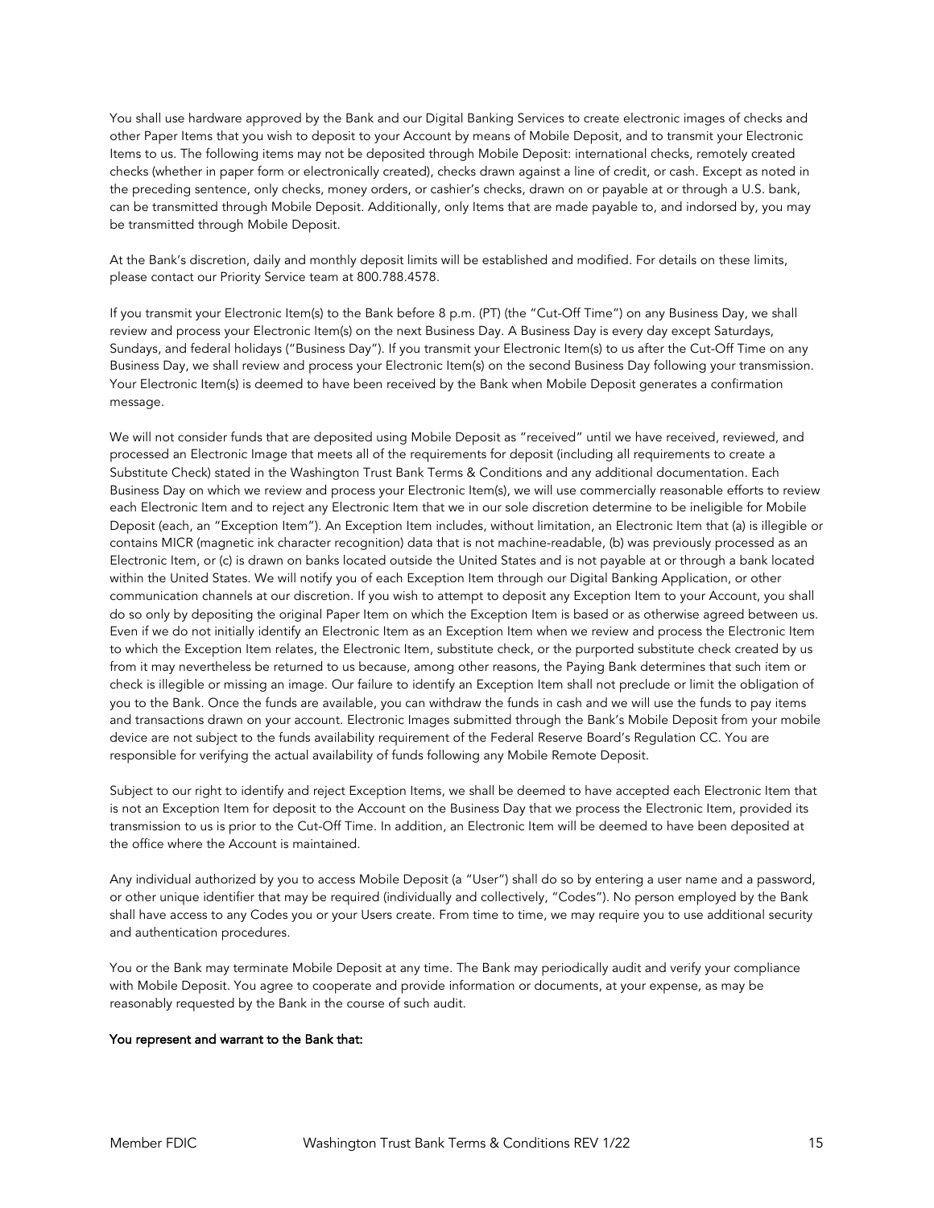You shall use hardware approved by the Bank and our Digital Banking Services to create electronic images of checks and other Paper Items that you wish to deposit to your Account by means of Mobile Deposit, and to transmit your Electronic Items to us. The following items may not be deposited through Mobile Deposit: international checks, remotely created checks (whether in paper form or electronically created), checks drawn against a line of credit, or cash. Except as noted in the preceding sentence, only checks, money orders, or cashier's checks, drawn on or payable at or through a U.S. bank, can be transmitted through Mobile Deposit. Additionally, only Items that are made payable to, and indorsed by, you may be transmitted through Mobile Deposit.

At the Bank's discretion, daily and monthly deposit limits will be established and modified. For details on these limits, please contact our Priority Service team at 800.788.4578.

If you transmit your Electronic Item(s) to the Bank before 8 p.m. (PT) (the "Cut-Off Time") on any Business Day, we shall review and process your Electronic Item(s) on the next Business Day. A Business Day is every day except Saturdays, Sundays, and federal holidays ("Business Day"). If you transmit your Electronic Item(s) to us after the Cut-Off Time on any Business Day, we shall review and process your Electronic Item(s) on the second Business Day following your transmission. Your Electronic Item(s) is deemed to have been received by the Bank when Mobile Deposit generates a confirmation message.

We will not consider funds that are deposited using Mobile Deposit as "received" until we have received, reviewed, and processed an Electronic Image that meets all of the requirements for deposit (including all requirements to create a Substitute Check) stated in the Washington Trust Bank Terms & Conditions and any additional documentation. Each Business Day on which we review and process your Electronic Item(s), we will use commercially reasonable efforts to review each Electronic Item and to reject any Electronic Item that we in our sole discretion determine to be ineligible for Mobile Deposit (each, an "Exception Item"). An Exception Item includes, without limitation, an Electronic Item that (a) is illegible or contains MICR (magnetic ink character recognition) data that is not machine-readable, (b) was previously processed as an Electronic Item, or (c) is drawn on banks located outside the United States and is not payable at or through a bank located within the United States. We will notify you of each Exception Item through our Digital Banking Application, or other communication channels at our discretion. If you wish to attempt to deposit any Exception Item to your Account, you shall do so only by depositing the original Paper Item on which the Exception Item is based or as otherwise agreed between us. Even if we do not initially identify an Electronic Item as an Exception Item when we review and process the Electronic Item to which the Exception Item relates, the Electronic Item, substitute check, or the purported substitute check created by us from it may nevertheless be returned to us because, among other reasons, the Paying Bank determines that such item or check is illegible or missing an image. Our failure to identify an Exception Item shall not preclude or limit the obligation of you to the Bank. Once the funds are available, you can withdraw the funds in cash and we will use the funds to pay items and transactions drawn on your account. Electronic Images submitted through the Bank's Mobile Deposit from your mobile device are not subject to the funds availability requirement of the Federal Reserve Board's Regulation CC. You are responsible for verifying the actual availability of funds following any Mobile Remote Deposit.

Subject to our right to identify and reject Exception Items, we shall be deemed to have accepted each Electronic Item that is not an Exception Item for deposit to the Account on the Business Day that we process the Electronic Item, provided its transmission to us is prior to the Cut-Off Time. In addition, an Electronic Item will be deemed to have been deposited at the office where the Account is maintained.

Any individual authorized by you to access Mobile Deposit (a "User") shall do so by entering a user name and a password, or other unique identifier that may be required (individually and collectively, "Codes"). No person employed by the Bank shall have access to any Codes you or your Users create. From time to time, we may require you to use additional security and authentication procedures.

You or the Bank may terminate Mobile Deposit at any time. The Bank may periodically audit and verify your compliance with Mobile Deposit. You agree to cooperate and provide information or documents, at your expense, as may be reasonably requested by the Bank in the course of such audit.

**You represent and warrant to the Bank that:**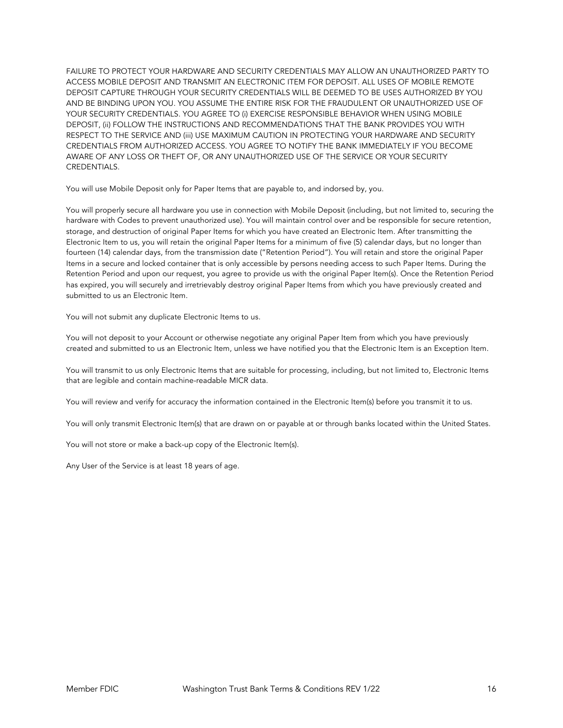FAILURE TO PROTECT YOUR HARDWARE AND SECURITY CREDENTIALS MAY ALLOW AN UNAUTHORIZED PARTY TO ACCESS MOBILE DEPOSIT AND TRANSMIT AN ELECTRONIC ITEM FOR DEPOSIT. ALL USES OF MOBILE REMOTE DEPOSIT CAPTURE THROUGH YOUR SECURITY CREDENTIALS WILL BE DEEMED TO BE USES AUTHORIZED BY YOU AND BE BINDING UPON YOU. YOU ASSUME THE ENTIRE RISK FOR THE FRAUDULENT OR UNAUTHORIZED USE OF YOUR SECURITY CREDENTIALS. YOU AGREE TO (i) EXERCISE RESPONSIBLE BEHAVIOR WHEN USING MOBILE DEPOSIT, (ii) FOLLOW THE INSTRUCTIONS AND RECOMMENDATIONS THAT THE BANK PROVIDES YOU WITH RESPECT TO THE SERVICE AND (iii) USE MAXIMUM CAUTION IN PROTECTING YOUR HARDWARE AND SECURITY CREDENTIALS FROM AUTHORIZED ACCESS. YOU AGREE TO NOTIFY THE BANK IMMEDIATELY IF YOU BECOME AWARE OF ANY LOSS OR THEFT OF, OR ANY UNAUTHORIZED USE OF THE SERVICE OR YOUR SECURITY CREDENTIALS.

You will use Mobile Deposit only for Paper Items that are payable to, and indorsed by, you.

You will properly secure all hardware you use in connection with Mobile Deposit (including, but not limited to, securing the hardware with Codes to prevent unauthorized use). You will maintain control over and be responsible for secure retention, storage, and destruction of original Paper Items for which you have created an Electronic Item. After transmitting the Electronic Item to us, you will retain the original Paper Items for a minimum of five (5) calendar days, but no longer than fourteen (14) calendar days, from the transmission date ("Retention Period"). You will retain and store the original Paper Items in a secure and locked container that is only accessible by persons needing access to such Paper Items. During the Retention Period and upon our request, you agree to provide us with the original Paper Item(s). Once the Retention Period has expired, you will securely and irretrievably destroy original Paper Items from which you have previously created and submitted to us an Electronic Item.

You will not submit any duplicate Electronic Items to us.

You will not deposit to your Account or otherwise negotiate any original Paper Item from which you have previously created and submitted to us an Electronic Item, unless we have notified you that the Electronic Item is an Exception Item.

You will transmit to us only Electronic Items that are suitable for processing, including, but not limited to, Electronic Items that are legible and contain machine-readable MICR data.

You will review and verify for accuracy the information contained in the Electronic Item(s) before you transmit it to us.

You will only transmit Electronic Item(s) that are drawn on or payable at or through banks located within the United States.

You will not store or make a back-up copy of the Electronic Item(s).

Any User of the Service is at least 18 years of age.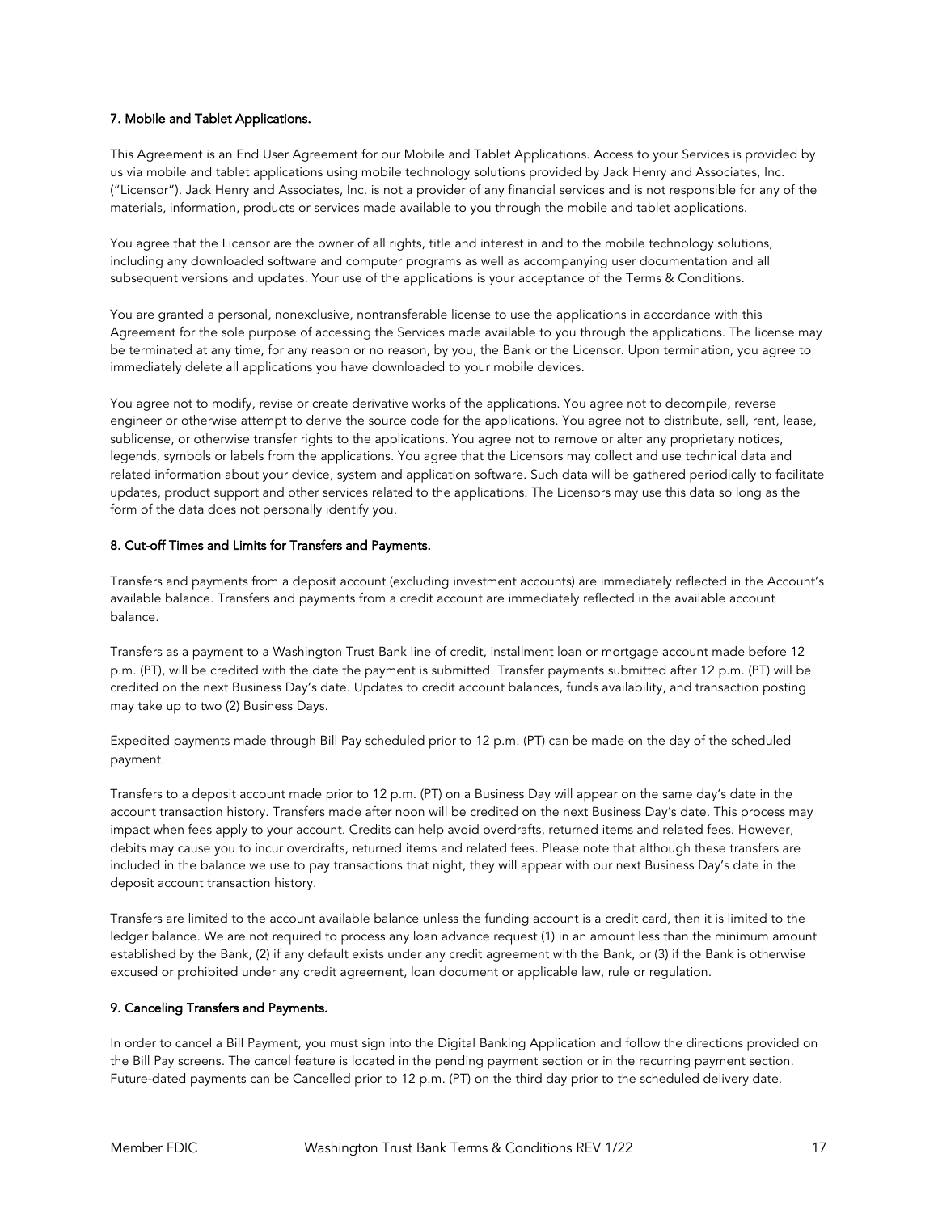**7. Mobile and Tablet Applications.**

This Agreement is an End User Agreement for our Mobile and Tablet Applications. Access to your Services is provided by us via mobile and tablet applications using mobile technology solutions provided by Jack Henry and Associates, Inc. ("Licensor"). Jack Henry and Associates, Inc. is not a provider of any financial services and is not responsible for any of the materials, information, products or services made available to you through the mobile and tablet applications.

You agree that the Licensor are the owner of all rights, title and interest in and to the mobile technology solutions, including any downloaded software and computer programs as well as accompanying user documentation and all subsequent versions and updates. Your use of the applications is your acceptance of the Terms & Conditions.

You are granted a personal, nonexclusive, nontransferable license to use the applications in accordance with this Agreement for the sole purpose of accessing the Services made available to you through the applications. The license may be terminated at any time, for any reason or no reason, by you, the Bank or the Licensor. Upon termination, you agree to immediately delete all applications you have downloaded to your mobile devices.

You agree not to modify, revise or create derivative works of the applications. You agree not to decompile, reverse engineer or otherwise attempt to derive the source code for the applications. You agree not to distribute, sell, rent, lease, sublicense, or otherwise transfer rights to the applications. You agree not to remove or alter any proprietary notices, legends, symbols or labels from the applications. You agree that the Licensors may collect and use technical data and related information about your device, system and application software. Such data will be gathered periodically to facilitate updates, product support and other services related to the applications. The Licensors may use this data so long as the form of the data does not personally identify you.

**8. Cut-off Times and Limits for Transfers and Payments.**

Transfers and payments from a deposit account (excluding investment accounts) are immediately reflected in the Account's available balance. Transfers and payments from a credit account are immediately reflected in the available account balance.

Transfers as a payment to a Washington Trust Bank line of credit, installment loan or mortgage account made before 12 p.m. (PT), will be credited with the date the payment is submitted. Transfer payments submitted after 12 p.m. (PT) will be credited on the next Business Day's date. Updates to credit account balances, funds availability, and transaction posting may take up to two (2) Business Days.

Expedited payments made through Bill Pay scheduled prior to 12 p.m. (PT) can be made on the day of the scheduled payment.

Transfers to a deposit account made prior to 12 p.m. (PT) on a Business Day will appear on the same day's date in the account transaction history. Transfers made after noon will be credited on the next Business Day's date. This process may impact when fees apply to your account. Credits can help avoid overdrafts, returned items and related fees. However, debits may cause you to incur overdrafts, returned items and related fees. Please note that although these transfers are included in the balance we use to pay transactions that night, they will appear with our next Business Day's date in the deposit account transaction history.

Transfers are limited to the account available balance unless the funding account is a credit card, then it is limited to the ledger balance. We are not required to process any loan advance request (1) in an amount less than the minimum amount established by the Bank, (2) if any default exists under any credit agreement with the Bank, or (3) if the Bank is otherwise excused or prohibited under any credit agreement, loan document or applicable law, rule or regulation.

**9. Canceling Transfers and Payments.**

In order to cancel a Bill Payment, you must sign into the Digital Banking Application and follow the directions provided on the Bill Pay screens. The cancel feature is located in the pending payment section or in the recurring payment section. Future-dated payments can be Cancelled prior to 12 p.m. (PT) on the third day prior to the scheduled delivery date.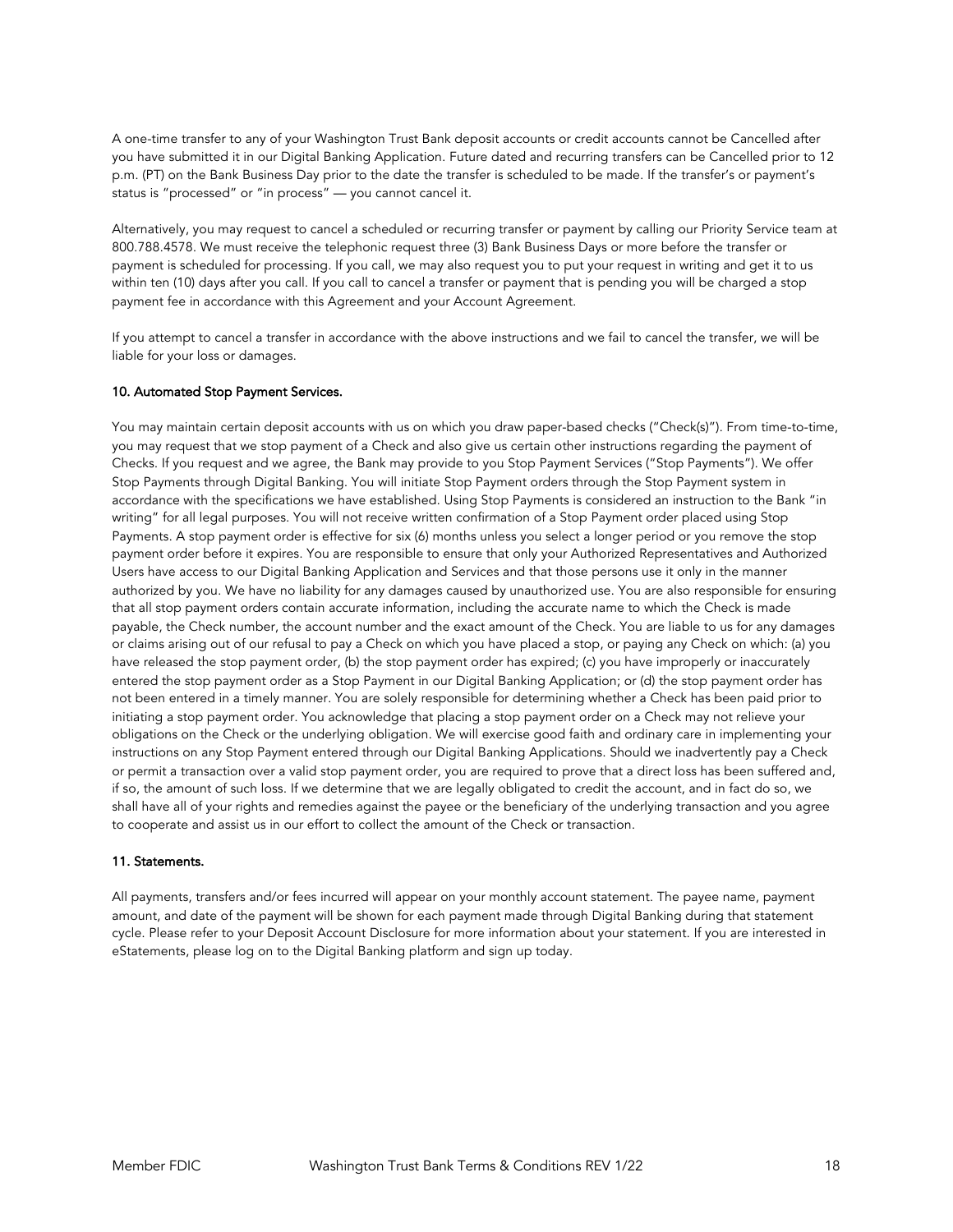A one-time transfer to any of your Washington Trust Bank deposit accounts or credit accounts cannot be Cancelled after you have submitted it in our Digital Banking Application. Future dated and recurring transfers can be Cancelled prior to 12 p.m. (PT) on the Bank Business Day prior to the date the transfer is scheduled to be made. If the transfer's or payment's status is "processed" or "in process" — you cannot cancel it.

Alternatively, you may request to cancel a scheduled or recurring transfer or payment by calling our Priority Service team at 800.788.4578. We must receive the telephonic request three (3) Bank Business Days or more before the transfer or payment is scheduled for processing. If you call, we may also request you to put your request in writing and get it to us within ten (10) days after you call. If you call to cancel a transfer or payment that is pending you will be charged a stop payment fee in accordance with this Agreement and your Account Agreement.

If you attempt to cancel a transfer in accordance with the above instructions and we fail to cancel the transfer, we will be liable for your loss or damages.

#### 10. Automated Stop Payment Services.

You may maintain certain deposit accounts with us on which you draw paper-based checks ("Check(s)"). From time-to-time, you may request that we stop payment of a Check and also give us certain other instructions regarding the payment of Checks. If you request and we agree, the Bank may provide to you Stop Payment Services ("Stop Payments"). We offer Stop Payments through Digital Banking. You will initiate Stop Payment orders through the Stop Payment system in accordance with the specifications we have established. Using Stop Payments is considered an instruction to the Bank "in writing" for all legal purposes. You will not receive written confirmation of a Stop Payment order placed using Stop Payments. A stop payment order is effective for six (6) months unless you select a longer period or you remove the stop payment order before it expires. You are responsible to ensure that only your Authorized Representatives and Authorized Users have access to our Digital Banking Application and Services and that those persons use it only in the manner authorized by you. We have no liability for any damages caused by unauthorized use. You are also responsible for ensuring that all stop payment orders contain accurate information, including the accurate name to which the Check is made payable, the Check number, the account number and the exact amount of the Check. You are liable to us for any damages or claims arising out of our refusal to pay a Check on which you have placed a stop, or paying any Check on which: (a) you have released the stop payment order, (b) the stop payment order has expired; (c) you have improperly or inaccurately entered the stop payment order as a Stop Payment in our Digital Banking Application; or (d) the stop payment order has not been entered in a timely manner. You are solely responsible for determining whether a Check has been paid prior to initiating a stop payment order. You acknowledge that placing a stop payment order on a Check may not relieve your obligations on the Check or the underlying obligation. We will exercise good faith and ordinary care in implementing your instructions on any Stop Payment entered through our Digital Banking Applications. Should we inadvertently pay a Check or permit a transaction over a valid stop payment order, you are required to prove that a direct loss has been suffered and, if so, the amount of such loss. If we determine that we are legally obligated to credit the account, and in fact do so, we shall have all of your rights and remedies against the payee or the beneficiary of the underlying transaction and you agree to cooperate and assist us in our effort to collect the amount of the Check or transaction.

#### 11. Statements.

All payments, transfers and/or fees incurred will appear on your monthly account statement. The payee name, payment amount, and date of the payment will be shown for each payment made through Digital Banking during that statement cycle. Please refer to your Deposit Account Disclosure for more information about your statement. If you are interested in eStatements, please log on to the Digital Banking platform and sign up today.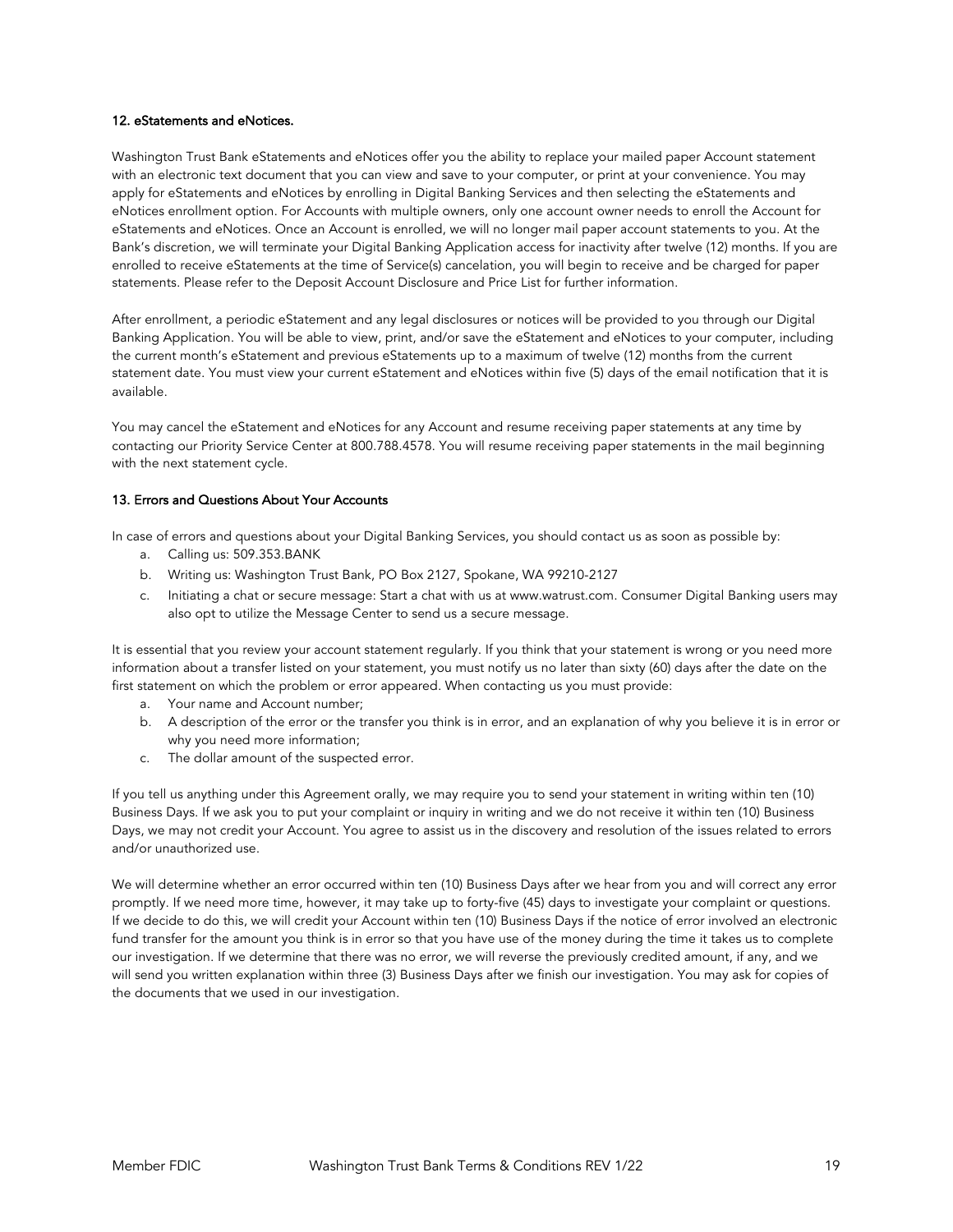### 12. eStatements and eNotices.

Washington Trust Bank eStatements and eNotices offer you the ability to replace your mailed paper Account statement with an electronic text document that you can view and save to your computer, or print at your convenience. You may apply for eStatements and eNotices by enrolling in Digital Banking Services and then selecting the eStatements and eNotices enrollment option. For Accounts with multiple owners, only one account owner needs to enroll the Account for eStatements and eNotices. Once an Account is enrolled, we will no longer mail paper account statements to you. At the Bank's discretion, we will terminate your Digital Banking Application access for inactivity after twelve (12) months. If you are enrolled to receive eStatements at the time of Service(s) cancelation, you will begin to receive and be charged for paper statements. Please refer to the Deposit Account Disclosure and Price List for further information.

After enrollment, a periodic eStatement and any legal disclosures or notices will be provided to you through our Digital Banking Application. You will be able to view, print, and/or save the eStatement and eNotices to your computer, including the current month's eStatement and previous eStatements up to a maximum of twelve (12) months from the current statement date. You must view your current eStatement and eNotices within five (5) days of the email notification that it is available.

You may cancel the eStatement and eNotices for any Account and resume receiving paper statements at any time by contacting our Priority Service Center at 800.788.4578. You will resume receiving paper statements in the mail beginning with the next statement cycle.

### 13. Errors and Questions About Your Accounts

In case of errors and questions about your Digital Banking Services, you should contact us as soon as possible by:

a. Calling us: 509.353.BANK
b. Writing us: Washington Trust Bank, PO Box 2127, Spokane, WA 99210-2127
c. Initiating a chat or secure message: Start a chat with us at www.watrust.com. Consumer Digital Banking users may also opt to utilize the Message Center to send us a secure message.

It is essential that you review your account statement regularly. If you think that your statement is wrong or you need more information about a transfer listed on your statement, you must notify us no later than sixty (60) days after the date on the first statement on which the problem or error appeared. When contacting us you must provide:

a. Your name and Account number;
b. A description of the error or the transfer you think is in error, and an explanation of why you believe it is in error or why you need more information;
c. The dollar amount of the suspected error.

If you tell us anything under this Agreement orally, we may require you to send your statement in writing within ten (10) Business Days. If we ask you to put your complaint or inquiry in writing and we do not receive it within ten (10) Business Days, we may not credit your Account. You agree to assist us in the discovery and resolution of the issues related to errors and/or unauthorized use.

We will determine whether an error occurred within ten (10) Business Days after we hear from you and will correct any error promptly. If we need more time, however, it may take up to forty-five (45) days to investigate your complaint or questions. If we decide to do this, we will credit your Account within ten (10) Business Days if the notice of error involved an electronic fund transfer for the amount you think is in error so that you have use of the money during the time it takes us to complete our investigation. If we determine that there was no error, we will reverse the previously credited amount, if any, and we will send you written explanation within three (3) Business Days after we finish our investigation. You may ask for copies of the documents that we used in our investigation.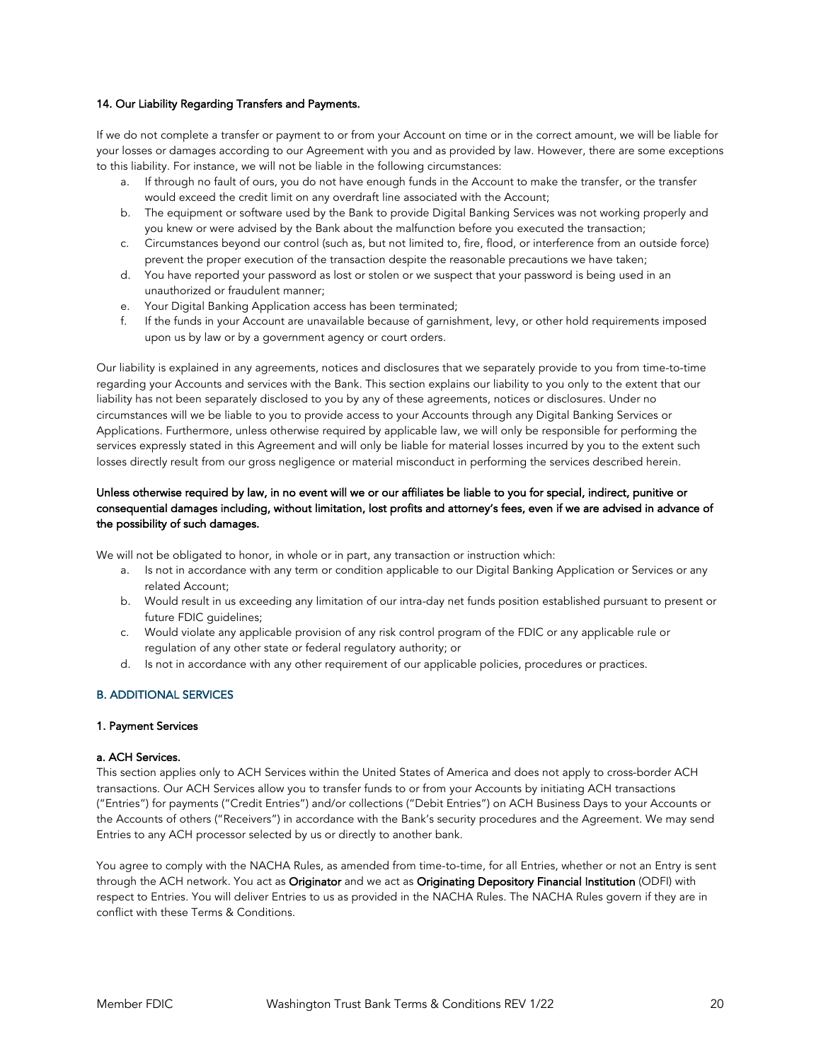#### 14. Our Liability Regarding Transfers and Payments.

If we do not complete a transfer or payment to or from your Account on time or in the correct amount, we will be liable for your losses or damages according to our Agreement with you and as provided by law. However, there are some exceptions to this liability. For instance, we will not be liable in the following circumstances:

a. If through no fault of ours, you do not have enough funds in the Account to make the transfer, or the transfer would exceed the credit limit on any overdraft line associated with the Account;
b. The equipment or software used by the Bank to provide Digital Banking Services was not working properly and you knew or were advised by the Bank about the malfunction before you executed the transaction;
c. Circumstances beyond our control (such as, but not limited to, fire, flood, or interference from an outside force) prevent the proper execution of the transaction despite the reasonable precautions we have taken;
d. You have reported your password as lost or stolen or we suspect that your password is being used in an unauthorized or fraudulent manner;
e. Your Digital Banking Application access has been terminated;
f. If the funds in your Account are unavailable because of garnishment, levy, or other hold requirements imposed upon us by law or by a government agency or court orders.

Our liability is explained in any agreements, notices and disclosures that we separately provide to you from time-to-time regarding your Accounts and services with the Bank. This section explains our liability to you only to the extent that our liability has not been separately disclosed to you by any of these agreements, notices or disclosures. Under no circumstances will we be liable to you to provide access to your Accounts through any Digital Banking Services or Applications. Furthermore, unless otherwise required by applicable law, we will only be responsible for performing the services expressly stated in this Agreement and will only be liable for material losses incurred by you to the extent such losses directly result from our gross negligence or material misconduct in performing the services described herein.

**Unless otherwise required by law, in no event will we or our affiliates be liable to you for special, indirect, punitive or consequential damages including, without limitation, lost profits and attorney's fees, even if we are advised in advance of the possibility of such damages.**

We will not be obligated to honor, in whole or in part, any transaction or instruction which:

a. Is not in accordance with any term or condition applicable to our Digital Banking Application or Services or any related Account;
b. Would result in us exceeding any limitation of our intra-day net funds position established pursuant to present or future FDIC guidelines;
c. Would violate any applicable provision of any risk control program of the FDIC or any applicable rule or regulation of any other state or federal regulatory authority; or
d. Is not in accordance with any other requirement of our applicable policies, procedures or practices.

## B. ADDITIONAL SERVICES

### 1. Payment Services

#### a. ACH Services.

This section applies only to ACH Services within the United States of America and does not apply to cross-border ACH transactions. Our ACH Services allow you to transfer funds to or from your Accounts by initiating ACH transactions ("Entries") for payments ("Credit Entries") and/or collections ("Debit Entries") on ACH Business Days to your Accounts or the Accounts of others ("Receivers") in accordance with the Bank's security procedures and the Agreement. We may send Entries to any ACH processor selected by us or directly to another bank.

You agree to comply with the NACHA Rules, as amended from time-to-time, for all Entries, whether or not an Entry is sent through the ACH network. You act as **Originator** and we act as **Originating Depository Financial Institution** (ODFI) with respect to Entries. You will deliver Entries to us as provided in the NACHA Rules. The NACHA Rules govern if they are in conflict with these Terms & Conditions.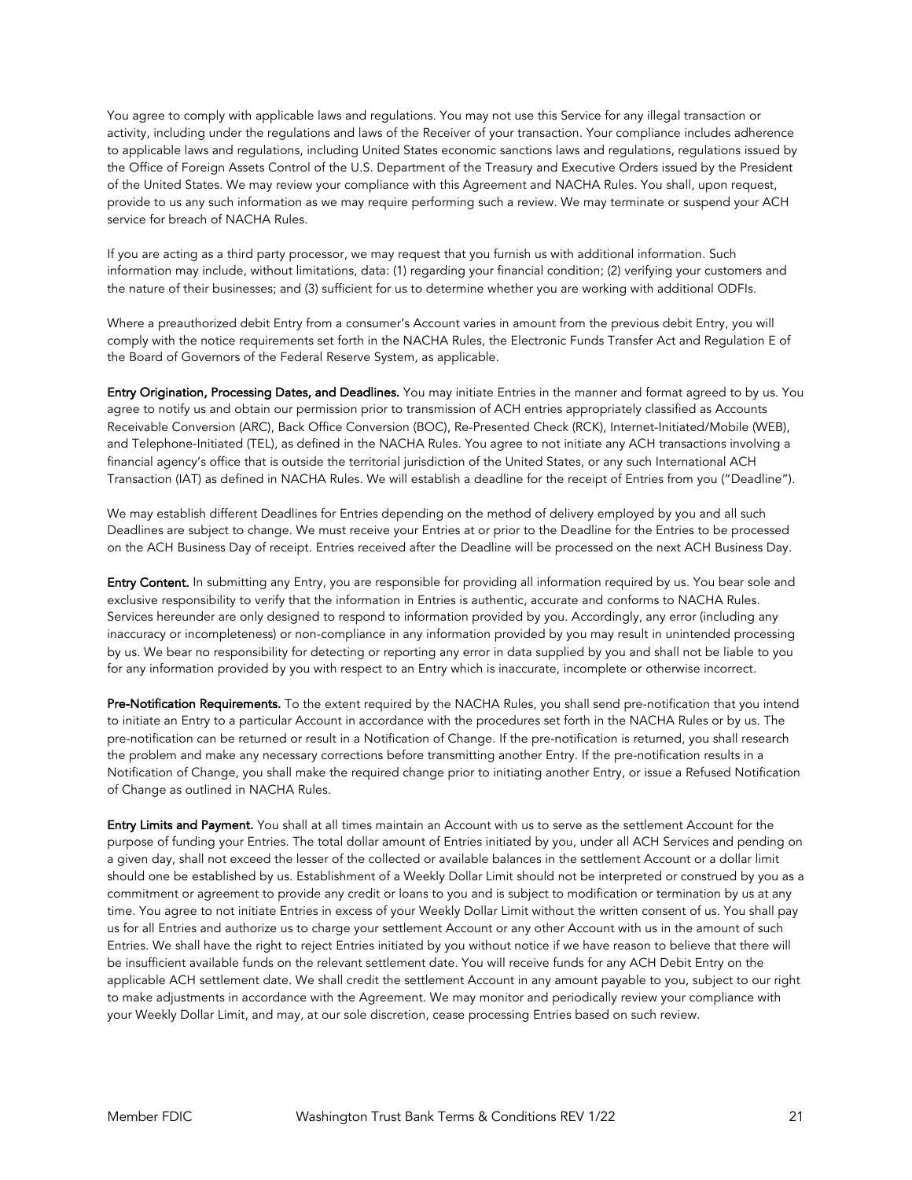You agree to comply with applicable laws and regulations. You may not use this Service for any illegal transaction or activity, including under the regulations and laws of the Receiver of your transaction. Your compliance includes adherence to applicable laws and regulations, including United States economic sanctions laws and regulations, regulations issued by the Office of Foreign Assets Control of the U.S. Department of the Treasury and Executive Orders issued by the President of the United States. We may review your compliance with this Agreement and NACHA Rules. You shall, upon request, provide to us any such information as we may require performing such a review. We may terminate or suspend your ACH service for breach of NACHA Rules.

If you are acting as a third party processor, we may request that you furnish us with additional information. Such information may include, without limitations, data: (1) regarding your financial condition; (2) verifying your customers and the nature of their businesses; and (3) sufficient for us to determine whether you are working with additional ODFIs.

Where a preauthorized debit Entry from a consumer's Account varies in amount from the previous debit Entry, you will comply with the notice requirements set forth in the NACHA Rules, the Electronic Funds Transfer Act and Regulation E of the Board of Governors of the Federal Reserve System, as applicable.

**Entry Origination, Processing Dates, and Deadlines.** You may initiate Entries in the manner and format agreed to by us. You agree to notify us and obtain our permission prior to transmission of ACH entries appropriately classified as Accounts Receivable Conversion (ARC), Back Office Conversion (BOC), Re-Presented Check (RCK), Internet-Initiated/Mobile (WEB), and Telephone-Initiated (TEL), as defined in the NACHA Rules. You agree to not initiate any ACH transactions involving a financial agency's office that is outside the territorial jurisdiction of the United States, or any such International ACH Transaction (IAT) as defined in NACHA Rules. We will establish a deadline for the receipt of Entries from you ("Deadline").

We may establish different Deadlines for Entries depending on the method of delivery employed by you and all such Deadlines are subject to change. We must receive your Entries at or prior to the Deadline for the Entries to be processed on the ACH Business Day of receipt. Entries received after the Deadline will be processed on the next ACH Business Day.

**Entry Content.** In submitting any Entry, you are responsible for providing all information required by us. You bear sole and exclusive responsibility to verify that the information in Entries is authentic, accurate and conforms to NACHA Rules. Services hereunder are only designed to respond to information provided by you. Accordingly, any error (including any inaccuracy or incompleteness) or non-compliance in any information provided by you may result in unintended processing by us. We bear no responsibility for detecting or reporting any error in data supplied by you and shall not be liable to you for any information provided by you with respect to an Entry which is inaccurate, incomplete or otherwise incorrect.

**Pre-Notification Requirements.** To the extent required by the NACHA Rules, you shall send pre-notification that you intend to initiate an Entry to a particular Account in accordance with the procedures set forth in the NACHA Rules or by us. The pre-notification can be returned or result in a Notification of Change. If the pre-notification is returned, you shall research the problem and make any necessary corrections before transmitting another Entry. If the pre-notification results in a Notification of Change, you shall make the required change prior to initiating another Entry, or issue a Refused Notification of Change as outlined in NACHA Rules.

**Entry Limits and Payment.** You shall at all times maintain an Account with us to serve as the settlement Account for the purpose of funding your Entries. The total dollar amount of Entries initiated by you, under all ACH Services and pending on a given day, shall not exceed the lesser of the collected or available balances in the settlement Account or a dollar limit should one be established by us. Establishment of a Weekly Dollar Limit should not be interpreted or construed by you as a commitment or agreement to provide any credit or loans to you and is subject to modification or termination by us at any time. You agree to not initiate Entries in excess of your Weekly Dollar Limit without the written consent of us. You shall pay us for all Entries and authorize us to charge your settlement Account or any other Account with us in the amount of such Entries. We shall have the right to reject Entries initiated by you without notice if we have reason to believe that there will be insufficient available funds on the relevant settlement date. You will receive funds for any ACH Debit Entry on the applicable ACH settlement date. We shall credit the settlement Account in any amount payable to you, subject to our right to make adjustments in accordance with the Agreement. We may monitor and periodically review your compliance with your Weekly Dollar Limit, and may, at our sole discretion, cease processing Entries based on such review.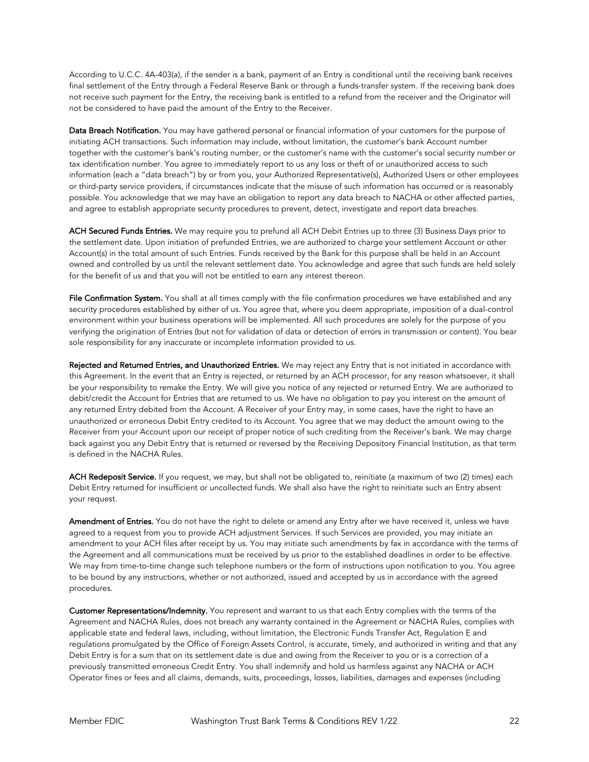According to U.C.C. 4A-403(a), if the sender is a bank, payment of an Entry is conditional until the receiving bank receives final settlement of the Entry through a Federal Reserve Bank or through a funds-transfer system. If the receiving bank does not receive such payment for the Entry, the receiving bank is entitled to a refund from the receiver and the Originator will not be considered to have paid the amount of the Entry to the Receiver.

**Data Breach Notification.** You may have gathered personal or financial information of your customers for the purpose of initiating ACH transactions. Such information may include, without limitation, the customer's bank Account number together with the customer's bank's routing number, or the customer's name with the customer's social security number or tax identification number. You agree to immediately report to us any loss or theft of or unauthorized access to such information (each a "data breach") by or from you, your Authorized Representative(s), Authorized Users or other employees or third-party service providers, if circumstances indicate that the misuse of such information has occurred or is reasonably possible. You acknowledge that we may have an obligation to report any data breach to NACHA or other affected parties, and agree to establish appropriate security procedures to prevent, detect, investigate and report data breaches.

**ACH Secured Funds Entries.** We may require you to prefund all ACH Debit Entries up to three (3) Business Days prior to the settlement date. Upon initiation of prefunded Entries, we are authorized to charge your settlement Account or other Account(s) in the total amount of such Entries. Funds received by the Bank for this purpose shall be held in an Account owned and controlled by us until the relevant settlement date. You acknowledge and agree that such funds are held solely for the benefit of us and that you will not be entitled to earn any interest thereon.

**File Confirmation System.** You shall at all times comply with the file confirmation procedures we have established and any security procedures established by either of us. You agree that, where you deem appropriate, imposition of a dual-control environment within your business operations will be implemented. All such procedures are solely for the purpose of you verifying the origination of Entries (but not for validation of data or detection of errors in transmission or content). You bear sole responsibility for any inaccurate or incomplete information provided to us.

**Rejected and Returned Entries, and Unauthorized Entries.** We may reject any Entry that is not initiated in accordance with this Agreement. In the event that an Entry is rejected, or returned by an ACH processor, for any reason whatsoever, it shall be your responsibility to remake the Entry. We will give you notice of any rejected or returned Entry. We are authorized to debit/credit the Account for Entries that are returned to us. We have no obligation to pay you interest on the amount of any returned Entry debited from the Account. A Receiver of your Entry may, in some cases, have the right to have an unauthorized or erroneous Debit Entry credited to its Account. You agree that we may deduct the amount owing to the Receiver from your Account upon our receipt of proper notice of such crediting from the Receiver's bank. We may charge back against you any Debit Entry that is returned or reversed by the Receiving Depository Financial Institution, as that term is defined in the NACHA Rules.

**ACH Redeposit Service.** If you request, we may, but shall not be obligated to, reinitiate (a maximum of two (2) times) each Debit Entry returned for insufficient or uncollected funds. We shall also have the right to reinitiate such an Entry absent your request.

**Amendment of Entries.** You do not have the right to delete or amend any Entry after we have received it, unless we have agreed to a request from you to provide ACH adjustment Services. If such Services are provided, you may initiate an amendment to your ACH files after receipt by us. You may initiate such amendments by fax in accordance with the terms of the Agreement and all communications must be received by us prior to the established deadlines in order to be effective. We may from time-to-time change such telephone numbers or the form of instructions upon notification to you. You agree to be bound by any instructions, whether or not authorized, issued and accepted by us in accordance with the agreed procedures.

**Customer Representations/Indemnity.** You represent and warrant to us that each Entry complies with the terms of the Agreement and NACHA Rules, does not breach any warranty contained in the Agreement or NACHA Rules, complies with applicable state and federal laws, including, without limitation, the Electronic Funds Transfer Act, Regulation E and regulations promulgated by the Office of Foreign Assets Control, is accurate, timely, and authorized in writing and that any Debit Entry is for a sum that on its settlement date is due and owing from the Receiver to you or is a correction of a previously transmitted erroneous Credit Entry. You shall indemnify and hold us harmless against any NACHA or ACH Operator fines or fees and all claims, demands, suits, proceedings, losses, liabilities, damages and expenses (including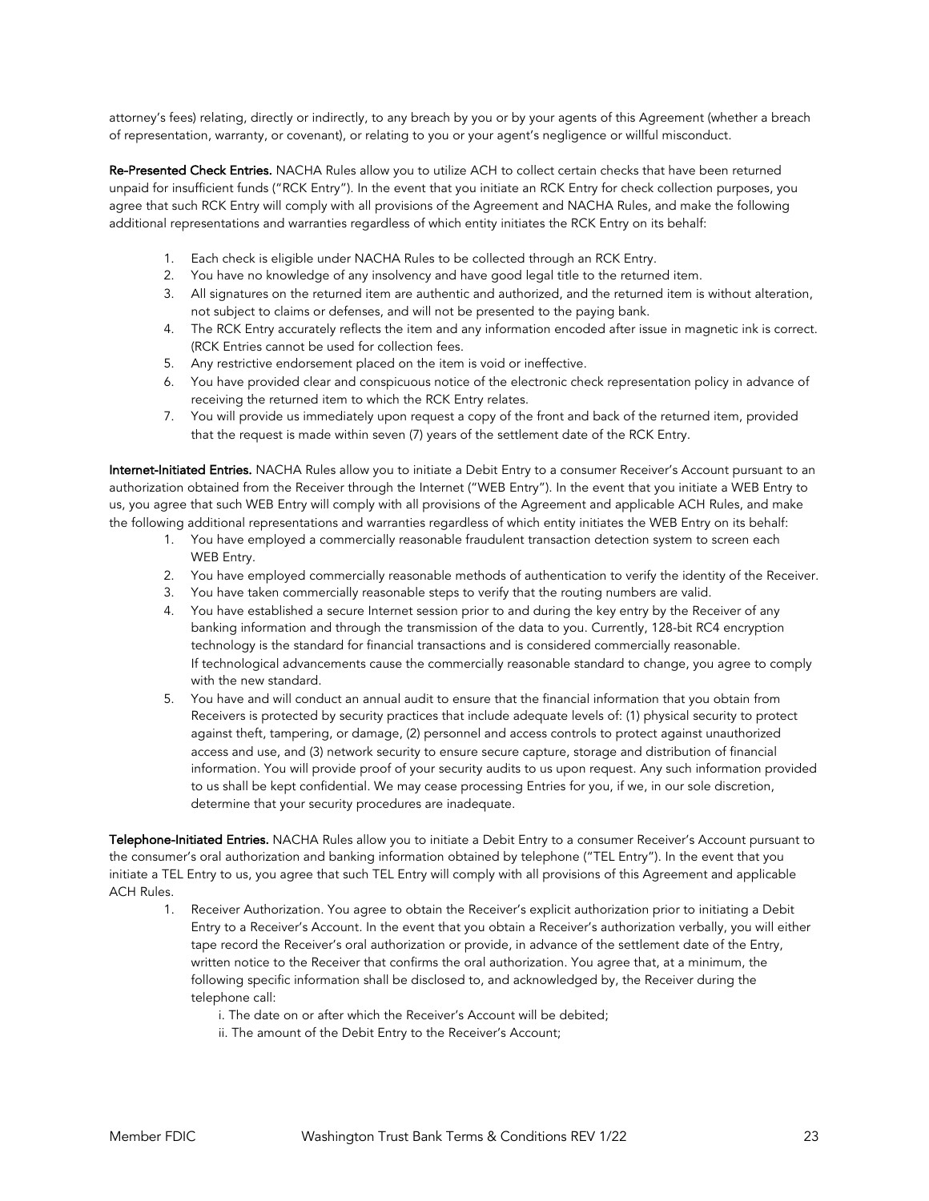attorney's fees) relating, directly or indirectly, to any breach by you or by your agents of this Agreement (whether a breach of representation, warranty, or covenant), or relating to you or your agent's negligence or willful misconduct.

**Re-Presented Check Entries.** NACHA Rules allow you to utilize ACH to collect certain checks that have been returned unpaid for insufficient funds ("RCK Entry"). In the event that you initiate an RCK Entry for check collection purposes, you agree that such RCK Entry will comply with all provisions of the Agreement and NACHA Rules, and make the following additional representations and warranties regardless of which entity initiates the RCK Entry on its behalf:

1. Each check is eligible under NACHA Rules to be collected through an RCK Entry.
2. You have no knowledge of any insolvency and have good legal title to the returned item.
3. All signatures on the returned item are authentic and authorized, and the returned item is without alteration, not subject to claims or defenses, and will not be presented to the paying bank.
4. The RCK Entry accurately reflects the item and any information encoded after issue in magnetic ink is correct. (RCK Entries cannot be used for collection fees.
5. Any restrictive endorsement placed on the item is void or ineffective.
6. You have provided clear and conspicuous notice of the electronic check representation policy in advance of receiving the returned item to which the RCK Entry relates.
7. You will provide us immediately upon request a copy of the front and back of the returned item, provided that the request is made within seven (7) years of the settlement date of the RCK Entry.

**Internet-Initiated Entries.** NACHA Rules allow you to initiate a Debit Entry to a consumer Receiver's Account pursuant to an authorization obtained from the Receiver through the Internet ("WEB Entry"). In the event that you initiate a WEB Entry to us, you agree that such WEB Entry will comply with all provisions of the Agreement and applicable ACH Rules, and make the following additional representations and warranties regardless of which entity initiates the WEB Entry on its behalf:

1. You have employed a commercially reasonable fraudulent transaction detection system to screen each WEB Entry.
2. You have employed commercially reasonable methods of authentication to verify the identity of the Receiver.
3. You have taken commercially reasonable steps to verify that the routing numbers are valid.
4. You have established a secure Internet session prior to and during the key entry by the Receiver of any banking information and through the transmission of the data to you. Currently, 128-bit RC4 encryption technology is the standard for financial transactions and is considered commercially reasonable. If technological advancements cause the commercially reasonable standard to change, you agree to comply with the new standard.
5. You have and will conduct an annual audit to ensure that the financial information that you obtain from Receivers is protected by security practices that include adequate levels of: (1) physical security to protect against theft, tampering, or damage, (2) personnel and access controls to protect against unauthorized access and use, and (3) network security to ensure secure capture, storage and distribution of financial information. You will provide proof of your security audits to us upon request. Any such information provided to us shall be kept confidential. We may cease processing Entries for you, if we, in our sole discretion, determine that your security procedures are inadequate.

**Telephone-Initiated Entries.** NACHA Rules allow you to initiate a Debit Entry to a consumer Receiver's Account pursuant to the consumer's oral authorization and banking information obtained by telephone ("TEL Entry"). In the event that you initiate a TEL Entry to us, you agree that such TEL Entry will comply with all provisions of this Agreement and applicable ACH Rules.

1. Receiver Authorization. You agree to obtain the Receiver's explicit authorization prior to initiating a Debit Entry to a Receiver's Account. In the event that you obtain a Receiver's authorization verbally, you will either tape record the Receiver's oral authorization or provide, in advance of the settlement date of the Entry, written notice to the Receiver that confirms the oral authorization. You agree that, at a minimum, the following specific information shall be disclosed to, and acknowledged by, the Receiver during the telephone call:

   i. The date on or after which the Receiver's Account will be debited;
   ii. The amount of the Debit Entry to the Receiver's Account;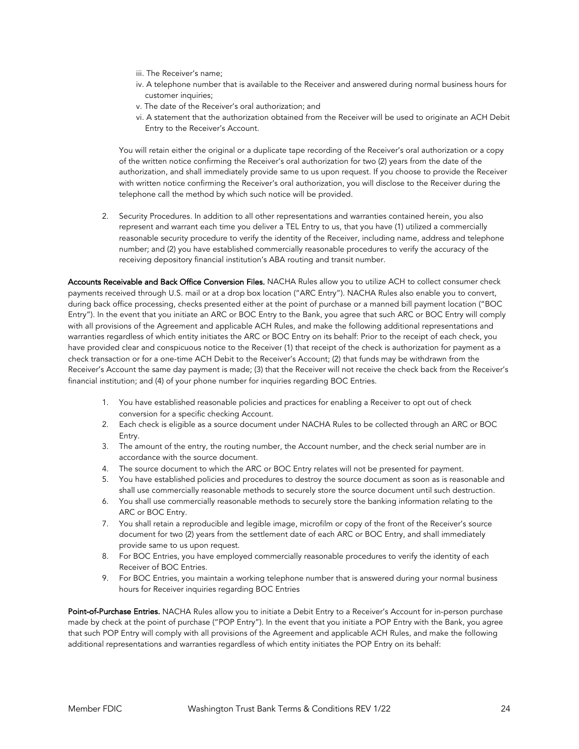iii. The Receiver's name;
iv. A telephone number that is available to the Receiver and answered during normal business hours for customer inquiries;
v. The date of the Receiver's oral authorization; and
vi. A statement that the authorization obtained from the Receiver will be used to originate an ACH Debit Entry to the Receiver's Account.

You will retain either the original or a duplicate tape recording of the Receiver's oral authorization or a copy of the written notice confirming the Receiver's oral authorization for two (2) years from the date of the authorization, and shall immediately provide same to us upon request. If you choose to provide the Receiver with written notice confirming the Receiver's oral authorization, you will disclose to the Receiver during the telephone call the method by which such notice will be provided.

2. Security Procedures. In addition to all other representations and warranties contained herein, you also represent and warrant each time you deliver a TEL Entry to us, that you have (1) utilized a commercially reasonable security procedure to verify the identity of the Receiver, including name, address and telephone number; and (2) you have established commercially reasonable procedures to verify the accuracy of the receiving depository financial institution's ABA routing and transit number.

**Accounts Receivable and Back Office Conversion Files.** NACHA Rules allow you to utilize ACH to collect consumer check payments received through U.S. mail or at a drop box location ("ARC Entry"). NACHA Rules also enable you to convert, during back office processing, checks presented either at the point of purchase or a manned bill payment location ("BOC Entry"). In the event that you initiate an ARC or BOC Entry to the Bank, you agree that such ARC or BOC Entry will comply with all provisions of the Agreement and applicable ACH Rules, and make the following additional representations and warranties regardless of which entity initiates the ARC or BOC Entry on its behalf: Prior to the receipt of each check, you have provided clear and conspicuous notice to the Receiver (1) that receipt of the check is authorization for payment as a check transaction or for a one-time ACH Debit to the Receiver's Account; (2) that funds may be withdrawn from the Receiver's Account the same day payment is made; (3) that the Receiver will not receive the check back from the Receiver's financial institution; and (4) of your phone number for inquiries regarding BOC Entries.

1. You have established reasonable policies and practices for enabling a Receiver to opt out of check conversion for a specific checking Account.
2. Each check is eligible as a source document under NACHA Rules to be collected through an ARC or BOC Entry.
3. The amount of the entry, the routing number, the Account number, and the check serial number are in accordance with the source document.
4. The source document to which the ARC or BOC Entry relates will not be presented for payment.
5. You have established policies and procedures to destroy the source document as soon as is reasonable and shall use commercially reasonable methods to securely store the source document until such destruction.
6. You shall use commercially reasonable methods to securely store the banking information relating to the ARC or BOC Entry.
7. You shall retain a reproducible and legible image, microfilm or copy of the front of the Receiver's source document for two (2) years from the settlement date of each ARC or BOC Entry, and shall immediately provide same to us upon request.
8. For BOC Entries, you have employed commercially reasonable procedures to verify the identity of each Receiver of BOC Entries.
9. For BOC Entries, you maintain a working telephone number that is answered during your normal business hours for Receiver inquiries regarding BOC Entries

**Point-of-Purchase Entries.** NACHA Rules allow you to initiate a Debit Entry to a Receiver's Account for in-person purchase made by check at the point of purchase ("POP Entry"). In the event that you initiate a POP Entry with the Bank, you agree that such POP Entry will comply with all provisions of the Agreement and applicable ACH Rules, and make the following additional representations and warranties regardless of which entity initiates the POP Entry on its behalf: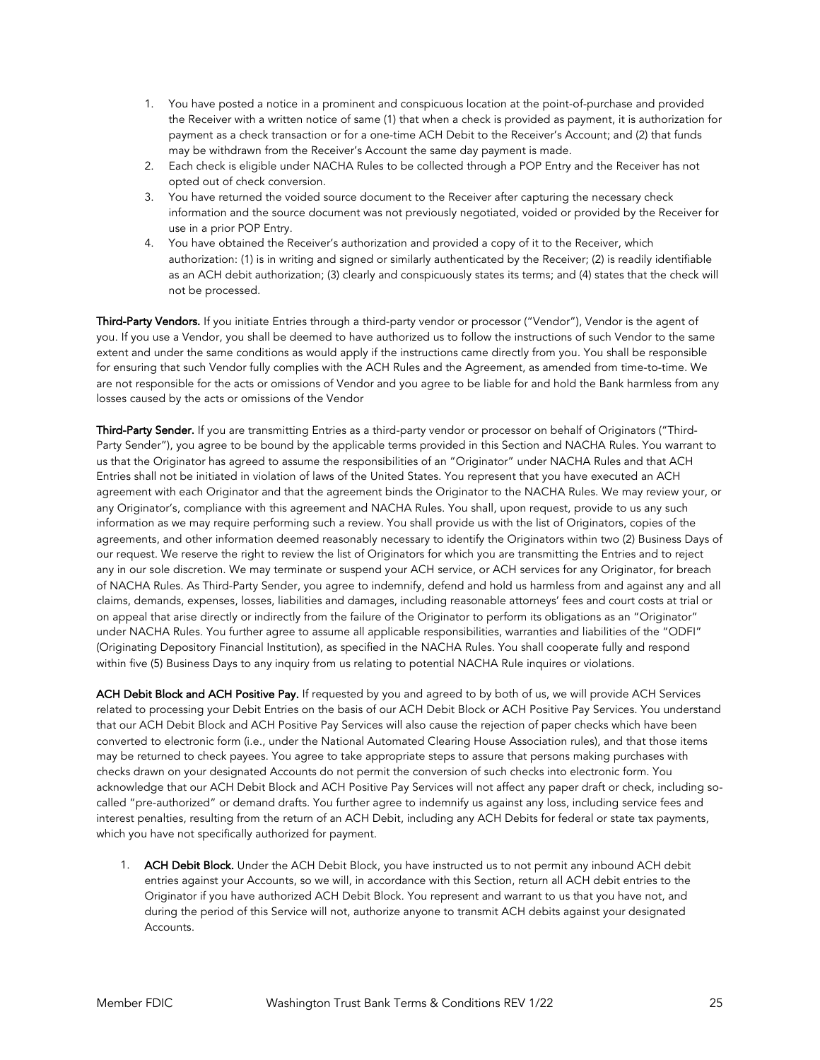1. You have posted a notice in a prominent and conspicuous location at the point-of-purchase and provided the Receiver with a written notice of same (1) that when a check is provided as payment, it is authorization for payment as a check transaction or for a one-time ACH Debit to the Receiver's Account; and (2) that funds may be withdrawn from the Receiver's Account the same day payment is made.
2. Each check is eligible under NACHA Rules to be collected through a POP Entry and the Receiver has not opted out of check conversion.
3. You have returned the voided source document to the Receiver after capturing the necessary check information and the source document was not previously negotiated, voided or provided by the Receiver for use in a prior POP Entry.
4. You have obtained the Receiver's authorization and provided a copy of it to the Receiver, which authorization: (1) is in writing and signed or similarly authenticated by the Receiver; (2) is readily identifiable as an ACH debit authorization; (3) clearly and conspicuously states its terms; and (4) states that the check will not be processed.

**Third-Party Vendors.** If you initiate Entries through a third-party vendor or processor ("Vendor"), Vendor is the agent of you. If you use a Vendor, you shall be deemed to have authorized us to follow the instructions of such Vendor to the same extent and under the same conditions as would apply if the instructions came directly from you. You shall be responsible for ensuring that such Vendor fully complies with the ACH Rules and the Agreement, as amended from time-to-time. We are not responsible for the acts or omissions of Vendor and you agree to be liable for and hold the Bank harmless from any losses caused by the acts or omissions of the Vendor

**Third-Party Sender.** If you are transmitting Entries as a third-party vendor or processor on behalf of Originators ("Third-Party Sender"), you agree to be bound by the applicable terms provided in this Section and NACHA Rules. You warrant to us that the Originator has agreed to assume the responsibilities of an "Originator" under NACHA Rules and that ACH Entries shall not be initiated in violation of laws of the United States. You represent that you have executed an ACH agreement with each Originator and that the agreement binds the Originator to the NACHA Rules. We may review your, or any Originator's, compliance with this agreement and NACHA Rules. You shall, upon request, provide to us any such information as we may require performing such a review. You shall provide us with the list of Originators, copies of the agreements, and other information deemed reasonably necessary to identify the Originators within two (2) Business Days of our request. We reserve the right to review the list of Originators for which you are transmitting the Entries and to reject any in our sole discretion. We may terminate or suspend your ACH service, or ACH services for any Originator, for breach of NACHA Rules. As Third-Party Sender, you agree to indemnify, defend and hold us harmless from and against any and all claims, demands, expenses, losses, liabilities and damages, including reasonable attorneys' fees and court costs at trial or on appeal that arise directly or indirectly from the failure of the Originator to perform its obligations as an "Originator" under NACHA Rules. You further agree to assume all applicable responsibilities, warranties and liabilities of the "ODFI" (Originating Depository Financial Institution), as specified in the NACHA Rules. You shall cooperate fully and respond within five (5) Business Days to any inquiry from us relating to potential NACHA Rule inquires or violations.

**ACH Debit Block and ACH Positive Pay.** If requested by you and agreed to by both of us, we will provide ACH Services related to processing your Debit Entries on the basis of our ACH Debit Block or ACH Positive Pay Services. You understand that our ACH Debit Block and ACH Positive Pay Services will also cause the rejection of paper checks which have been converted to electronic form (i.e., under the National Automated Clearing House Association rules), and that those items may be returned to check payees. You agree to take appropriate steps to assure that persons making purchases with checks drawn on your designated Accounts do not permit the conversion of such checks into electronic form. You acknowledge that our ACH Debit Block and ACH Positive Pay Services will not affect any paper draft or check, including so-called "pre-authorized" or demand drafts. You further agree to indemnify us against any loss, including service fees and interest penalties, resulting from the return of an ACH Debit, including any ACH Debits for federal or state tax payments, which you have not specifically authorized for payment.

1. **ACH Debit Block.** Under the ACH Debit Block, you have instructed us to not permit any inbound ACH debit entries against your Accounts, so we will, in accordance with this Section, return all ACH debit entries to the Originator if you have authorized ACH Debit Block. You represent and warrant to us that you have not, and during the period of this Service will not, authorize anyone to transmit ACH debits against your designated Accounts.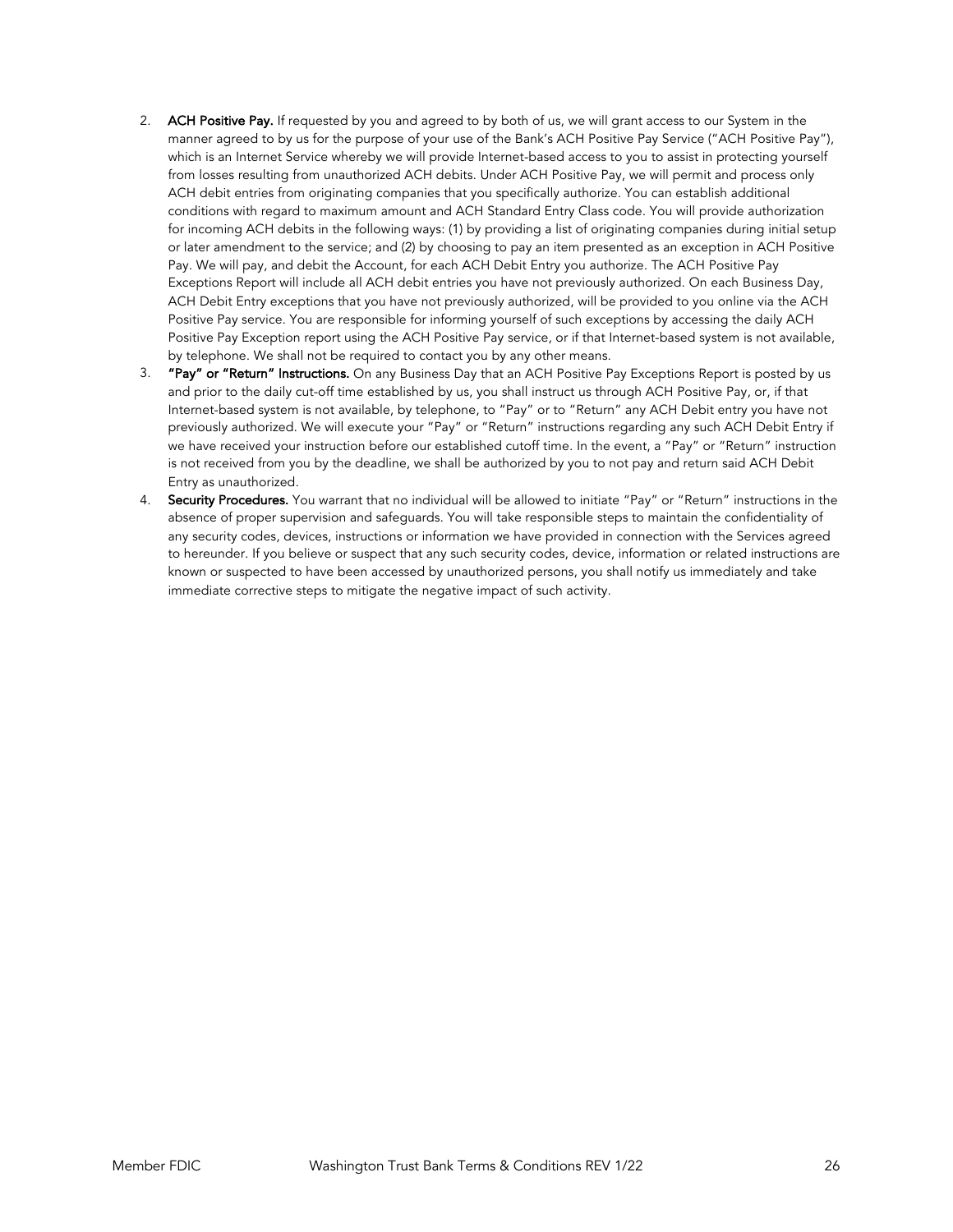2. **ACH Positive Pay.** If requested by you and agreed to by both of us, we will grant access to our System in the manner agreed to by us for the purpose of your use of the Bank's ACH Positive Pay Service ("ACH Positive Pay"), which is an Internet Service whereby we will provide Internet-based access to you to assist in protecting yourself from losses resulting from unauthorized ACH debits. Under ACH Positive Pay, we will permit and process only ACH debit entries from originating companies that you specifically authorize. You can establish additional conditions with regard to maximum amount and ACH Standard Entry Class code. You will provide authorization for incoming ACH debits in the following ways: (1) by providing a list of originating companies during initial setup or later amendment to the service; and (2) by choosing to pay an item presented as an exception in ACH Positive Pay. We will pay, and debit the Account, for each ACH Debit Entry you authorize. The ACH Positive Pay Exceptions Report will include all ACH debit entries you have not previously authorized. On each Business Day, ACH Debit Entry exceptions that you have not previously authorized, will be provided to you online via the ACH Positive Pay service. You are responsible for informing yourself of such exceptions by accessing the daily ACH Positive Pay Exception report using the ACH Positive Pay service, or if that Internet-based system is not available, by telephone. We shall not be required to contact you by any other means.
3. **"Pay" or "Return" Instructions.** On any Business Day that an ACH Positive Pay Exceptions Report is posted by us and prior to the daily cut-off time established by us, you shall instruct us through ACH Positive Pay, or, if that Internet-based system is not available, by telephone, to "Pay" or to "Return" any ACH Debit entry you have not previously authorized. We will execute your "Pay" or "Return" instructions regarding any such ACH Debit Entry if we have received your instruction before our established cutoff time. In the event, a "Pay" or "Return" instruction is not received from you by the deadline, we shall be authorized by you to not pay and return said ACH Debit Entry as unauthorized.
4. **Security Procedures.** You warrant that no individual will be allowed to initiate "Pay" or "Return" instructions in the absence of proper supervision and safeguards. You will take responsible steps to maintain the confidentiality of any security codes, devices, instructions or information we have provided in connection with the Services agreed to hereunder. If you believe or suspect that any such security codes, device, information or related instructions are known or suspected to have been accessed by unauthorized persons, you shall notify us immediately and take immediate corrective steps to mitigate the negative impact of such activity.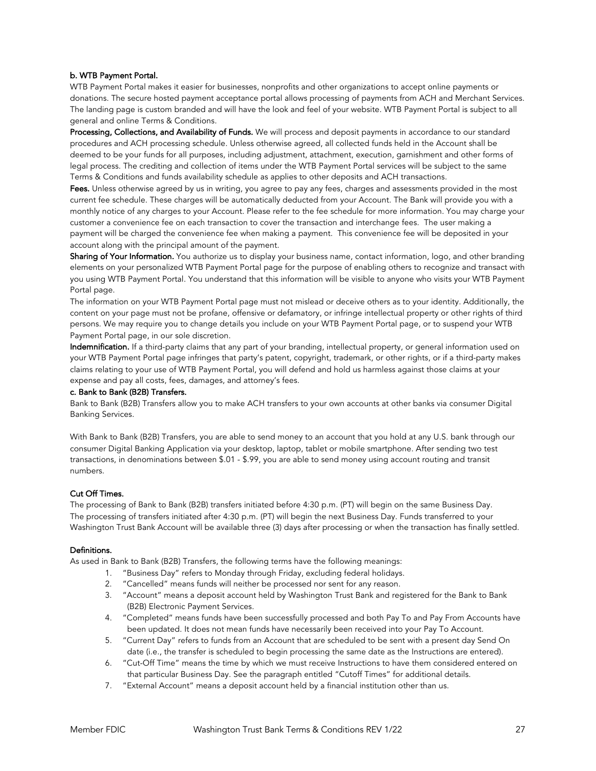**b. WTB Payment Portal.**

WTB Payment Portal makes it easier for businesses, nonprofits and other organizations to accept online payments or donations. The secure hosted payment acceptance portal allows processing of payments from ACH and Merchant Services. The landing page is custom branded and will have the look and feel of your website. WTB Payment Portal is subject to all general and online Terms & Conditions.

**Processing, Collections, and Availability of Funds.** We will process and deposit payments in accordance to our standard procedures and ACH processing schedule. Unless otherwise agreed, all collected funds held in the Account shall be deemed to be your funds for all purposes, including adjustment, attachment, execution, garnishment and other forms of legal process. The crediting and collection of items under the WTB Payment Portal services will be subject to the same Terms & Conditions and funds availability schedule as applies to other deposits and ACH transactions.

**Fees.** Unless otherwise agreed by us in writing, you agree to pay any fees, charges and assessments provided in the most current fee schedule. These charges will be automatically deducted from your Account. The Bank will provide you with a monthly notice of any charges to your Account. Please refer to the fee schedule for more information. You may charge your customer a convenience fee on each transaction to cover the transaction and interchange fees. The user making a payment will be charged the convenience fee when making a payment. This convenience fee will be deposited in your account along with the principal amount of the payment.

**Sharing of Your Information.** You authorize us to display your business name, contact information, logo, and other branding elements on your personalized WTB Payment Portal page for the purpose of enabling others to recognize and transact with you using WTB Payment Portal. You understand that this information will be visible to anyone who visits your WTB Payment Portal page.

The information on your WTB Payment Portal page must not mislead or deceive others as to your identity. Additionally, the content on your page must not be profane, offensive or defamatory, or infringe intellectual property or other rights of third persons. We may require you to change details you include on your WTB Payment Portal page, or to suspend your WTB Payment Portal page, in our sole discretion.

**Indemnification.** If a third-party claims that any part of your branding, intellectual property, or general information used on your WTB Payment Portal page infringes that party's patent, copyright, trademark, or other rights, or if a third-party makes claims relating to your use of WTB Payment Portal, you will defend and hold us harmless against those claims at your expense and pay all costs, fees, damages, and attorney's fees.

**c. Bank to Bank (B2B) Transfers.**

Bank to Bank (B2B) Transfers allow you to make ACH transfers to your own accounts at other banks via consumer Digital Banking Services.

With Bank to Bank (B2B) Transfers, you are able to send money to an account that you hold at any U.S. bank through our consumer Digital Banking Application via your desktop, laptop, tablet or mobile smartphone. After sending two test transactions, in denominations between $.01 - $.99, you are able to send money using account routing and transit numbers.

**Cut Off Times.**

The processing of Bank to Bank (B2B) transfers initiated before 4:30 p.m. (PT) will begin on the same Business Day. The processing of transfers initiated after 4:30 p.m. (PT) will begin the next Business Day. Funds transferred to your Washington Trust Bank Account will be available three (3) days after processing or when the transaction has finally settled.

**Definitions.**

As used in Bank to Bank (B2B) Transfers, the following terms have the following meanings:

1. "Business Day" refers to Monday through Friday, excluding federal holidays.
2. "Cancelled" means funds will neither be processed nor sent for any reason.
3. "Account" means a deposit account held by Washington Trust Bank and registered for the Bank to Bank (B2B) Electronic Payment Services.
4. "Completed" means funds have been successfully processed and both Pay To and Pay From Accounts have been updated. It does not mean funds have necessarily been received into your Pay To Account.
5. "Current Day" refers to funds from an Account that are scheduled to be sent with a present day Send On date (i.e., the transfer is scheduled to begin processing the same date as the Instructions are entered).
6. "Cut-Off Time" means the time by which we must receive Instructions to have them considered entered on that particular Business Day. See the paragraph entitled "Cutoff Times" for additional details.
7. "External Account" means a deposit account held by a financial institution other than us.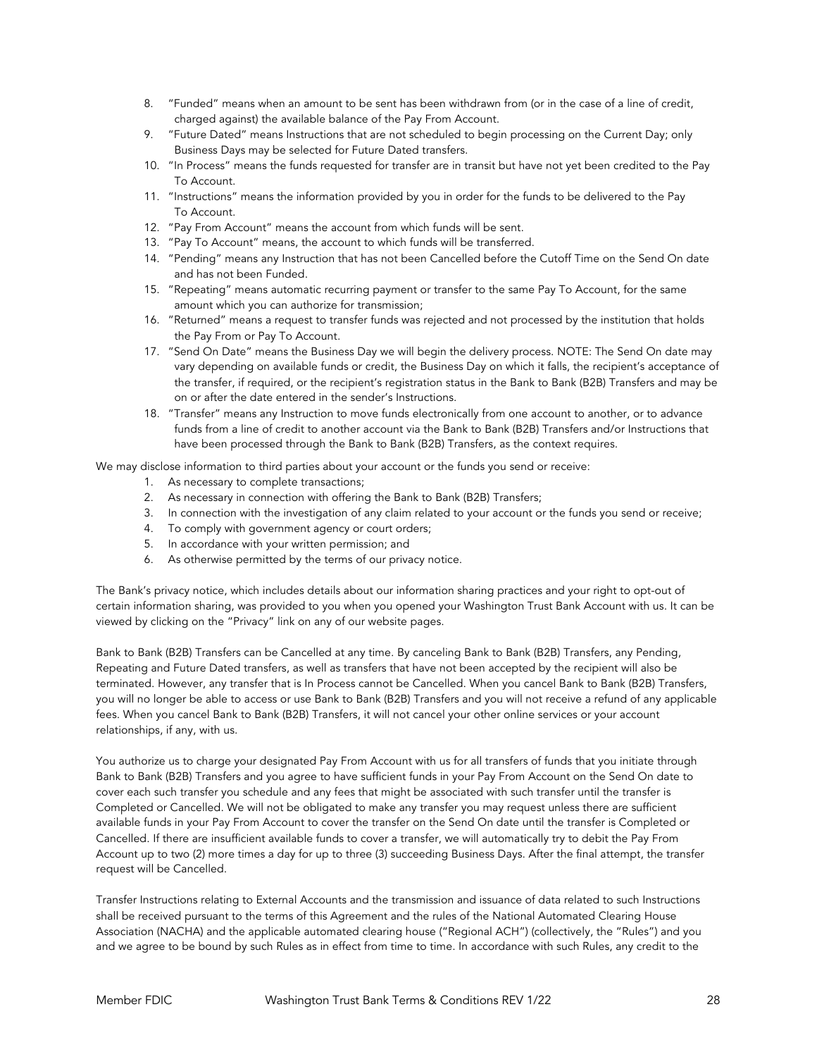8. "Funded" means when an amount to be sent has been withdrawn from (or in the case of a line of credit, charged against) the available balance of the Pay From Account.
9. "Future Dated" means Instructions that are not scheduled to begin processing on the Current Day; only Business Days may be selected for Future Dated transfers.
10. "In Process" means the funds requested for transfer are in transit but have not yet been credited to the Pay To Account.
11. "Instructions" means the information provided by you in order for the funds to be delivered to the Pay To Account.
12. "Pay From Account" means the account from which funds will be sent.
13. "Pay To Account" means, the account to which funds will be transferred.
14. "Pending" means any Instruction that has not been Cancelled before the Cutoff Time on the Send On date and has not been Funded.
15. "Repeating" means automatic recurring payment or transfer to the same Pay To Account, for the same amount which you can authorize for transmission;
16. "Returned" means a request to transfer funds was rejected and not processed by the institution that holds the Pay From or Pay To Account.
17. "Send On Date" means the Business Day we will begin the delivery process. NOTE: The Send On date may vary depending on available funds or credit, the Business Day on which it falls, the recipient's acceptance of the transfer, if required, or the recipient's registration status in the Bank to Bank (B2B) Transfers and may be on or after the date entered in the sender's Instructions.
18. "Transfer" means any Instruction to move funds electronically from one account to another, or to advance funds from a line of credit to another account via the Bank to Bank (B2B) Transfers and/or Instructions that have been processed through the Bank to Bank (B2B) Transfers, as the context requires.

We may disclose information to third parties about your account or the funds you send or receive:

1. As necessary to complete transactions;
2. As necessary in connection with offering the Bank to Bank (B2B) Transfers;
3. In connection with the investigation of any claim related to your account or the funds you send or receive;
4. To comply with government agency or court orders;
5. In accordance with your written permission; and
6. As otherwise permitted by the terms of our privacy notice.

The Bank's privacy notice, which includes details about our information sharing practices and your right to opt-out of certain information sharing, was provided to you when you opened your Washington Trust Bank Account with us. It can be viewed by clicking on the "Privacy" link on any of our website pages.

Bank to Bank (B2B) Transfers can be Cancelled at any time. By canceling Bank to Bank (B2B) Transfers, any Pending, Repeating and Future Dated transfers, as well as transfers that have not been accepted by the recipient will also be terminated. However, any transfer that is In Process cannot be Cancelled. When you cancel Bank to Bank (B2B) Transfers, you will no longer be able to access or use Bank to Bank (B2B) Transfers and you will not receive a refund of any applicable fees. When you cancel Bank to Bank (B2B) Transfers, it will not cancel your other online services or your account relationships, if any, with us.

You authorize us to charge your designated Pay From Account with us for all transfers of funds that you initiate through Bank to Bank (B2B) Transfers and you agree to have sufficient funds in your Pay From Account on the Send On date to cover each such transfer you schedule and any fees that might be associated with such transfer until the transfer is Completed or Cancelled. We will not be obligated to make any transfer you may request unless there are sufficient available funds in your Pay From Account to cover the transfer on the Send On date until the transfer is Completed or Cancelled. If there are insufficient available funds to cover a transfer, we will automatically try to debit the Pay From Account up to two (2) more times a day for up to three (3) succeeding Business Days. After the final attempt, the transfer request will be Cancelled.

Transfer Instructions relating to External Accounts and the transmission and issuance of data related to such Instructions shall be received pursuant to the terms of this Agreement and the rules of the National Automated Clearing House Association (NACHA) and the applicable automated clearing house ("Regional ACH") (collectively, the "Rules") and you and we agree to be bound by such Rules as in effect from time to time. In accordance with such Rules, any credit to the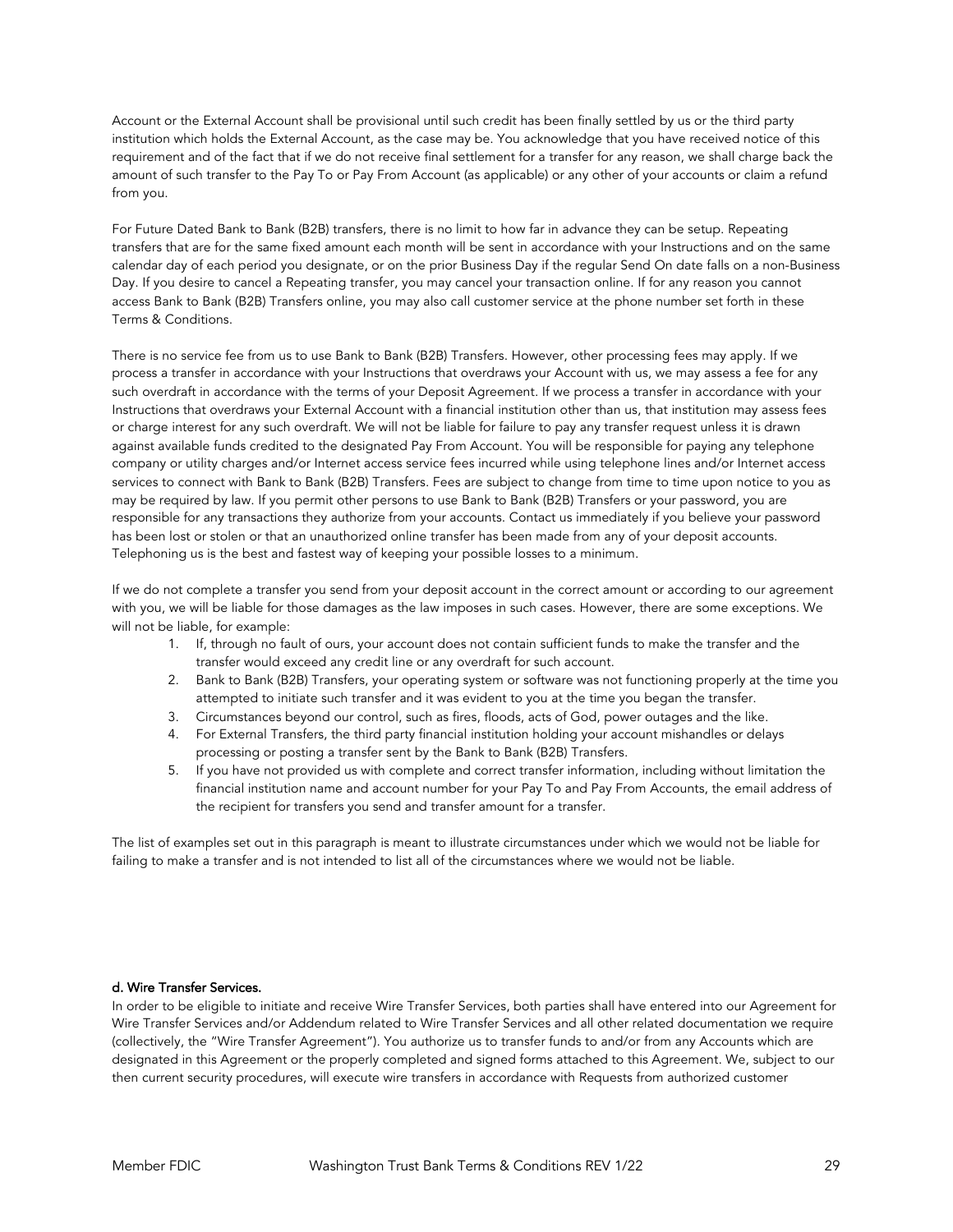Account or the External Account shall be provisional until such credit has been finally settled by us or the third party institution which holds the External Account, as the case may be. You acknowledge that you have received notice of this requirement and of the fact that if we do not receive final settlement for a transfer for any reason, we shall charge back the amount of such transfer to the Pay To or Pay From Account (as applicable) or any other of your accounts or claim a refund from you.

For Future Dated Bank to Bank (B2B) transfers, there is no limit to how far in advance they can be setup. Repeating transfers that are for the same fixed amount each month will be sent in accordance with your Instructions and on the same calendar day of each period you designate, or on the prior Business Day if the regular Send On date falls on a non-Business Day. If you desire to cancel a Repeating transfer, you may cancel your transaction online. If for any reason you cannot access Bank to Bank (B2B) Transfers online, you may also call customer service at the phone number set forth in these Terms & Conditions.

There is no service fee from us to use Bank to Bank (B2B) Transfers. However, other processing fees may apply. If we process a transfer in accordance with your Instructions that overdraws your Account with us, we may assess a fee for any such overdraft in accordance with the terms of your Deposit Agreement. If we process a transfer in accordance with your Instructions that overdraws your External Account with a financial institution other than us, that institution may assess fees or charge interest for any such overdraft. We will not be liable for failure to pay any transfer request unless it is drawn against available funds credited to the designated Pay From Account. You will be responsible for paying any telephone company or utility charges and/or Internet access service fees incurred while using telephone lines and/or Internet access services to connect with Bank to Bank (B2B) Transfers. Fees are subject to change from time to time upon notice to you as may be required by law. If you permit other persons to use Bank to Bank (B2B) Transfers or your password, you are responsible for any transactions they authorize from your accounts. Contact us immediately if you believe your password has been lost or stolen or that an unauthorized online transfer has been made from any of your deposit accounts. Telephoning us is the best and fastest way of keeping your possible losses to a minimum.

If we do not complete a transfer you send from your deposit account in the correct amount or according to our agreement with you, we will be liable for those damages as the law imposes in such cases. However, there are some exceptions. We will not be liable, for example:

1. If, through no fault of ours, your account does not contain sufficient funds to make the transfer and the transfer would exceed any credit line or any overdraft for such account.
2. Bank to Bank (B2B) Transfers, your operating system or software was not functioning properly at the time you attempted to initiate such transfer and it was evident to you at the time you began the transfer.
3. Circumstances beyond our control, such as fires, floods, acts of God, power outages and the like.
4. For External Transfers, the third party financial institution holding your account mishandles or delays processing or posting a transfer sent by the Bank to Bank (B2B) Transfers.
5. If you have not provided us with complete and correct transfer information, including without limitation the financial institution name and account number for your Pay To and Pay From Accounts, the email address of the recipient for transfers you send and transfer amount for a transfer.

The list of examples set out in this paragraph is meant to illustrate circumstances under which we would not be liable for failing to make a transfer and is not intended to list all of the circumstances where we would not be liable.

### d. Wire Transfer Services.

In order to be eligible to initiate and receive Wire Transfer Services, both parties shall have entered into our Agreement for Wire Transfer Services and/or Addendum related to Wire Transfer Services and all other related documentation we require (collectively, the "Wire Transfer Agreement"). You authorize us to transfer funds to and/or from any Accounts which are designated in this Agreement or the properly completed and signed forms attached to this Agreement. We, subject to our then current security procedures, will execute wire transfers in accordance with Requests from authorized customer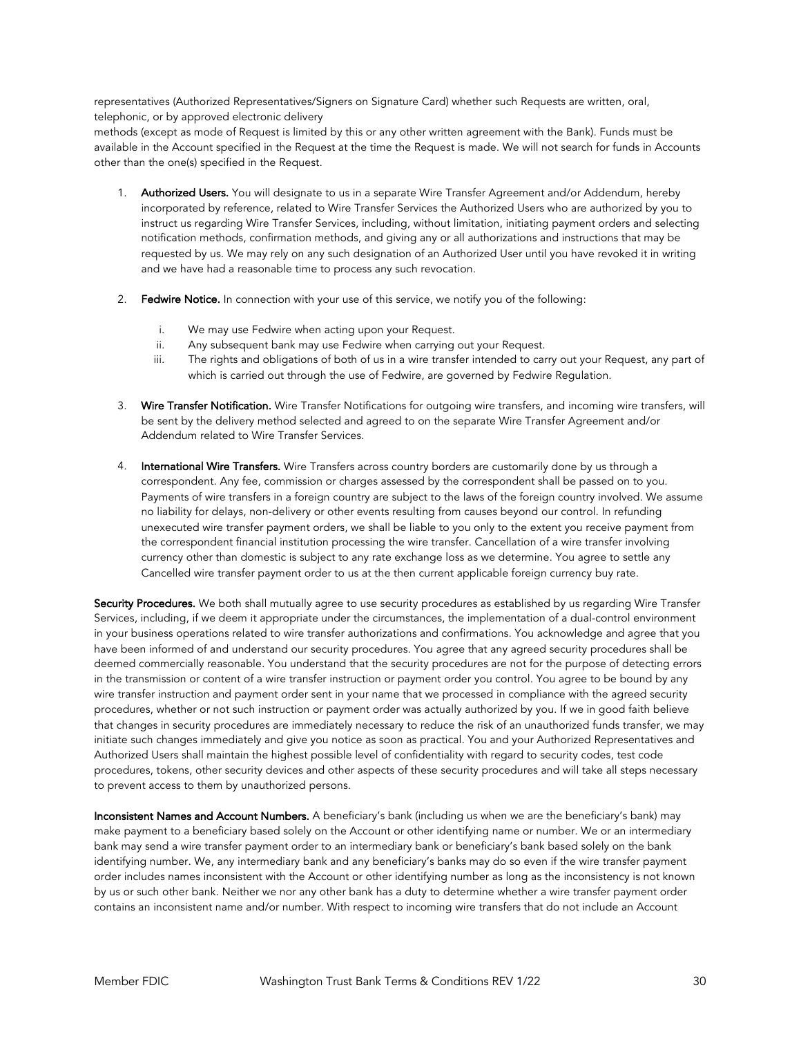representatives (Authorized Representatives/Signers on Signature Card) whether such Requests are written, oral, telephonic, or by approved electronic delivery
methods (except as mode of Request is limited by this or any other written agreement with the Bank). Funds must be available in the Account specified in the Request at the time the Request is made. We will not search for funds in Accounts other than the one(s) specified in the Request.

1. **Authorized Users.** You will designate to us in a separate Wire Transfer Agreement and/or Addendum, hereby incorporated by reference, related to Wire Transfer Services the Authorized Users who are authorized by you to instruct us regarding Wire Transfer Services, including, without limitation, initiating payment orders and selecting notification methods, confirmation methods, and giving any or all authorizations and instructions that may be requested by us. We may rely on any such designation of an Authorized User until you have revoked it in writing and we have had a reasonable time to process any such revocation.

2. **Fedwire Notice.** In connection with your use of this service, we notify you of the following:

   i. We may use Fedwire when acting upon your Request.
   ii. Any subsequent bank may use Fedwire when carrying out your Request.
   iii. The rights and obligations of both of us in a wire transfer intended to carry out your Request, any part of which is carried out through the use of Fedwire, are governed by Fedwire Regulation.

3. **Wire Transfer Notification.** Wire Transfer Notifications for outgoing wire transfers, and incoming wire transfers, will be sent by the delivery method selected and agreed to on the separate Wire Transfer Agreement and/or Addendum related to Wire Transfer Services.

4. **International Wire Transfers.** Wire Transfers across country borders are customarily done by us through a correspondent. Any fee, commission or charges assessed by the correspondent shall be passed on to you. Payments of wire transfers in a foreign country are subject to the laws of the foreign country involved. We assume no liability for delays, non-delivery or other events resulting from causes beyond our control. In refunding unexecuted wire transfer payment orders, we shall be liable to you only to the extent you receive payment from the correspondent financial institution processing the wire transfer. Cancellation of a wire transfer involving currency other than domestic is subject to any rate exchange loss as we determine. You agree to settle any Cancelled wire transfer payment order to us at the then current applicable foreign currency buy rate.

**Security Procedures.** We both shall mutually agree to use security procedures as established by us regarding Wire Transfer Services, including, if we deem it appropriate under the circumstances, the implementation of a dual-control environment in your business operations related to wire transfer authorizations and confirmations. You acknowledge and agree that you have been informed of and understand our security procedures. You agree that any agreed security procedures shall be deemed commercially reasonable. You understand that the security procedures are not for the purpose of detecting errors in the transmission or content of a wire transfer instruction or payment order you control. You agree to be bound by any wire transfer instruction and payment order sent in your name that we processed in compliance with the agreed security procedures, whether or not such instruction or payment order was actually authorized by you. If we in good faith believe that changes in security procedures are immediately necessary to reduce the risk of an unauthorized funds transfer, we may initiate such changes immediately and give you notice as soon as practical. You and your Authorized Representatives and Authorized Users shall maintain the highest possible level of confidentiality with regard to security codes, test code procedures, tokens, other security devices and other aspects of these security procedures and will take all steps necessary to prevent access to them by unauthorized persons.

**Inconsistent Names and Account Numbers.** A beneficiary's bank (including us when we are the beneficiary's bank) may make payment to a beneficiary based solely on the Account or other identifying name or number. We or an intermediary bank may send a wire transfer payment order to an intermediary bank or beneficiary's bank based solely on the bank identifying number. We, any intermediary bank and any beneficiary's banks may do so even if the wire transfer payment order includes names inconsistent with the Account or other identifying number as long as the inconsistency is not known by us or such other bank. Neither we nor any other bank has a duty to determine whether a wire transfer payment order contains an inconsistent name and/or number. With respect to incoming wire transfers that do not include an Account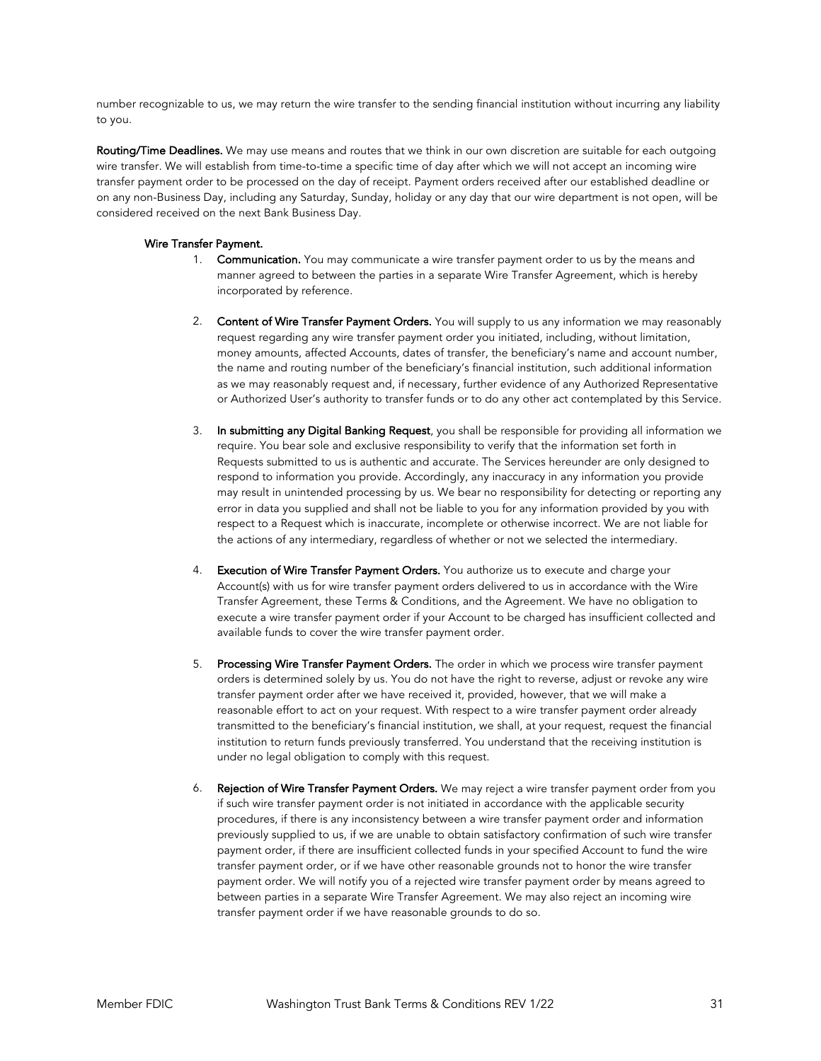number recognizable to us, we may return the wire transfer to the sending financial institution without incurring any liability to you.

**Routing/Time Deadlines.** We may use means and routes that we think in our own discretion are suitable for each outgoing wire transfer. We will establish from time-to-time a specific time of day after which we will not accept an incoming wire transfer payment order to be processed on the day of receipt. Payment orders received after our established deadline or on any non-Business Day, including any Saturday, Sunday, holiday or any day that our wire department is not open, will be considered received on the next Bank Business Day.

**Wire Transfer Payment.**

1. **Communication.** You may communicate a wire transfer payment order to us by the means and manner agreed to between the parties in a separate Wire Transfer Agreement, which is hereby incorporated by reference.

2. **Content of Wire Transfer Payment Orders.** You will supply to us any information we may reasonably request regarding any wire transfer payment order you initiated, including, without limitation, money amounts, affected Accounts, dates of transfer, the beneficiary's name and account number, the name and routing number of the beneficiary's financial institution, such additional information as we may reasonably request and, if necessary, further evidence of any Authorized Representative or Authorized User's authority to transfer funds or to do any other act contemplated by this Service.

3. **In submitting any Digital Banking Request**, you shall be responsible for providing all information we require. You bear sole and exclusive responsibility to verify that the information set forth in Requests submitted to us is authentic and accurate. The Services hereunder are only designed to respond to information you provide. Accordingly, any inaccuracy in any information you provide may result in unintended processing by us. We bear no responsibility for detecting or reporting any error in data you supplied and shall not be liable to you for any information provided by you with respect to a Request which is inaccurate, incomplete or otherwise incorrect. We are not liable for the actions of any intermediary, regardless of whether or not we selected the intermediary.

4. **Execution of Wire Transfer Payment Orders.** You authorize us to execute and charge your Account(s) with us for wire transfer payment orders delivered to us in accordance with the Wire Transfer Agreement, these Terms & Conditions, and the Agreement. We have no obligation to execute a wire transfer payment order if your Account to be charged has insufficient collected and available funds to cover the wire transfer payment order.

5. **Processing Wire Transfer Payment Orders.** The order in which we process wire transfer payment orders is determined solely by us. You do not have the right to reverse, adjust or revoke any wire transfer payment order after we have received it, provided, however, that we will make a reasonable effort to act on your request. With respect to a wire transfer payment order already transmitted to the beneficiary's financial institution, we shall, at your request, request the financial institution to return funds previously transferred. You understand that the receiving institution is under no legal obligation to comply with this request.

6. **Rejection of Wire Transfer Payment Orders.** We may reject a wire transfer payment order from you if such wire transfer payment order is not initiated in accordance with the applicable security procedures, if there is any inconsistency between a wire transfer payment order and information previously supplied to us, if we are unable to obtain satisfactory confirmation of such wire transfer payment order, if there are insufficient collected funds in your specified Account to fund the wire transfer payment order, or if we have other reasonable grounds not to honor the wire transfer payment order. We will notify you of a rejected wire transfer payment order by means agreed to between parties in a separate Wire Transfer Agreement. We may also reject an incoming wire transfer payment order if we have reasonable grounds to do so.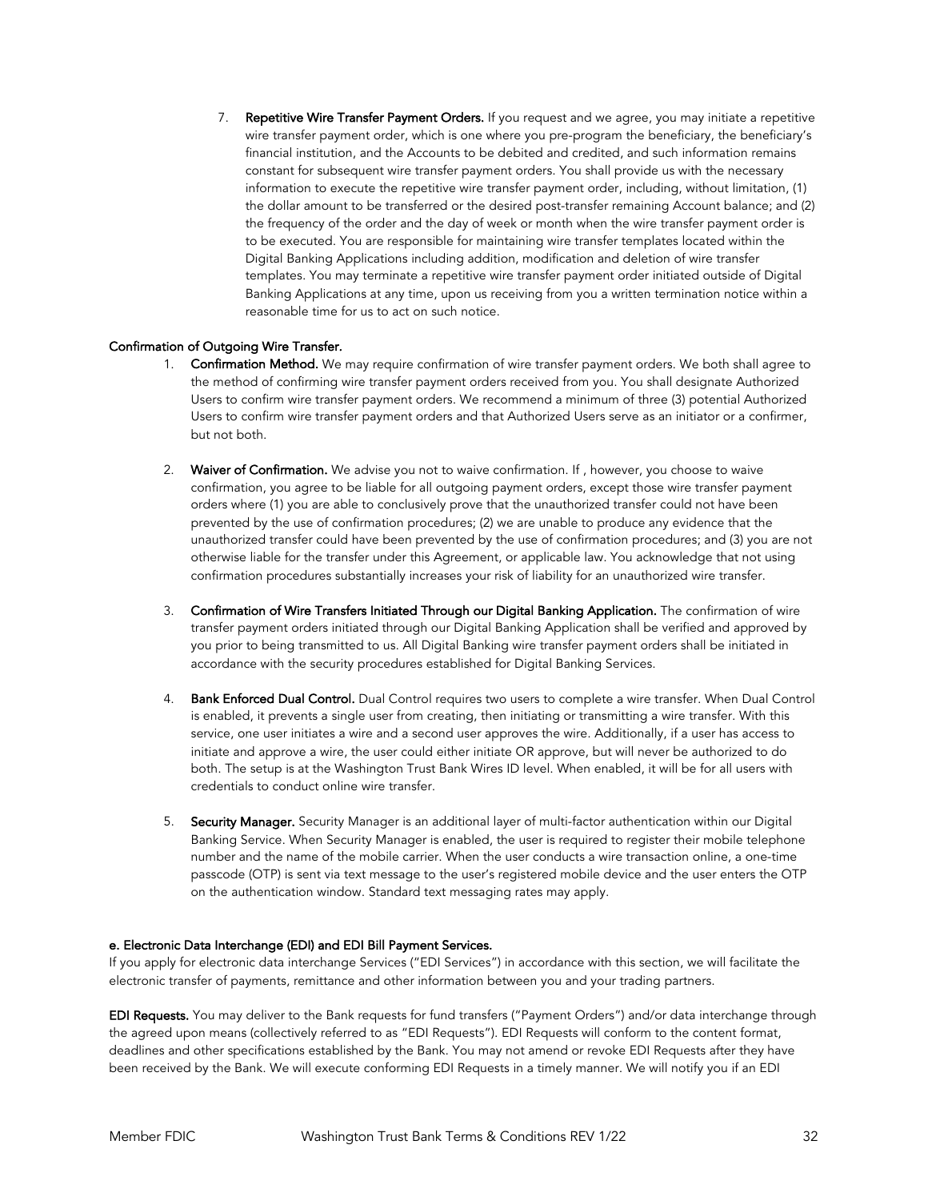7. **Repetitive Wire Transfer Payment Orders.** If you request and we agree, you may initiate a repetitive wire transfer payment order, which is one where you pre-program the beneficiary, the beneficiary's financial institution, and the Accounts to be debited and credited, and such information remains constant for subsequent wire transfer payment orders. You shall provide us with the necessary information to execute the repetitive wire transfer payment order, including, without limitation, (1) the dollar amount to be transferred or the desired post-transfer remaining Account balance; and (2) the frequency of the order and the day of week or month when the wire transfer payment order is to be executed. You are responsible for maintaining wire transfer templates located within the Digital Banking Applications including addition, modification and deletion of wire transfer templates. You may terminate a repetitive wire transfer payment order initiated outside of Digital Banking Applications at any time, upon us receiving from you a written termination notice within a reasonable time for us to act on such notice.

**Confirmation of Outgoing Wire Transfer.**

1. **Confirmation Method.** We may require confirmation of wire transfer payment orders. We both shall agree to the method of confirming wire transfer payment orders received from you. You shall designate Authorized Users to confirm wire transfer payment orders. We recommend a minimum of three (3) potential Authorized Users to confirm wire transfer payment orders and that Authorized Users serve as an initiator or a confirmer, but not both.

2. **Waiver of Confirmation.** We advise you not to waive confirmation. If , however, you choose to waive confirmation, you agree to be liable for all outgoing payment orders, except those wire transfer payment orders where (1) you are able to conclusively prove that the unauthorized transfer could not have been prevented by the use of confirmation procedures; (2) we are unable to produce any evidence that the unauthorized transfer could have been prevented by the use of confirmation procedures; and (3) you are not otherwise liable for the transfer under this Agreement, or applicable law. You acknowledge that not using confirmation procedures substantially increases your risk of liability for an unauthorized wire transfer.

3. **Confirmation of Wire Transfers Initiated Through our Digital Banking Application.** The confirmation of wire transfer payment orders initiated through our Digital Banking Application shall be verified and approved by you prior to being transmitted to us. All Digital Banking wire transfer payment orders shall be initiated in accordance with the security procedures established for Digital Banking Services.

4. **Bank Enforced Dual Control.** Dual Control requires two users to complete a wire transfer. When Dual Control is enabled, it prevents a single user from creating, then initiating or transmitting a wire transfer. With this service, one user initiates a wire and a second user approves the wire. Additionally, if a user has access to initiate and approve a wire, the user could either initiate OR approve, but will never be authorized to do both. The setup is at the Washington Trust Bank Wires ID level. When enabled, it will be for all users with credentials to conduct online wire transfer.

5. **Security Manager.** Security Manager is an additional layer of multi-factor authentication within our Digital Banking Service. When Security Manager is enabled, the user is required to register their mobile telephone number and the name of the mobile carrier. When the user conducts a wire transaction online, a one-time passcode (OTP) is sent via text message to the user's registered mobile device and the user enters the OTP on the authentication window. Standard text messaging rates may apply.

**e. Electronic Data Interchange (EDI) and EDI Bill Payment Services.**

If you apply for electronic data interchange Services ("EDI Services") in accordance with this section, we will facilitate the electronic transfer of payments, remittance and other information between you and your trading partners.

**EDI Requests.** You may deliver to the Bank requests for fund transfers ("Payment Orders") and/or data interchange through the agreed upon means (collectively referred to as "EDI Requests"). EDI Requests will conform to the content format, deadlines and other specifications established by the Bank. You may not amend or revoke EDI Requests after they have been received by the Bank. We will execute conforming EDI Requests in a timely manner. We will notify you if an EDI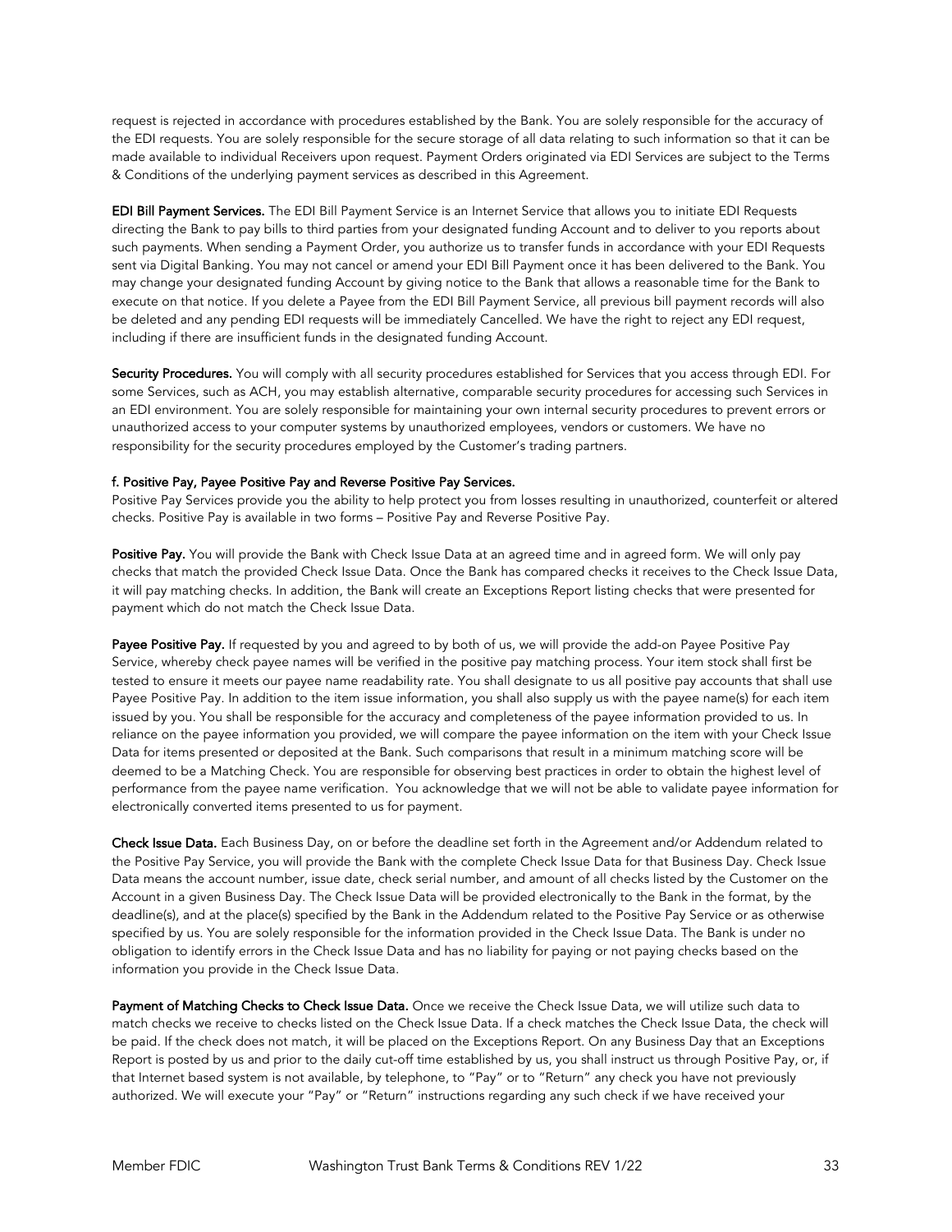request is rejected in accordance with procedures established by the Bank. You are solely responsible for the accuracy of the EDI requests. You are solely responsible for the secure storage of all data relating to such information so that it can be made available to individual Receivers upon request. Payment Orders originated via EDI Services are subject to the Terms & Conditions of the underlying payment services as described in this Agreement.

**EDI Bill Payment Services.** The EDI Bill Payment Service is an Internet Service that allows you to initiate EDI Requests directing the Bank to pay bills to third parties from your designated funding Account and to deliver to you reports about such payments. When sending a Payment Order, you authorize us to transfer funds in accordance with your EDI Requests sent via Digital Banking. You may not cancel or amend your EDI Bill Payment once it has been delivered to the Bank. You may change your designated funding Account by giving notice to the Bank that allows a reasonable time for the Bank to execute on that notice. If you delete a Payee from the EDI Bill Payment Service, all previous bill payment records will also be deleted and any pending EDI requests will be immediately Cancelled. We have the right to reject any EDI request, including if there are insufficient funds in the designated funding Account.

**Security Procedures.** You will comply with all security procedures established for Services that you access through EDI. For some Services, such as ACH, you may establish alternative, comparable security procedures for accessing such Services in an EDI environment. You are solely responsible for maintaining your own internal security procedures to prevent errors or unauthorized access to your computer systems by unauthorized employees, vendors or customers. We have no responsibility for the security procedures employed by the Customer's trading partners.

**f. Positive Pay, Payee Positive Pay and Reverse Positive Pay Services.**

Positive Pay Services provide you the ability to help protect you from losses resulting in unauthorized, counterfeit or altered checks. Positive Pay is available in two forms – Positive Pay and Reverse Positive Pay.

**Positive Pay.** You will provide the Bank with Check Issue Data at an agreed time and in agreed form. We will only pay checks that match the provided Check Issue Data. Once the Bank has compared checks it receives to the Check Issue Data, it will pay matching checks. In addition, the Bank will create an Exceptions Report listing checks that were presented for payment which do not match the Check Issue Data.

**Payee Positive Pay.** If requested by you and agreed to by both of us, we will provide the add-on Payee Positive Pay Service, whereby check payee names will be verified in the positive pay matching process. Your item stock shall first be tested to ensure it meets our payee name readability rate. You shall designate to us all positive pay accounts that shall use Payee Positive Pay. In addition to the item issue information, you shall also supply us with the payee name(s) for each item issued by you. You shall be responsible for the accuracy and completeness of the payee information provided to us. In reliance on the payee information you provided, we will compare the payee information on the item with your Check Issue Data for items presented or deposited at the Bank. Such comparisons that result in a minimum matching score will be deemed to be a Matching Check. You are responsible for observing best practices in order to obtain the highest level of performance from the payee name verification. You acknowledge that we will not be able to validate payee information for electronically converted items presented to us for payment.

**Check Issue Data.** Each Business Day, on or before the deadline set forth in the Agreement and/or Addendum related to the Positive Pay Service, you will provide the Bank with the complete Check Issue Data for that Business Day. Check Issue Data means the account number, issue date, check serial number, and amount of all checks listed by the Customer on the Account in a given Business Day. The Check Issue Data will be provided electronically to the Bank in the format, by the deadline(s), and at the place(s) specified by the Bank in the Addendum related to the Positive Pay Service or as otherwise specified by us. You are solely responsible for the information provided in the Check Issue Data. The Bank is under no obligation to identify errors in the Check Issue Data and has no liability for paying or not paying checks based on the information you provide in the Check Issue Data.

**Payment of Matching Checks to Check Issue Data.** Once we receive the Check Issue Data, we will utilize such data to match checks we receive to checks listed on the Check Issue Data. If a check matches the Check Issue Data, the check will be paid. If the check does not match, it will be placed on the Exceptions Report. On any Business Day that an Exceptions Report is posted by us and prior to the daily cut-off time established by us, you shall instruct us through Positive Pay, or, if that Internet based system is not available, by telephone, to "Pay" or to "Return" any check you have not previously authorized. We will execute your "Pay" or "Return" instructions regarding any such check if we have received your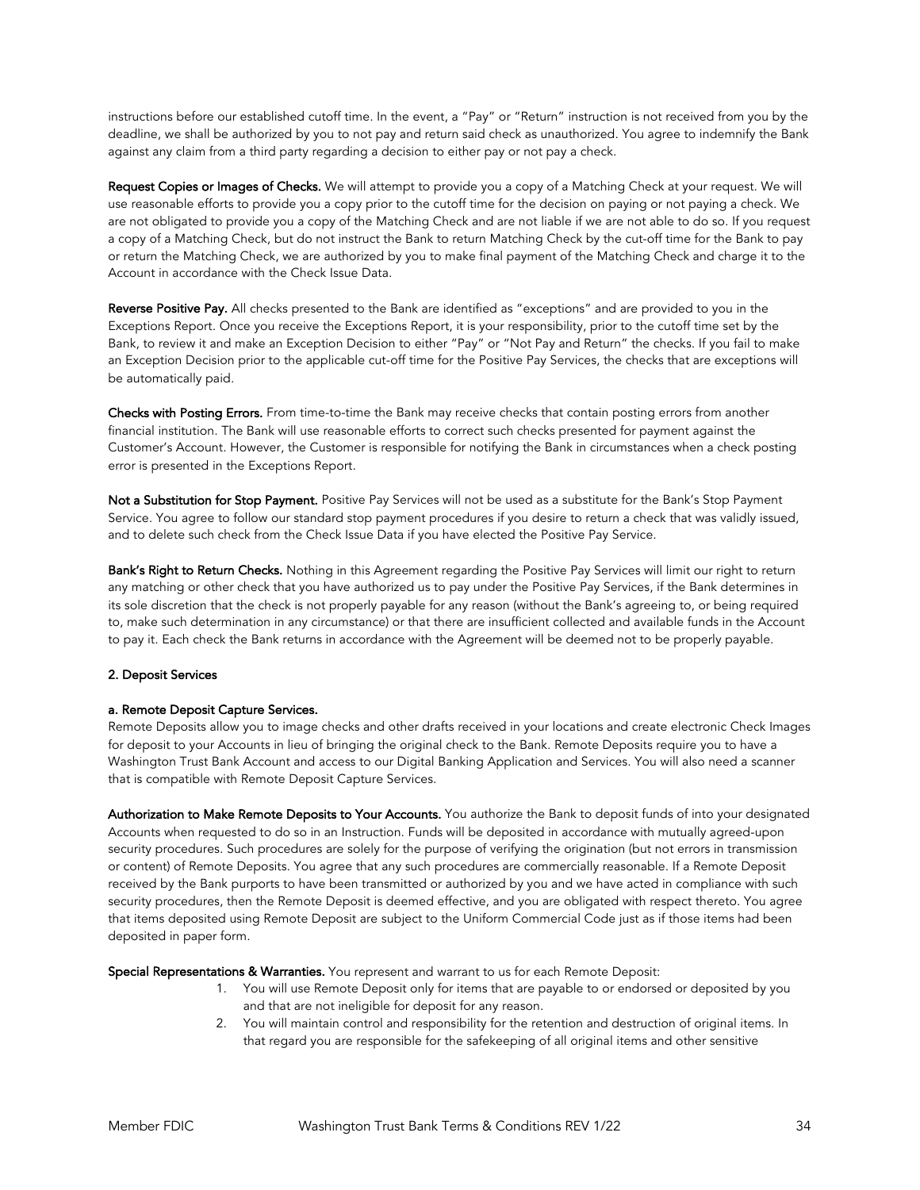instructions before our established cutoff time. In the event, a "Pay" or "Return" instruction is not received from you by the deadline, we shall be authorized by you to not pay and return said check as unauthorized. You agree to indemnify the Bank against any claim from a third party regarding a decision to either pay or not pay a check.

**Request Copies or Images of Checks.** We will attempt to provide you a copy of a Matching Check at your request. We will use reasonable efforts to provide you a copy prior to the cutoff time for the decision on paying or not paying a check. We are not obligated to provide you a copy of the Matching Check and are not liable if we are not able to do so. If you request a copy of a Matching Check, but do not instruct the Bank to return Matching Check by the cut-off time for the Bank to pay or return the Matching Check, we are authorized by you to make final payment of the Matching Check and charge it to the Account in accordance with the Check Issue Data.

**Reverse Positive Pay.** All checks presented to the Bank are identified as "exceptions" and are provided to you in the Exceptions Report. Once you receive the Exceptions Report, it is your responsibility, prior to the cutoff time set by the Bank, to review it and make an Exception Decision to either "Pay" or "Not Pay and Return" the checks. If you fail to make an Exception Decision prior to the applicable cut-off time for the Positive Pay Services, the checks that are exceptions will be automatically paid.

**Checks with Posting Errors.** From time-to-time the Bank may receive checks that contain posting errors from another financial institution. The Bank will use reasonable efforts to correct such checks presented for payment against the Customer's Account. However, the Customer is responsible for notifying the Bank in circumstances when a check posting error is presented in the Exceptions Report.

**Not a Substitution for Stop Payment.** Positive Pay Services will not be used as a substitute for the Bank's Stop Payment Service. You agree to follow our standard stop payment procedures if you desire to return a check that was validly issued, and to delete such check from the Check Issue Data if you have elected the Positive Pay Service.

**Bank's Right to Return Checks.** Nothing in this Agreement regarding the Positive Pay Services will limit our right to return any matching or other check that you have authorized us to pay under the Positive Pay Services, if the Bank determines in its sole discretion that the check is not properly payable for any reason (without the Bank's agreeing to, or being required to, make such determination in any circumstance) or that there are insufficient collected and available funds in the Account to pay it. Each check the Bank returns in accordance with the Agreement will be deemed not to be properly payable.

## 2. Deposit Services

### a. Remote Deposit Capture Services.

Remote Deposits allow you to image checks and other drafts received in your locations and create electronic Check Images for deposit to your Accounts in lieu of bringing the original check to the Bank. Remote Deposits require you to have a Washington Trust Bank Account and access to our Digital Banking Application and Services. You will also need a scanner that is compatible with Remote Deposit Capture Services.

**Authorization to Make Remote Deposits to Your Accounts.** You authorize the Bank to deposit funds of into your designated Accounts when requested to do so in an Instruction. Funds will be deposited in accordance with mutually agreed-upon security procedures. Such procedures are solely for the purpose of verifying the origination (but not errors in transmission or content) of Remote Deposits. You agree that any such procedures are commercially reasonable. If a Remote Deposit received by the Bank purports to have been transmitted or authorized by you and we have acted in compliance with such security procedures, then the Remote Deposit is deemed effective, and you are obligated with respect thereto. You agree that items deposited using Remote Deposit are subject to the Uniform Commercial Code just as if those items had been deposited in paper form.

**Special Representations & Warranties.** You represent and warrant to us for each Remote Deposit:

1. You will use Remote Deposit only for items that are payable to or endorsed or deposited by you and that are not ineligible for deposit for any reason.
2. You will maintain control and responsibility for the retention and destruction of original items. In that regard you are responsible for the safekeeping of all original items and other sensitive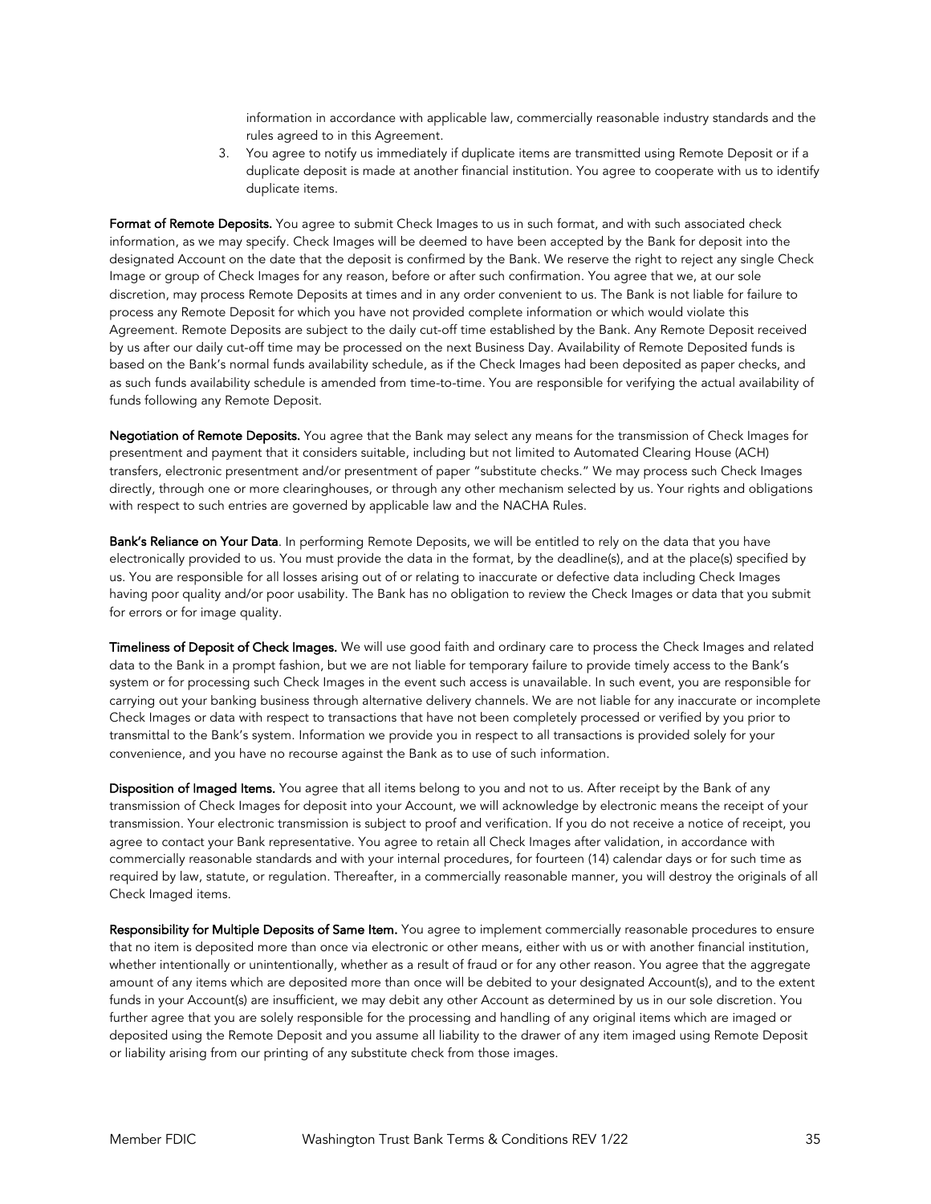information in accordance with applicable law, commercially reasonable industry standards and the rules agreed to in this Agreement.

3. You agree to notify us immediately if duplicate items are transmitted using Remote Deposit or if a duplicate deposit is made at another financial institution. You agree to cooperate with us to identify duplicate items.

**Format of Remote Deposits.** You agree to submit Check Images to us in such format, and with such associated check information, as we may specify. Check Images will be deemed to have been accepted by the Bank for deposit into the designated Account on the date that the deposit is confirmed by the Bank. We reserve the right to reject any single Check Image or group of Check Images for any reason, before or after such confirmation. You agree that we, at our sole discretion, may process Remote Deposits at times and in any order convenient to us. The Bank is not liable for failure to process any Remote Deposit for which you have not provided complete information or which would violate this Agreement. Remote Deposits are subject to the daily cut-off time established by the Bank. Any Remote Deposit received by us after our daily cut-off time may be processed on the next Business Day. Availability of Remote Deposited funds is based on the Bank's normal funds availability schedule, as if the Check Images had been deposited as paper checks, and as such funds availability schedule is amended from time-to-time. You are responsible for verifying the actual availability of funds following any Remote Deposit.

**Negotiation of Remote Deposits.** You agree that the Bank may select any means for the transmission of Check Images for presentment and payment that it considers suitable, including but not limited to Automated Clearing House (ACH) transfers, electronic presentment and/or presentment of paper "substitute checks." We may process such Check Images directly, through one or more clearinghouses, or through any other mechanism selected by us. Your rights and obligations with respect to such entries are governed by applicable law and the NACHA Rules.

**Bank's Reliance on Your Data**. In performing Remote Deposits, we will be entitled to rely on the data that you have electronically provided to us. You must provide the data in the format, by the deadline(s), and at the place(s) specified by us. You are responsible for all losses arising out of or relating to inaccurate or defective data including Check Images having poor quality and/or poor usability. The Bank has no obligation to review the Check Images or data that you submit for errors or for image quality.

**Timeliness of Deposit of Check Images.** We will use good faith and ordinary care to process the Check Images and related data to the Bank in a prompt fashion, but we are not liable for temporary failure to provide timely access to the Bank's system or for processing such Check Images in the event such access is unavailable. In such event, you are responsible for carrying out your banking business through alternative delivery channels. We are not liable for any inaccurate or incomplete Check Images or data with respect to transactions that have not been completely processed or verified by you prior to transmittal to the Bank's system. Information we provide you in respect to all transactions is provided solely for your convenience, and you have no recourse against the Bank as to use of such information.

**Disposition of Imaged Items.** You agree that all items belong to you and not to us. After receipt by the Bank of any transmission of Check Images for deposit into your Account, we will acknowledge by electronic means the receipt of your transmission. Your electronic transmission is subject to proof and verification. If you do not receive a notice of receipt, you agree to contact your Bank representative. You agree to retain all Check Images after validation, in accordance with commercially reasonable standards and with your internal procedures, for fourteen (14) calendar days or for such time as required by law, statute, or regulation. Thereafter, in a commercially reasonable manner, you will destroy the originals of all Check Imaged items.

**Responsibility for Multiple Deposits of Same Item.** You agree to implement commercially reasonable procedures to ensure that no item is deposited more than once via electronic or other means, either with us or with another financial institution, whether intentionally or unintentionally, whether as a result of fraud or for any other reason. You agree that the aggregate amount of any items which are deposited more than once will be debited to your designated Account(s), and to the extent funds in your Account(s) are insufficient, we may debit any other Account as determined by us in our sole discretion. You further agree that you are solely responsible for the processing and handling of any original items which are imaged or deposited using the Remote Deposit and you assume all liability to the drawer of any item imaged using Remote Deposit or liability arising from our printing of any substitute check from those images.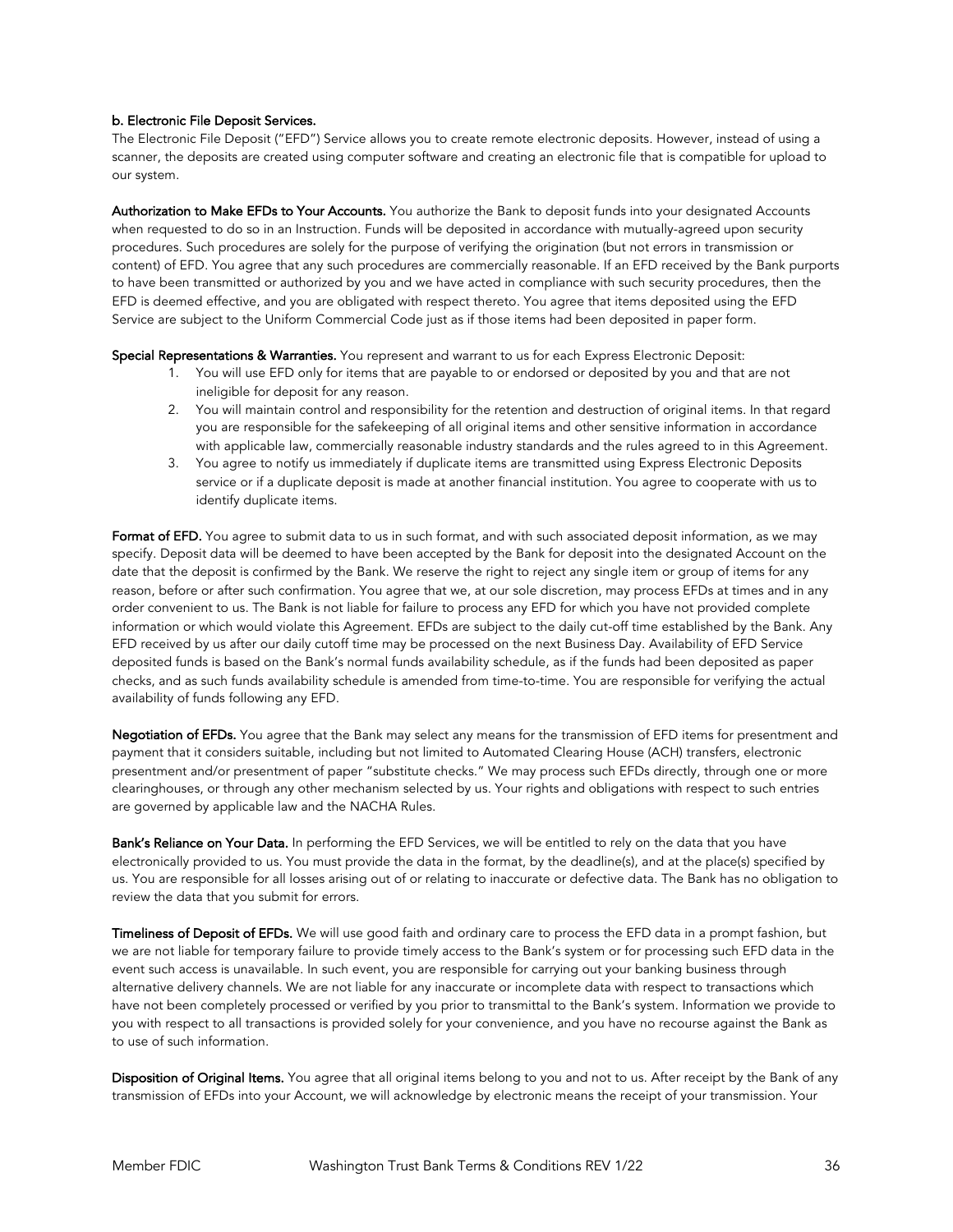**b. Electronic File Deposit Services.**

The Electronic File Deposit ("EFD") Service allows you to create remote electronic deposits. However, instead of using a scanner, the deposits are created using computer software and creating an electronic file that is compatible for upload to our system.

**Authorization to Make EFDs to Your Accounts.** You authorize the Bank to deposit funds into your designated Accounts when requested to do so in an Instruction. Funds will be deposited in accordance with mutually-agreed upon security procedures. Such procedures are solely for the purpose of verifying the origination (but not errors in transmission or content) of EFD. You agree that any such procedures are commercially reasonable. If an EFD received by the Bank purports to have been transmitted or authorized by you and we have acted in compliance with such security procedures, then the EFD is deemed effective, and you are obligated with respect thereto. You agree that items deposited using the EFD Service are subject to the Uniform Commercial Code just as if those items had been deposited in paper form.

**Special Representations & Warranties.** You represent and warrant to us for each Express Electronic Deposit:

1. You will use EFD only for items that are payable to or endorsed or deposited by you and that are not ineligible for deposit for any reason.
2. You will maintain control and responsibility for the retention and destruction of original items. In that regard you are responsible for the safekeeping of all original items and other sensitive information in accordance with applicable law, commercially reasonable industry standards and the rules agreed to in this Agreement.
3. You agree to notify us immediately if duplicate items are transmitted using Express Electronic Deposits service or if a duplicate deposit is made at another financial institution. You agree to cooperate with us to identify duplicate items.

**Format of EFD.** You agree to submit data to us in such format, and with such associated deposit information, as we may specify. Deposit data will be deemed to have been accepted by the Bank for deposit into the designated Account on the date that the deposit is confirmed by the Bank. We reserve the right to reject any single item or group of items for any reason, before or after such confirmation. You agree that we, at our sole discretion, may process EFDs at times and in any order convenient to us. The Bank is not liable for failure to process any EFD for which you have not provided complete information or which would violate this Agreement. EFDs are subject to the daily cut-off time established by the Bank. Any EFD received by us after our daily cutoff time may be processed on the next Business Day. Availability of EFD Service deposited funds is based on the Bank's normal funds availability schedule, as if the funds had been deposited as paper checks, and as such funds availability schedule is amended from time-to-time. You are responsible for verifying the actual availability of funds following any EFD.

**Negotiation of EFDs.** You agree that the Bank may select any means for the transmission of EFD items for presentment and payment that it considers suitable, including but not limited to Automated Clearing House (ACH) transfers, electronic presentment and/or presentment of paper "substitute checks." We may process such EFDs directly, through one or more clearinghouses, or through any other mechanism selected by us. Your rights and obligations with respect to such entries are governed by applicable law and the NACHA Rules.

**Bank's Reliance on Your Data.** In performing the EFD Services, we will be entitled to rely on the data that you have electronically provided to us. You must provide the data in the format, by the deadline(s), and at the place(s) specified by us. You are responsible for all losses arising out of or relating to inaccurate or defective data. The Bank has no obligation to review the data that you submit for errors.

**Timeliness of Deposit of EFDs.** We will use good faith and ordinary care to process the EFD data in a prompt fashion, but we are not liable for temporary failure to provide timely access to the Bank's system or for processing such EFD data in the event such access is unavailable. In such event, you are responsible for carrying out your banking business through alternative delivery channels. We are not liable for any inaccurate or incomplete data with respect to transactions which have not been completely processed or verified by you prior to transmittal to the Bank's system. Information we provide to you with respect to all transactions is provided solely for your convenience, and you have no recourse against the Bank as to use of such information.

**Disposition of Original Items.** You agree that all original items belong to you and not to us. After receipt by the Bank of any transmission of EFDs into your Account, we will acknowledge by electronic means the receipt of your transmission. Your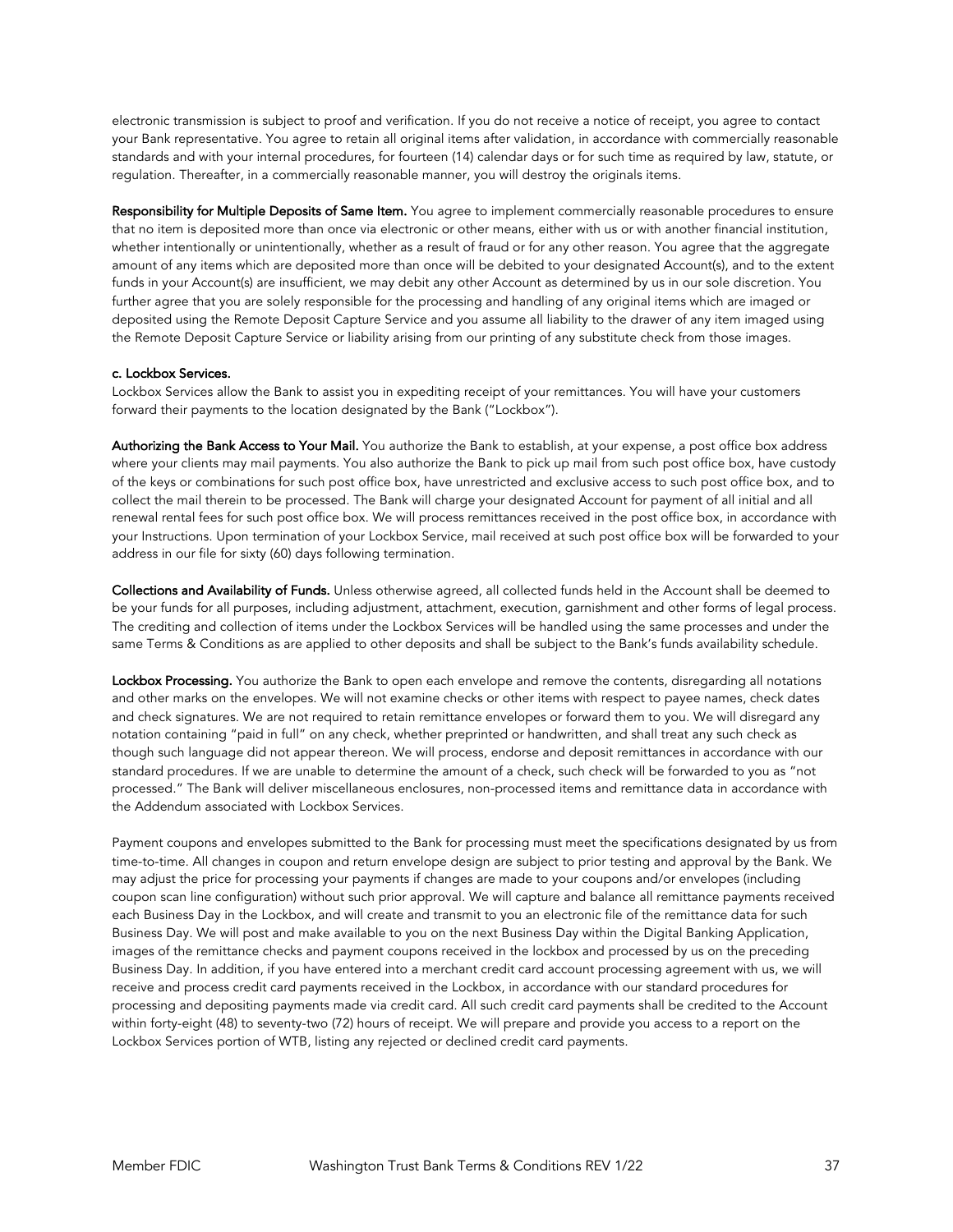electronic transmission is subject to proof and verification. If you do not receive a notice of receipt, you agree to contact your Bank representative. You agree to retain all original items after validation, in accordance with commercially reasonable standards and with your internal procedures, for fourteen (14) calendar days or for such time as required by law, statute, or regulation. Thereafter, in a commercially reasonable manner, you will destroy the originals items.

**Responsibility for Multiple Deposits of Same Item.** You agree to implement commercially reasonable procedures to ensure that no item is deposited more than once via electronic or other means, either with us or with another financial institution, whether intentionally or unintentionally, whether as a result of fraud or for any other reason. You agree that the aggregate amount of any items which are deposited more than once will be debited to your designated Account(s), and to the extent funds in your Account(s) are insufficient, we may debit any other Account as determined by us in our sole discretion. You further agree that you are solely responsible for the processing and handling of any original items which are imaged or deposited using the Remote Deposit Capture Service and you assume all liability to the drawer of any item imaged using the Remote Deposit Capture Service or liability arising from our printing of any substitute check from those images.

**c. Lockbox Services.**

Lockbox Services allow the Bank to assist you in expediting receipt of your remittances. You will have your customers forward their payments to the location designated by the Bank ("Lockbox").

**Authorizing the Bank Access to Your Mail.** You authorize the Bank to establish, at your expense, a post office box address where your clients may mail payments. You also authorize the Bank to pick up mail from such post office box, have custody of the keys or combinations for such post office box, have unrestricted and exclusive access to such post office box, and to collect the mail therein to be processed. The Bank will charge your designated Account for payment of all initial and all renewal rental fees for such post office box. We will process remittances received in the post office box, in accordance with your Instructions. Upon termination of your Lockbox Service, mail received at such post office box will be forwarded to your address in our file for sixty (60) days following termination.

**Collections and Availability of Funds.** Unless otherwise agreed, all collected funds held in the Account shall be deemed to be your funds for all purposes, including adjustment, attachment, execution, garnishment and other forms of legal process. The crediting and collection of items under the Lockbox Services will be handled using the same processes and under the same Terms & Conditions as are applied to other deposits and shall be subject to the Bank's funds availability schedule.

**Lockbox Processing.** You authorize the Bank to open each envelope and remove the contents, disregarding all notations and other marks on the envelopes. We will not examine checks or other items with respect to payee names, check dates and check signatures. We are not required to retain remittance envelopes or forward them to you. We will disregard any notation containing "paid in full" on any check, whether preprinted or handwritten, and shall treat any such check as though such language did not appear thereon. We will process, endorse and deposit remittances in accordance with our standard procedures. If we are unable to determine the amount of a check, such check will be forwarded to you as "not processed." The Bank will deliver miscellaneous enclosures, non-processed items and remittance data in accordance with the Addendum associated with Lockbox Services.

Payment coupons and envelopes submitted to the Bank for processing must meet the specifications designated by us from time-to-time. All changes in coupon and return envelope design are subject to prior testing and approval by the Bank. We may adjust the price for processing your payments if changes are made to your coupons and/or envelopes (including coupon scan line configuration) without such prior approval. We will capture and balance all remittance payments received each Business Day in the Lockbox, and will create and transmit to you an electronic file of the remittance data for such Business Day. We will post and make available to you on the next Business Day within the Digital Banking Application, images of the remittance checks and payment coupons received in the lockbox and processed by us on the preceding Business Day. In addition, if you have entered into a merchant credit card account processing agreement with us, we will receive and process credit card payments received in the Lockbox, in accordance with our standard procedures for processing and depositing payments made via credit card. All such credit card payments shall be credited to the Account within forty-eight (48) to seventy-two (72) hours of receipt. We will prepare and provide you access to a report on the Lockbox Services portion of WTB, listing any rejected or declined credit card payments.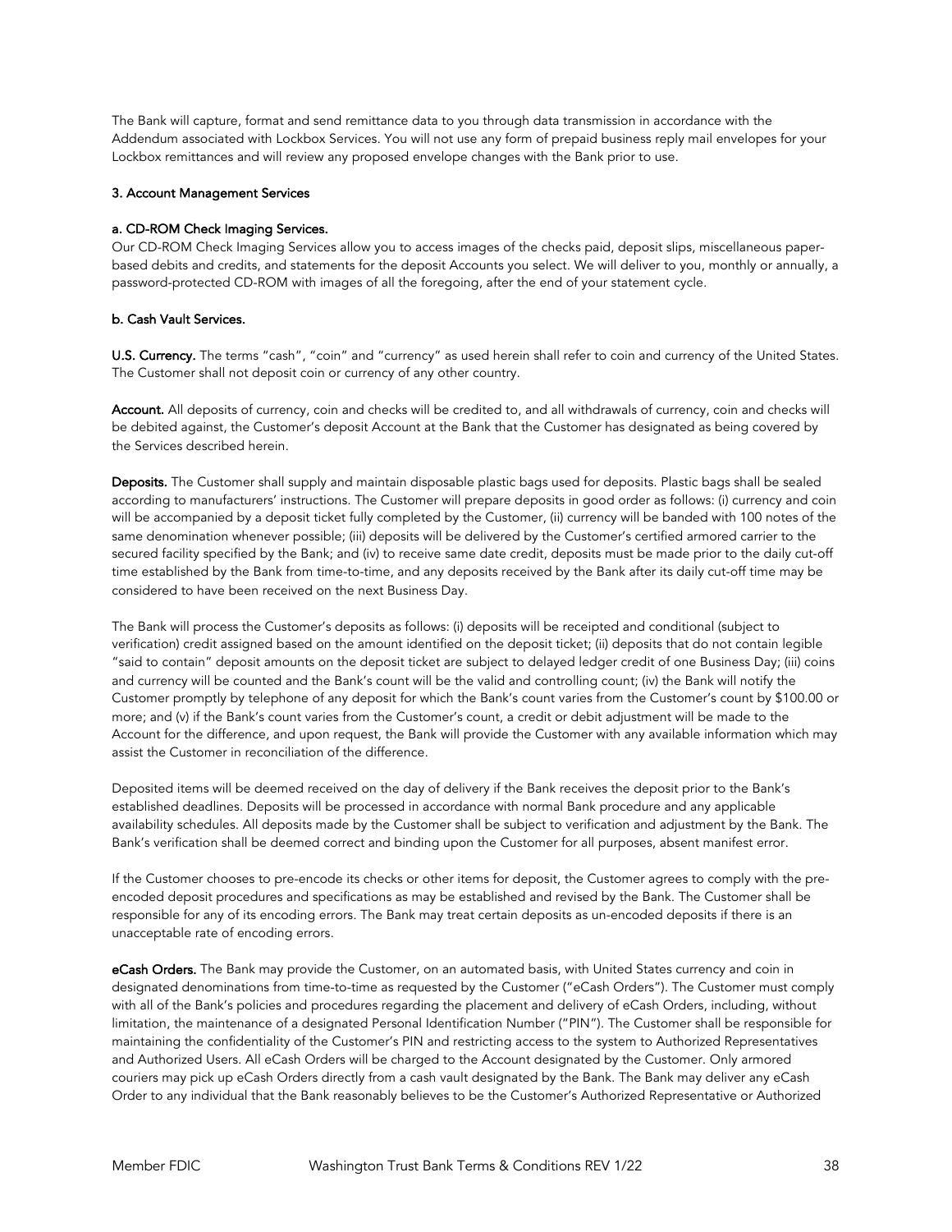The Bank will capture, format and send remittance data to you through data transmission in accordance with the Addendum associated with Lockbox Services. You will not use any form of prepaid business reply mail envelopes for your Lockbox remittances and will review any proposed envelope changes with the Bank prior to use.

### 3. Account Management Services

#### a. CD-ROM Check Imaging Services.

Our CD-ROM Check Imaging Services allow you to access images of the checks paid, deposit slips, miscellaneous paper-based debits and credits, and statements for the deposit Accounts you select. We will deliver to you, monthly or annually, a password-protected CD-ROM with images of all the foregoing, after the end of your statement cycle.

#### b. Cash Vault Services.

**U.S. Currency.** The terms "cash", "coin" and "currency" as used herein shall refer to coin and currency of the United States. The Customer shall not deposit coin or currency of any other country.

**Account.** All deposits of currency, coin and checks will be credited to, and all withdrawals of currency, coin and checks will be debited against, the Customer's deposit Account at the Bank that the Customer has designated as being covered by the Services described herein.

**Deposits.** The Customer shall supply and maintain disposable plastic bags used for deposits. Plastic bags shall be sealed according to manufacturers' instructions. The Customer will prepare deposits in good order as follows: (i) currency and coin will be accompanied by a deposit ticket fully completed by the Customer, (ii) currency will be banded with 100 notes of the same denomination whenever possible; (iii) deposits will be delivered by the Customer's certified armored carrier to the secured facility specified by the Bank; and (iv) to receive same date credit, deposits must be made prior to the daily cut-off time established by the Bank from time-to-time, and any deposits received by the Bank after its daily cut-off time may be considered to have been received on the next Business Day.

The Bank will process the Customer's deposits as follows: (i) deposits will be receipted and conditional (subject to verification) credit assigned based on the amount identified on the deposit ticket; (ii) deposits that do not contain legible "said to contain" deposit amounts on the deposit ticket are subject to delayed ledger credit of one Business Day; (iii) coins and currency will be counted and the Bank's count will be the valid and controlling count; (iv) the Bank will notify the Customer promptly by telephone of any deposit for which the Bank's count varies from the Customer's count by $100.00 or more; and (v) if the Bank's count varies from the Customer's count, a credit or debit adjustment will be made to the Account for the difference, and upon request, the Bank will provide the Customer with any available information which may assist the Customer in reconciliation of the difference.

Deposited items will be deemed received on the day of delivery if the Bank receives the deposit prior to the Bank's established deadlines. Deposits will be processed in accordance with normal Bank procedure and any applicable availability schedules. All deposits made by the Customer shall be subject to verification and adjustment by the Bank. The Bank's verification shall be deemed correct and binding upon the Customer for all purposes, absent manifest error.

If the Customer chooses to pre-encode its checks or other items for deposit, the Customer agrees to comply with the pre-encoded deposit procedures and specifications as may be established and revised by the Bank. The Customer shall be responsible for any of its encoding errors. The Bank may treat certain deposits as un-encoded deposits if there is an unacceptable rate of encoding errors.

**eCash Orders.** The Bank may provide the Customer, on an automated basis, with United States currency and coin in designated denominations from time-to-time as requested by the Customer ("eCash Orders"). The Customer must comply with all of the Bank's policies and procedures regarding the placement and delivery of eCash Orders, including, without limitation, the maintenance of a designated Personal Identification Number ("PIN"). The Customer shall be responsible for maintaining the confidentiality of the Customer's PIN and restricting access to the system to Authorized Representatives and Authorized Users. All eCash Orders will be charged to the Account designated by the Customer. Only armored couriers may pick up eCash Orders directly from a cash vault designated by the Bank. The Bank may deliver any eCash Order to any individual that the Bank reasonably believes to be the Customer's Authorized Representative or Authorized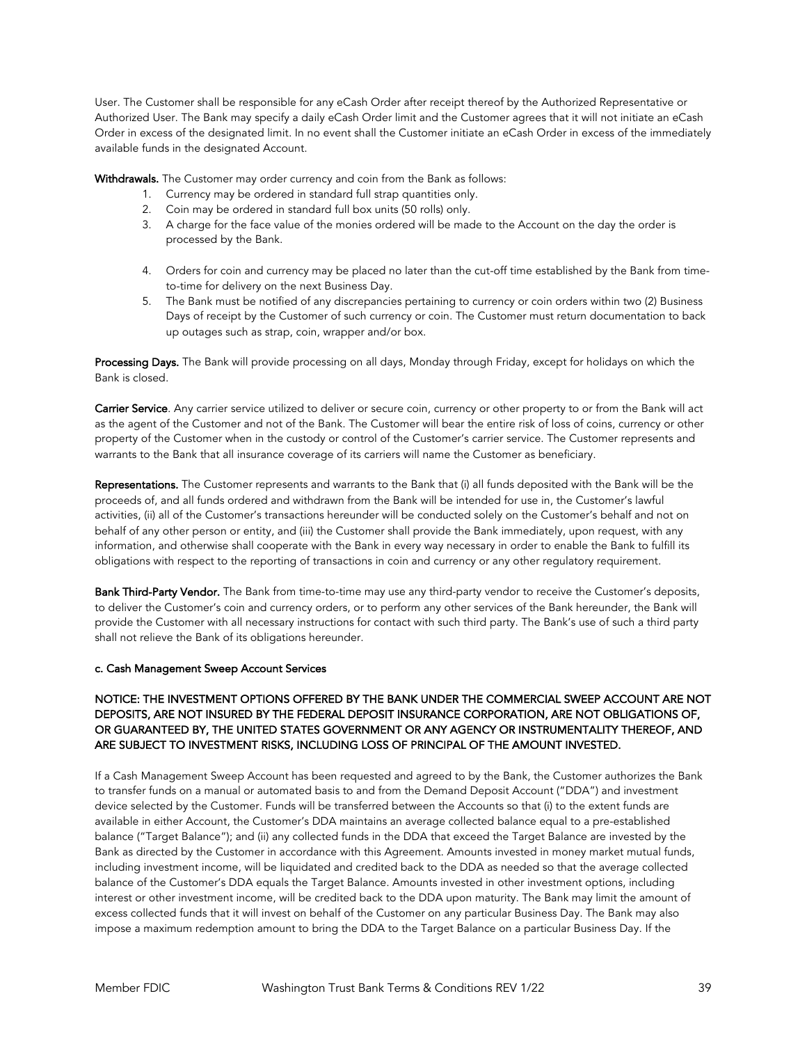User. The Customer shall be responsible for any eCash Order after receipt thereof by the Authorized Representative or Authorized User. The Bank may specify a daily eCash Order limit and the Customer agrees that it will not initiate an eCash Order in excess of the designated limit. In no event shall the Customer initiate an eCash Order in excess of the immediately available funds in the designated Account.

**Withdrawals.** The Customer may order currency and coin from the Bank as follows:

1. Currency may be ordered in standard full strap quantities only.
2. Coin may be ordered in standard full box units (50 rolls) only.
3. A charge for the face value of the monies ordered will be made to the Account on the day the order is processed by the Bank.
4. Orders for coin and currency may be placed no later than the cut-off time established by the Bank from time-to-time for delivery on the next Business Day.
5. The Bank must be notified of any discrepancies pertaining to currency or coin orders within two (2) Business Days of receipt by the Customer of such currency or coin. The Customer must return documentation to back up outages such as strap, coin, wrapper and/or box.

**Processing Days.** The Bank will provide processing on all days, Monday through Friday, except for holidays on which the Bank is closed.

**Carrier Service**. Any carrier service utilized to deliver or secure coin, currency or other property to or from the Bank will act as the agent of the Customer and not of the Bank. The Customer will bear the entire risk of loss of coins, currency or other property of the Customer when in the custody or control of the Customer's carrier service. The Customer represents and warrants to the Bank that all insurance coverage of its carriers will name the Customer as beneficiary.

**Representations.** The Customer represents and warrants to the Bank that (i) all funds deposited with the Bank will be the proceeds of, and all funds ordered and withdrawn from the Bank will be intended for use in, the Customer's lawful activities, (ii) all of the Customer's transactions hereunder will be conducted solely on the Customer's behalf and not on behalf of any other person or entity, and (iii) the Customer shall provide the Bank immediately, upon request, with any information, and otherwise shall cooperate with the Bank in every way necessary in order to enable the Bank to fulfill its obligations with respect to the reporting of transactions in coin and currency or any other regulatory requirement.

**Bank Third-Party Vendor.** The Bank from time-to-time may use any third-party vendor to receive the Customer's deposits, to deliver the Customer's coin and currency orders, or to perform any other services of the Bank hereunder, the Bank will provide the Customer with all necessary instructions for contact with such third party. The Bank's use of such a third party shall not relieve the Bank of its obligations hereunder.

**c. Cash Management Sweep Account Services**

**NOTICE: THE INVESTMENT OPTIONS OFFERED BY THE BANK UNDER THE COMMERCIAL SWEEP ACCOUNT ARE NOT DEPOSITS, ARE NOT INSURED BY THE FEDERAL DEPOSIT INSURANCE CORPORATION, ARE NOT OBLIGATIONS OF, OR GUARANTEED BY, THE UNITED STATES GOVERNMENT OR ANY AGENCY OR INSTRUMENTALITY THEREOF, AND ARE SUBJECT TO INVESTMENT RISKS, INCLUDING LOSS OF PRINCIPAL OF THE AMOUNT INVESTED.**

If a Cash Management Sweep Account has been requested and agreed to by the Bank, the Customer authorizes the Bank to transfer funds on a manual or automated basis to and from the Demand Deposit Account ("DDA") and investment device selected by the Customer. Funds will be transferred between the Accounts so that (i) to the extent funds are available in either Account, the Customer's DDA maintains an average collected balance equal to a pre-established balance ("Target Balance"); and (ii) any collected funds in the DDA that exceed the Target Balance are invested by the Bank as directed by the Customer in accordance with this Agreement. Amounts invested in money market mutual funds, including investment income, will be liquidated and credited back to the DDA as needed so that the average collected balance of the Customer's DDA equals the Target Balance. Amounts invested in other investment options, including interest or other investment income, will be credited back to the DDA upon maturity. The Bank may limit the amount of excess collected funds that it will invest on behalf of the Customer on any particular Business Day. The Bank may also impose a maximum redemption amount to bring the DDA to the Target Balance on a particular Business Day. If the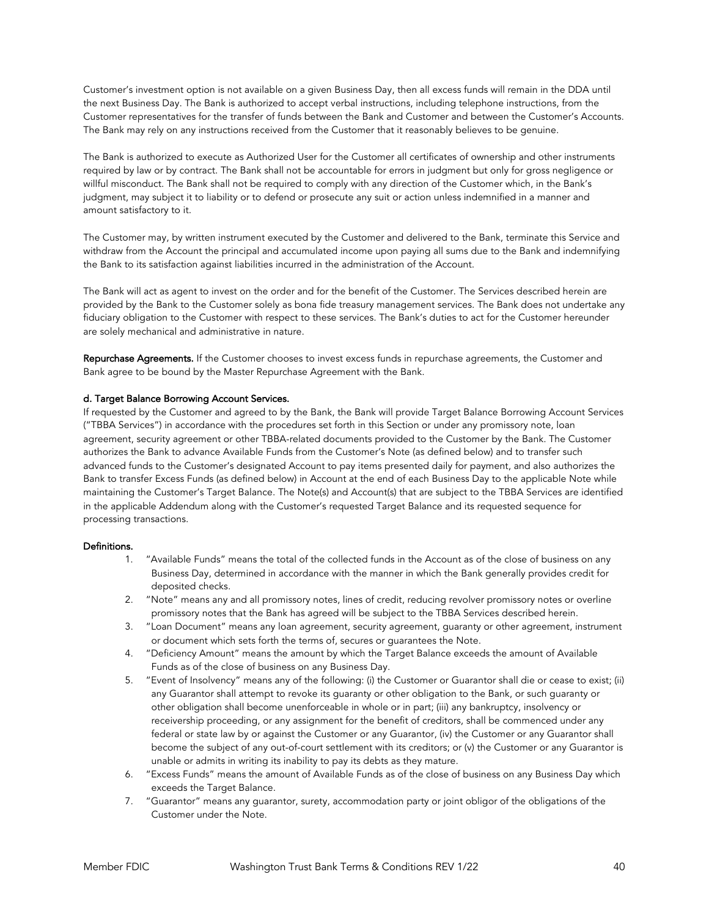Customer's investment option is not available on a given Business Day, then all excess funds will remain in the DDA until the next Business Day. The Bank is authorized to accept verbal instructions, including telephone instructions, from the Customer representatives for the transfer of funds between the Bank and Customer and between the Customer's Accounts. The Bank may rely on any instructions received from the Customer that it reasonably believes to be genuine.

The Bank is authorized to execute as Authorized User for the Customer all certificates of ownership and other instruments required by law or by contract. The Bank shall not be accountable for errors in judgment but only for gross negligence or willful misconduct. The Bank shall not be required to comply with any direction of the Customer which, in the Bank's judgment, may subject it to liability or to defend or prosecute any suit or action unless indemnified in a manner and amount satisfactory to it.

The Customer may, by written instrument executed by the Customer and delivered to the Bank, terminate this Service and withdraw from the Account the principal and accumulated income upon paying all sums due to the Bank and indemnifying the Bank to its satisfaction against liabilities incurred in the administration of the Account.

The Bank will act as agent to invest on the order and for the benefit of the Customer. The Services described herein are provided by the Bank to the Customer solely as bona fide treasury management services. The Bank does not undertake any fiduciary obligation to the Customer with respect to these services. The Bank's duties to act for the Customer hereunder are solely mechanical and administrative in nature.

**Repurchase Agreements.** If the Customer chooses to invest excess funds in repurchase agreements, the Customer and Bank agree to be bound by the Master Repurchase Agreement with the Bank.

**d. Target Balance Borrowing Account Services.**

If requested by the Customer and agreed to by the Bank, the Bank will provide Target Balance Borrowing Account Services ("TBBA Services") in accordance with the procedures set forth in this Section or under any promissory note, loan agreement, security agreement or other TBBA-related documents provided to the Customer by the Bank. The Customer authorizes the Bank to advance Available Funds from the Customer's Note (as defined below) and to transfer such advanced funds to the Customer's designated Account to pay items presented daily for payment, and also authorizes the Bank to transfer Excess Funds (as defined below) in Account at the end of each Business Day to the applicable Note while maintaining the Customer's Target Balance. The Note(s) and Account(s) that are subject to the TBBA Services are identified in the applicable Addendum along with the Customer's requested Target Balance and its requested sequence for processing transactions.

**Definitions.**

1. "Available Funds" means the total of the collected funds in the Account as of the close of business on any Business Day, determined in accordance with the manner in which the Bank generally provides credit for deposited checks.
2. "Note" means any and all promissory notes, lines of credit, reducing revolver promissory notes or overline promissory notes that the Bank has agreed will be subject to the TBBA Services described herein.
3. "Loan Document" means any loan agreement, security agreement, guaranty or other agreement, instrument or document which sets forth the terms of, secures or guarantees the Note.
4. "Deficiency Amount" means the amount by which the Target Balance exceeds the amount of Available Funds as of the close of business on any Business Day.
5. "Event of Insolvency" means any of the following: (i) the Customer or Guarantor shall die or cease to exist; (ii) any Guarantor shall attempt to revoke its guaranty or other obligation to the Bank, or such guaranty or other obligation shall become unenforceable in whole or in part; (iii) any bankruptcy, insolvency or receivership proceeding, or any assignment for the benefit of creditors, shall be commenced under any federal or state law by or against the Customer or any Guarantor, (iv) the Customer or any Guarantor shall become the subject of any out-of-court settlement with its creditors; or (v) the Customer or any Guarantor is unable or admits in writing its inability to pay its debts as they mature.
6. "Excess Funds" means the amount of Available Funds as of the close of business on any Business Day which exceeds the Target Balance.
7. "Guarantor" means any guarantor, surety, accommodation party or joint obligor of the obligations of the Customer under the Note.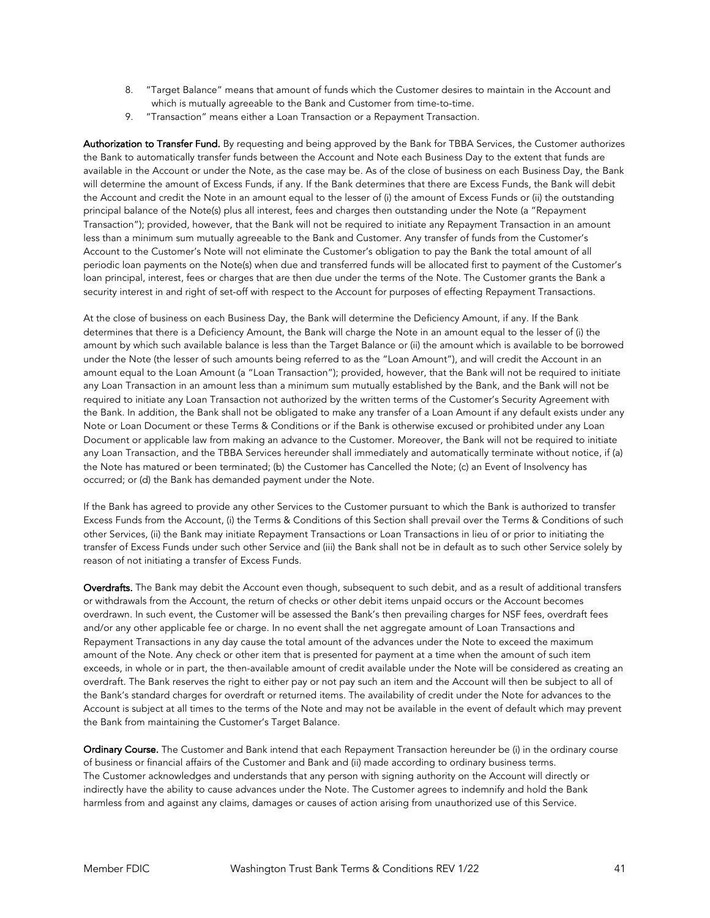8. "Target Balance" means that amount of funds which the Customer desires to maintain in the Account and which is mutually agreeable to the Bank and Customer from time-to-time.
9. "Transaction" means either a Loan Transaction or a Repayment Transaction.

**Authorization to Transfer Fund.** By requesting and being approved by the Bank for TBBA Services, the Customer authorizes the Bank to automatically transfer funds between the Account and Note each Business Day to the extent that funds are available in the Account or under the Note, as the case may be. As of the close of business on each Business Day, the Bank will determine the amount of Excess Funds, if any. If the Bank determines that there are Excess Funds, the Bank will debit the Account and credit the Note in an amount equal to the lesser of (i) the amount of Excess Funds or (ii) the outstanding principal balance of the Note(s) plus all interest, fees and charges then outstanding under the Note (a "Repayment Transaction"); provided, however, that the Bank will not be required to initiate any Repayment Transaction in an amount less than a minimum sum mutually agreeable to the Bank and Customer. Any transfer of funds from the Customer's Account to the Customer's Note will not eliminate the Customer's obligation to pay the Bank the total amount of all periodic loan payments on the Note(s) when due and transferred funds will be allocated first to payment of the Customer's loan principal, interest, fees or charges that are then due under the terms of the Note. The Customer grants the Bank a security interest in and right of set-off with respect to the Account for purposes of effecting Repayment Transactions.

At the close of business on each Business Day, the Bank will determine the Deficiency Amount, if any. If the Bank determines that there is a Deficiency Amount, the Bank will charge the Note in an amount equal to the lesser of (i) the amount by which such available balance is less than the Target Balance or (ii) the amount which is available to be borrowed under the Note (the lesser of such amounts being referred to as the "Loan Amount"), and will credit the Account in an amount equal to the Loan Amount (a "Loan Transaction"); provided, however, that the Bank will not be required to initiate any Loan Transaction in an amount less than a minimum sum mutually established by the Bank, and the Bank will not be required to initiate any Loan Transaction not authorized by the written terms of the Customer's Security Agreement with the Bank. In addition, the Bank shall not be obligated to make any transfer of a Loan Amount if any default exists under any Note or Loan Document or these Terms & Conditions or if the Bank is otherwise excused or prohibited under any Loan Document or applicable law from making an advance to the Customer. Moreover, the Bank will not be required to initiate any Loan Transaction, and the TBBA Services hereunder shall immediately and automatically terminate without notice, if (a) the Note has matured or been terminated; (b) the Customer has Cancelled the Note; (c) an Event of Insolvency has occurred; or (d) the Bank has demanded payment under the Note.

If the Bank has agreed to provide any other Services to the Customer pursuant to which the Bank is authorized to transfer Excess Funds from the Account, (i) the Terms & Conditions of this Section shall prevail over the Terms & Conditions of such other Services, (ii) the Bank may initiate Repayment Transactions or Loan Transactions in lieu of or prior to initiating the transfer of Excess Funds under such other Service and (iii) the Bank shall not be in default as to such other Service solely by reason of not initiating a transfer of Excess Funds.

**Overdrafts.** The Bank may debit the Account even though, subsequent to such debit, and as a result of additional transfers or withdrawals from the Account, the return of checks or other debit items unpaid occurs or the Account becomes overdrawn. In such event, the Customer will be assessed the Bank's then prevailing charges for NSF fees, overdraft fees and/or any other applicable fee or charge. In no event shall the net aggregate amount of Loan Transactions and Repayment Transactions in any day cause the total amount of the advances under the Note to exceed the maximum amount of the Note. Any check or other item that is presented for payment at a time when the amount of such item exceeds, in whole or in part, the then-available amount of credit available under the Note will be considered as creating an overdraft. The Bank reserves the right to either pay or not pay such an item and the Account will then be subject to all of the Bank's standard charges for overdraft or returned items. The availability of credit under the Note for advances to the Account is subject at all times to the terms of the Note and may not be available in the event of default which may prevent the Bank from maintaining the Customer's Target Balance.

**Ordinary Course.** The Customer and Bank intend that each Repayment Transaction hereunder be (i) in the ordinary course of business or financial affairs of the Customer and Bank and (ii) made according to ordinary business terms.
The Customer acknowledges and understands that any person with signing authority on the Account will directly or indirectly have the ability to cause advances under the Note. The Customer agrees to indemnify and hold the Bank harmless from and against any claims, damages or causes of action arising from unauthorized use of this Service.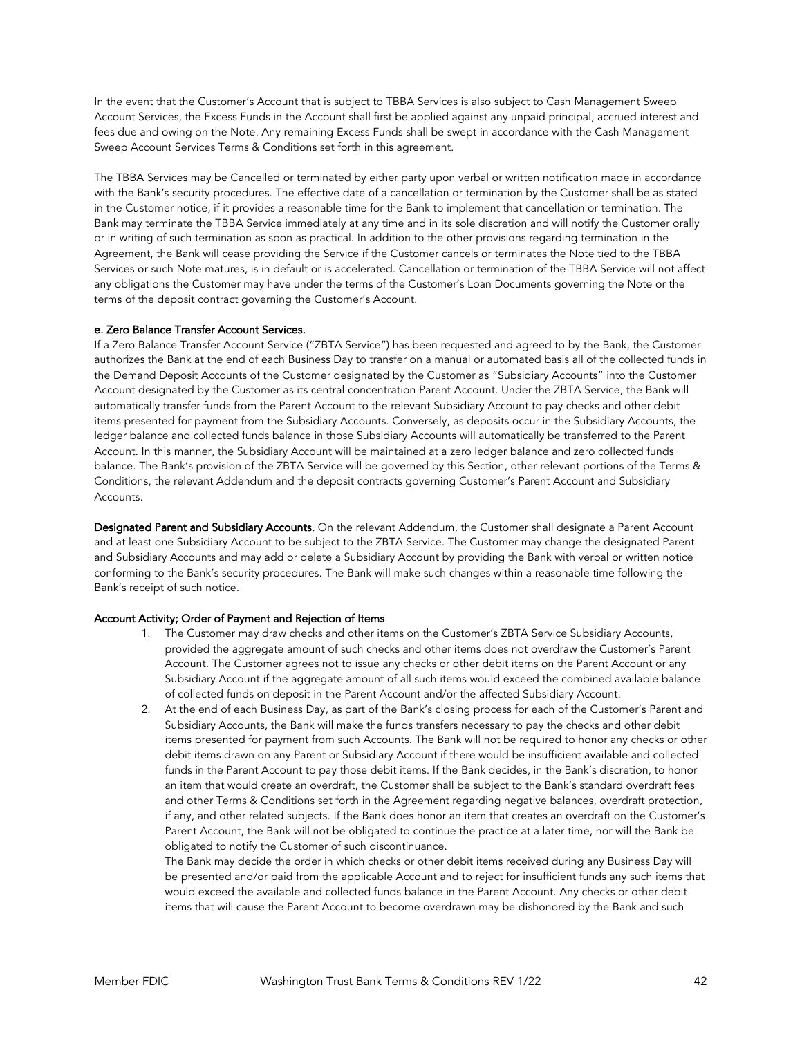In the event that the Customer's Account that is subject to TBBA Services is also subject to Cash Management Sweep Account Services, the Excess Funds in the Account shall first be applied against any unpaid principal, accrued interest and fees due and owing on the Note. Any remaining Excess Funds shall be swept in accordance with the Cash Management Sweep Account Services Terms & Conditions set forth in this agreement.

The TBBA Services may be Cancelled or terminated by either party upon verbal or written notification made in accordance with the Bank's security procedures. The effective date of a cancellation or termination by the Customer shall be as stated in the Customer notice, if it provides a reasonable time for the Bank to implement that cancellation or termination. The Bank may terminate the TBBA Service immediately at any time and in its sole discretion and will notify the Customer orally or in writing of such termination as soon as practical. In addition to the other provisions regarding termination in the Agreement, the Bank will cease providing the Service if the Customer cancels or terminates the Note tied to the TBBA Services or such Note matures, is in default or is accelerated. Cancellation or termination of the TBBA Service will not affect any obligations the Customer may have under the terms of the Customer's Loan Documents governing the Note or the terms of the deposit contract governing the Customer's Account.

#### e. Zero Balance Transfer Account Services.

If a Zero Balance Transfer Account Service ("ZBTA Service") has been requested and agreed to by the Bank, the Customer authorizes the Bank at the end of each Business Day to transfer on a manual or automated basis all of the collected funds in the Demand Deposit Accounts of the Customer designated by the Customer as "Subsidiary Accounts" into the Customer Account designated by the Customer as its central concentration Parent Account. Under the ZBTA Service, the Bank will automatically transfer funds from the Parent Account to the relevant Subsidiary Account to pay checks and other debit items presented for payment from the Subsidiary Accounts. Conversely, as deposits occur in the Subsidiary Accounts, the ledger balance and collected funds balance in those Subsidiary Accounts will automatically be transferred to the Parent Account. In this manner, the Subsidiary Account will be maintained at a zero ledger balance and zero collected funds balance. The Bank's provision of the ZBTA Service will be governed by this Section, other relevant portions of the Terms & Conditions, the relevant Addendum and the deposit contracts governing Customer's Parent Account and Subsidiary Accounts.

**Designated Parent and Subsidiary Accounts.** On the relevant Addendum, the Customer shall designate a Parent Account and at least one Subsidiary Account to be subject to the ZBTA Service. The Customer may change the designated Parent and Subsidiary Accounts and may add or delete a Subsidiary Account by providing the Bank with verbal or written notice conforming to the Bank's security procedures. The Bank will make such changes within a reasonable time following the Bank's receipt of such notice.

**Account Activity; Order of Payment and Rejection of Items**

1. The Customer may draw checks and other items on the Customer's ZBTA Service Subsidiary Accounts, provided the aggregate amount of such checks and other items does not overdraw the Customer's Parent Account. The Customer agrees not to issue any checks or other debit items on the Parent Account or any Subsidiary Account if the aggregate amount of all such items would exceed the combined available balance of collected funds on deposit in the Parent Account and/or the affected Subsidiary Account.
2. At the end of each Business Day, as part of the Bank's closing process for each of the Customer's Parent and Subsidiary Accounts, the Bank will make the funds transfers necessary to pay the checks and other debit items presented for payment from such Accounts. The Bank will not be required to honor any checks or other debit items drawn on any Parent or Subsidiary Account if there would be insufficient available and collected funds in the Parent Account to pay those debit items. If the Bank decides, in the Bank's discretion, to honor an item that would create an overdraft, the Customer shall be subject to the Bank's standard overdraft fees and other Terms & Conditions set forth in the Agreement regarding negative balances, overdraft protection, if any, and other related subjects. If the Bank does honor an item that creates an overdraft on the Customer's Parent Account, the Bank will not be obligated to continue the practice at a later time, nor will the Bank be obligated to notify the Customer of such discontinuance.

   The Bank may decide the order in which checks or other debit items received during any Business Day will be presented and/or paid from the applicable Account and to reject for insufficient funds any such items that would exceed the available and collected funds balance in the Parent Account. Any checks or other debit items that will cause the Parent Account to become overdrawn may be dishonored by the Bank and such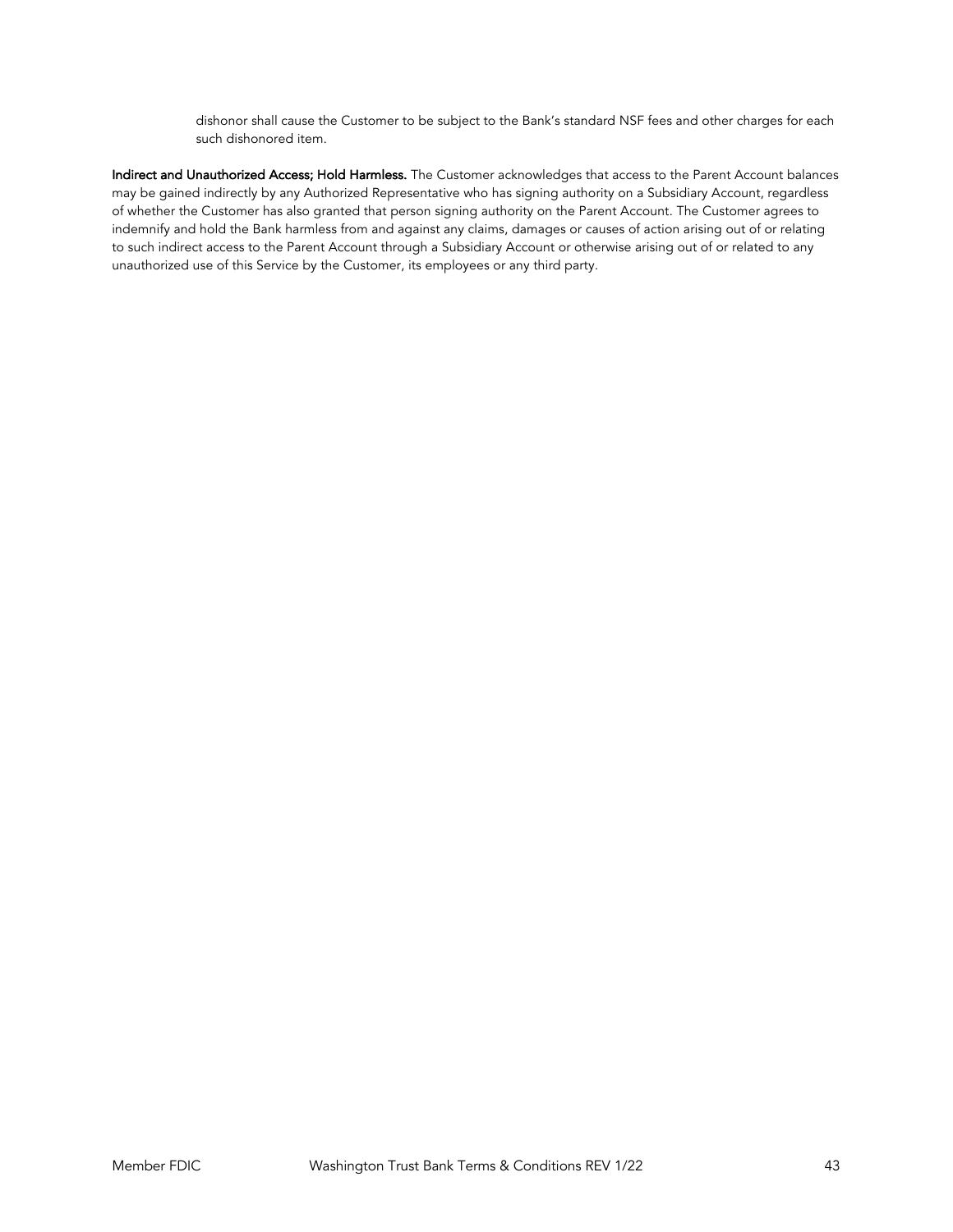dishonor shall cause the Customer to be subject to the Bank's standard NSF fees and other charges for each such dishonored item.

**Indirect and Unauthorized Access; Hold Harmless.** The Customer acknowledges that access to the Parent Account balances may be gained indirectly by any Authorized Representative who has signing authority on a Subsidiary Account, regardless of whether the Customer has also granted that person signing authority on the Parent Account. The Customer agrees to indemnify and hold the Bank harmless from and against any claims, damages or causes of action arising out of or relating to such indirect access to the Parent Account through a Subsidiary Account or otherwise arising out of or related to any unauthorized use of this Service by the Customer, its employees or any third party.